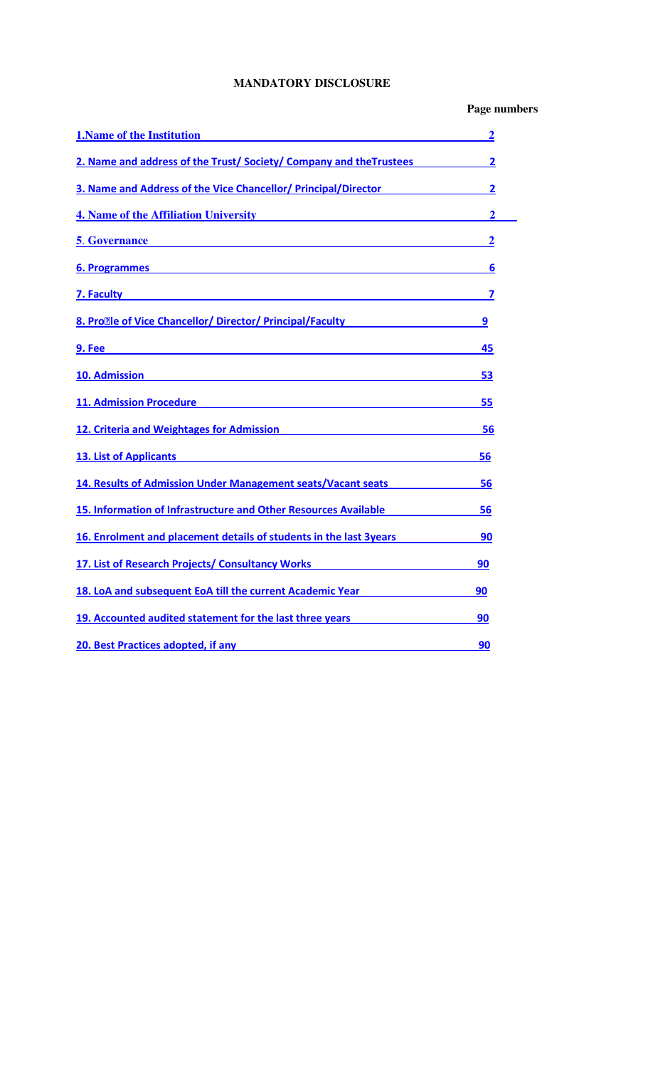# MANDATORY DISCLOSURE

| | Page numbers |
|---|---|
| **1.Name of the Institution** | **2** |
| **2. Name and address of the Trust/ Society/ Company and theTrustees** | **2** |
| **3. Name and Address of the Vice Chancellor/ Principal/Director** | **2** |
| **4. Name of the Affiliation University** | **2** |
| **5. Governance** | **2** |
| **6. Programmes** | **6** |
| **7. Faculty** | **7** |
| **8. Pro�le of Vice Chancellor/ Director/ Principal/Faculty** | **9** |
| **9. Fee** | **45** |
| **10. Admission** | **53** |
| **11. Admission Procedure** | **55** |
| **12. Criteria and Weightages for Admission** | **56** |
| **13. List of Applicants** | **56** |
| **14. Results of Admission Under Management seats/Vacant seats** | **56** |
| **15. Information of Infrastructure and Other Resources Available** | **56** |
| **16. Enrolment and placement details of students in the last 3years** | **90** |
| **17. List of Research Projects/ Consultancy Works** | **90** |
| **18. LoA and subsequent EoA till the current Academic Year** | **90** |
| **19. Accounted audited statement for the last three years** | **90** |
| **20. Best Practices adopted, if any** | **90** |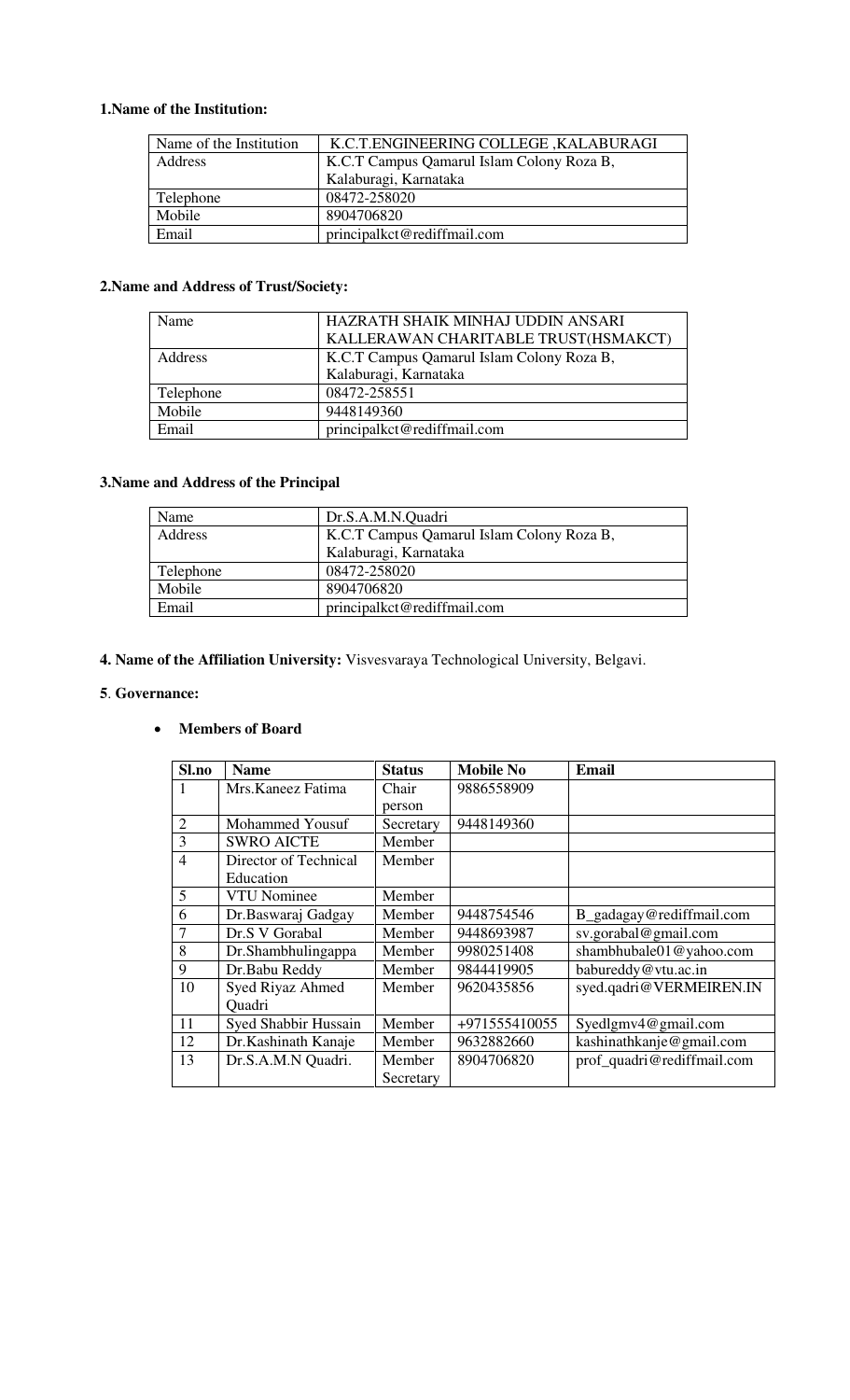**1.Name of the Institution:**

| Name of the Institution | K.C.T.ENGINEERING COLLEGE ,KALABURAGI |
|---|---|
| Address | K.C.T Campus Qamarul Islam Colony Roza B, Kalaburagi, Karnataka |
| Telephone | 08472-258020 |
| Mobile | 8904706820 |
| Email | principalkct@rediffmail.com |

**2.Name and Address of Trust/Society:**

| Name | HAZRATH SHAIK MINHAJ UDDIN ANSARI KALLERAWAN CHARITABLE TRUST(HSMAKCT) |
|---|---|
| Address | K.C.T Campus Qamarul Islam Colony Roza B, Kalaburagi, Karnataka |
| Telephone | 08472-258551 |
| Mobile | 9448149360 |
| Email | principalkct@rediffmail.com |

**3.Name and Address of the Principal**

| Name | Dr.S.A.M.N.Quadri |
|---|---|
| Address | K.C.T Campus Qamarul Islam Colony Roza B, Kalaburagi, Karnataka |
| Telephone | 08472-258020 |
| Mobile | 8904706820 |
| Email | principalkct@rediffmail.com |

**4. Name of the Affiliation University:** Visvesvaraya Technological University, Belgavi.

**5**. **Governance:**

- **Members of Board**

| Sl.no | Name | Status | Mobile No | Email |
|---|---|---|---|---|
| 1 | Mrs.Kaneez Fatima | Chair person | 9886558909 | |
| 2 | Mohammed Yousuf | Secretary | 9448149360 | |
| 3 | SWRO AICTE | Member | | |
| 4 | Director of Technical Education | Member | | |
| 5 | VTU Nominee | Member | | |
| 6 | Dr.Baswaraj Gadgay | Member | 9448754546 | B_gadagay@rediffmail.com |
| 7 | Dr.S V Gorabal | Member | 9448693987 | sv.gorabal@gmail.com |
| 8 | Dr.Shambhulingappa | Member | 9980251408 | shambhubale01@yahoo.com |
| 9 | Dr.Babu Reddy | Member | 9844419905 | babureddy@vtu.ac.in |
| 10 | Syed Riyaz Ahmed Quadri | Member | 9620435856 | syed.qadri@VERMEIREN.IN |
| 11 | Syed Shabbir Hussain | Member | +971555410055 | Syedlgmv4@gmail.com |
| 12 | Dr.Kashinath Kanaje | Member | 9632882660 | kashinathkanje@gmail.com |
| 13 | Dr.S.A.M.N Quadri. | Member Secretary | 8904706820 | prof_quadri@rediffmail.com |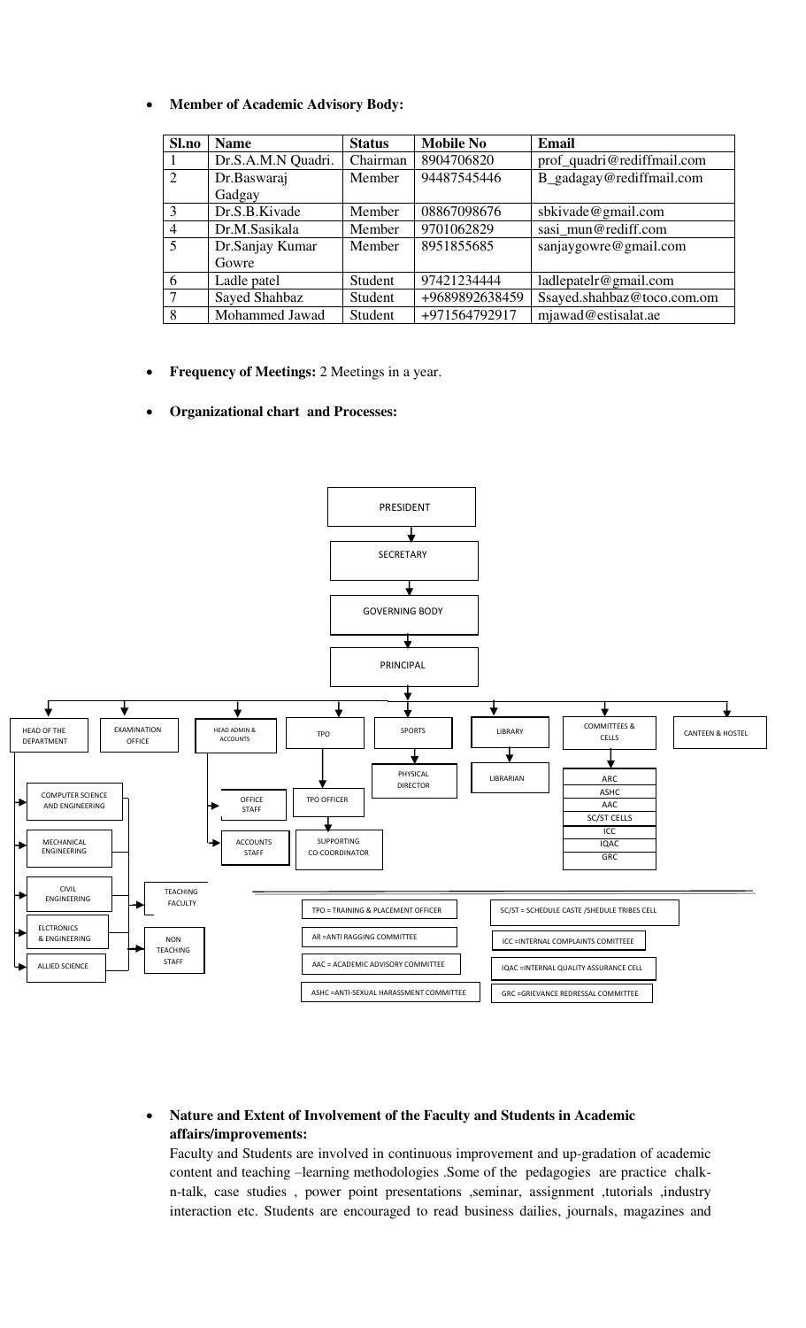- **Member of Academic Advisory Body:**

| Sl.no | Name | Status | Mobile No | Email |
|---|---|---|---|---|
| 1 | Dr.S.A.M.N Quadri. | Chairman | 8904706820 | prof_quadri@rediffmail.com |
| 2 | Dr.Baswaraj Gadgay | Member | 94487545446 | B_gadagay@rediffmail.com |
| 3 | Dr.S.B.Kivade | Member | 08867098676 | sbkivade@gmail.com |
| 4 | Dr.M.Sasikala | Member | 9701062829 | sasi_mun@rediff.com |
| 5 | Dr.Sanjay Kumar Gowre | Member | 8951855685 | sanjaygowre@gmail.com |
| 6 | Ladle patel | Student | 97421234444 | ladlepatelr@gmail.com |
| 7 | Sayed Shahbaz | Student | +9689892638459 | Ssayed.shahbaz@toco.com.om |
| 8 | Mohammed Jawad | Student | +971564792917 | mjawad@estisalat.ae |

- **Frequency of Meetings:** 2 Meetings in a year.

- **Organizational chart and Processes:**

PRESIDENT → SECRETARY → GOVERNING BODY → PRINCIPAL

PRINCIPAL → HEAD OF THE DEPARTMENT, EXAMINATION OFFICE, HEAD ADMIN & ACCOUNTS, TPO, SPORTS, LIBRARY, COMMITTEES & CELLS, CANTEEN & HOSTEL

- HEAD OF THE DEPARTMENT → COMPUTER SCIENCE AND ENGINEERING, MECHANICAL ENGINEERING, CIVIL ENGINEERING, ELCTRONICS & ENGINEERING, ALLIED SCIENCE → TEACHING FACULTY, NON TEACHING STAFF
- HEAD ADMIN & ACCOUNTS → OFFICE STAFF, ACCOUNTS STAFF
- TPO → TPO OFFICER → SUPPORTING CO-COORDINATOR
- SPORTS → PHYSICAL DIRECTOR
- LIBRARY → LIBRARIAN
- COMMITTEES & CELLS → ARC, ASHC, AAC, SC/ST CELLS, ICC, IQAC, GRC

TPO = TRAINING & PLACEMENT OFFICER
AR =ANTI RAGGING COMMITTEE
AAC = ACADEMIC ADVISORY COMMITTEE
ASHC =ANTI-SEXUAL HARASSMENT COMMITTEE
SC/ST = SCHEDULE CASTE /SHEDULE TRIBES CELL
ICC =INTERNAL COMPLAINTS COMITTEEE
IQAC =INTERNAL QUALITY ASSURANCE CELL
GRC =GRIEVANCE REDRESSAL COMMITTEE

- **Nature and Extent of Involvement of the Faculty and Students in Academic affairs/improvements:**

Faculty and Students are involved in continuous improvement and up-gradation of academic content and teaching –learning methodologies .Some of the pedagogies are practice chalk-n-talk, case studies , power point presentations ,seminar, assignment ,tutorials ,industry interaction etc. Students are encouraged to read business dailies, journals, magazines and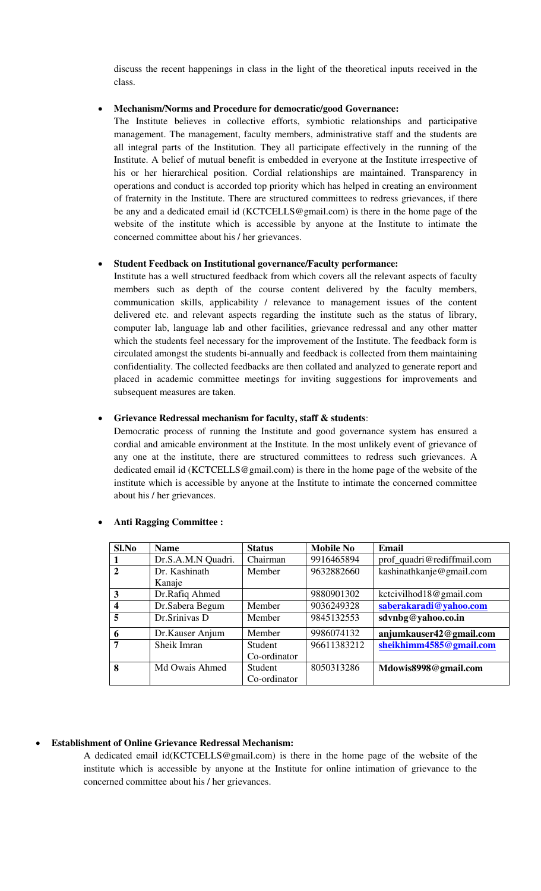discuss the recent happenings in class in the light of the theoretical inputs received in the class.

- **Mechanism/Norms and Procedure for democratic/good Governance:**

  The Institute believes in collective efforts, symbiotic relationships and participative management. The management, faculty members, administrative staff and the students are all integral parts of the Institution. They all participate effectively in the running of the Institute. A belief of mutual benefit is embedded in everyone at the Institute irrespective of his or her hierarchical position. Cordial relationships are maintained. Transparency in operations and conduct is accorded top priority which has helped in creating an environment of fraternity in the Institute. There are structured committees to redress grievances, if there be any and a dedicated email id (KCTCELLS@gmail.com) is there in the home page of the website of the institute which is accessible by anyone at the Institute to intimate the concerned committee about his / her grievances.

- **Student Feedback on Institutional governance/Faculty performance:**

  Institute has a well structured feedback from which covers all the relevant aspects of faculty members such as depth of the course content delivered by the faculty members, communication skills, applicability / relevance to management issues of the content delivered etc. and relevant aspects regarding the institute such as the status of library, computer lab, language lab and other facilities, grievance redressal and any other matter which the students feel necessary for the improvement of the Institute. The feedback form is circulated amongst the students bi-annually and feedback is collected from them maintaining confidentiality. The collected feedbacks are then collated and analyzed to generate report and placed in academic committee meetings for inviting suggestions for improvements and subsequent measures are taken.

- **Grievance Redressal mechanism for faculty, staff & students**:

  Democratic process of running the Institute and good governance system has ensured a cordial and amicable environment at the Institute. In the most unlikely event of grievance of any one at the institute, there are structured committees to redress such grievances. A dedicated email id (KCTCELLS@gmail.com) is there in the home page of the website of the institute which is accessible by anyone at the Institute to intimate the concerned committee about his / her grievances.

- **Anti Ragging Committee :**

| Sl.No | Name | Status | Mobile No | Email |
|---|---|---|---|---|
| 1 | Dr.S.A.M.N Quadri. | Chairman | 9916465894 | prof_quadri@rediffmail.com |
| 2 | Dr. Kashinath Kanaje | Member | 9632882660 | kashinathkanje@gmail.com |
| 3 | Dr.Rafiq Ahmed | | 9880901302 | kctcivilhod18@gmail.com |
| 4 | Dr.Sabera Begum | Member | 9036249328 | **saberakaradi@yahoo.com** |
| 5 | Dr.Srinivas D | Member | 9845132553 | **sdvnbg@yahoo.co.in** |
| 6 | Dr.Kauser Anjum | Member | 9986074132 | **anjumkauser42@gmail.com** |
| 7 | Sheik Imran | Student Co-ordinator | 96611383212 | **sheikhimm4585@gmail.com** |
| 8 | Md Owais Ahmed | Student Co-ordinator | 8050313286 | **Mdowis8998@gmail.com** |

- **Establishment of Online Grievance Redressal Mechanism:**

  A dedicated email id(KCTCELLS@gmail.com) is there in the home page of the website of the institute which is accessible by anyone at the Institute for online intimation of grievance to the concerned committee about his / her grievances.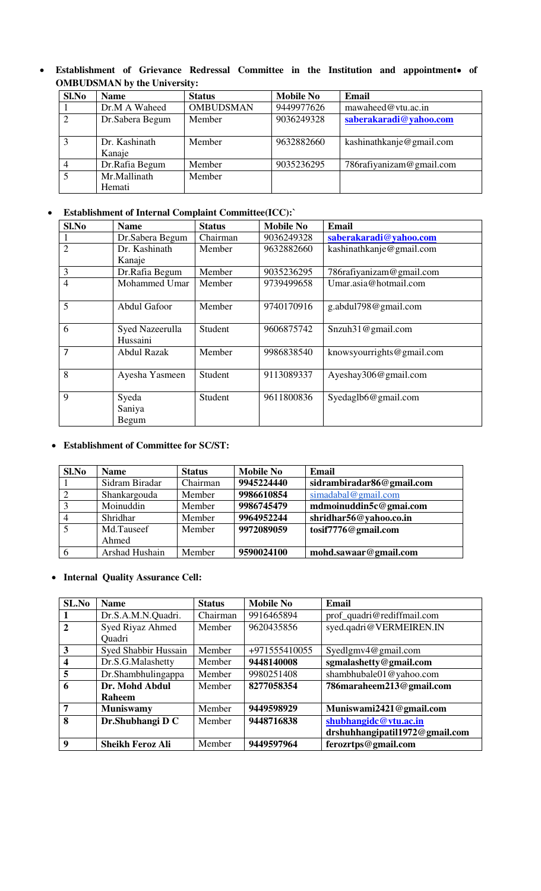- **Establishment of Grievance Redressal Committee in the Institution and appointment of OMBUDSMAN by the University:**

| Sl.No | Name | Status | Mobile No | Email |
|---|---|---|---|---|
| 1 | Dr.M A Waheed | OMBUDSMAN | 9449977626 | mawaheed@vtu.ac.in |
| 2 | Dr.Sabera Begum | Member | 9036249328 | **saberakaradi@yahoo.com** |
| 3 | Dr. Kashinath Kanaje | Member | 9632882660 | kashinathkanje@gmail.com |
| 4 | Dr.Rafia Begum | Member | 9035236295 | 786rafiyanizam@gmail.com |
| 5 | Mr.Mallinath Hemati | Member | | |

- **Establishment of Internal Complaint Committee(ICC):`**

| Sl.No | Name | Status | Mobile No | Email |
|---|---|---|---|---|
| 1 | Dr.Sabera Begum | Chairman | 9036249328 | **saberakaradi@yahoo.com** |
| 2 | Dr. Kashinath Kanaje | Member | 9632882660 | kashinathkanje@gmail.com |
| 3 | Dr.Rafia Begum | Member | 9035236295 | 786rafiyanizam@gmail.com |
| 4 | Mohammed Umar | Member | 9739499658 | Umar.asia@hotmail.com |
| 5 | Abdul Gafoor | Member | 9740170916 | g.abdul798@gmail.com |
| 6 | Syed Nazeerulla Hussaini | Student | 9606875742 | Snzuh31@gmail.com |
| 7 | Abdul Razak | Member | 9986838540 | knowsyourrights@gmail.com |
| 8 | Ayesha Yasmeen | Student | 9113089337 | Ayeshay306@gmail.com |
| 9 | Syeda Saniya Begum | Student | 9611800836 | Syedaglb6@gmail.com |

- **Establishment of Committee for SC/ST:**

| Sl.No | Name | Status | Mobile No | Email |
|---|---|---|---|---|
| 1 | Sidram Biradar | Chairman | **9945224440** | **sidrambiradar86@gmail.com** |
| 2 | Shankargouda | Member | **9986610854** | simadabal@gmail.com |
| 3 | Moinuddin | Member | **9986745479** | **mdmoinuddin5c@gmai.com** |
| 4 | Shridhar | Member | **9964952244** | **shridhar56@yahoo.co.in** |
| 5 | Md.Tauseef Ahmed | Member | **9972089059** | **tosif7776@gmail.com** |
| 6 | Arshad Hushain | Member | **9590024100** | **mohd.sawaar@gmail.com** |

- **Internal Quality Assurance Cell:**

| SL.No | Name | Status | Mobile No | Email |
|---|---|---|---|---|
| **1** | Dr.S.A.M.N.Quadri. | Chairman | 9916465894 | prof_quadri@rediffmail.com |
| **2** | Syed Riyaz Ahmed Quadri | Member | 9620435856 | syed.qadri@VERMEIREN.IN |
| **3** | Syed Shabbir Hussain | Member | +971555410055 | Syedlgmv4@gmail.com |
| **4** | Dr.S.G.Malashetty | Member | **9448140008** | **sgmalashetty@gmail.com** |
| **5** | Dr.Shambhulingappa | Member | 9980251408 | shambhubale01@yahoo.com |
| **6** | **Dr. Mohd Abdul Raheem** | Member | **8277058354** | **786maraheem213@gmail.com** |
| **7** | **Muniswamy** | Member | **9449598929** | **Muniswami2421@gmail.com** |
| **8** | **Dr.Shubhangi D C** | Member | **9448716838** | **shubhangidc@vtu.ac.in** **drshuhhangipatil1972@gmail.com** |
| **9** | **Sheikh Feroz Ali** | Member | **9449597964** | **ferozrtps@gmail.com** |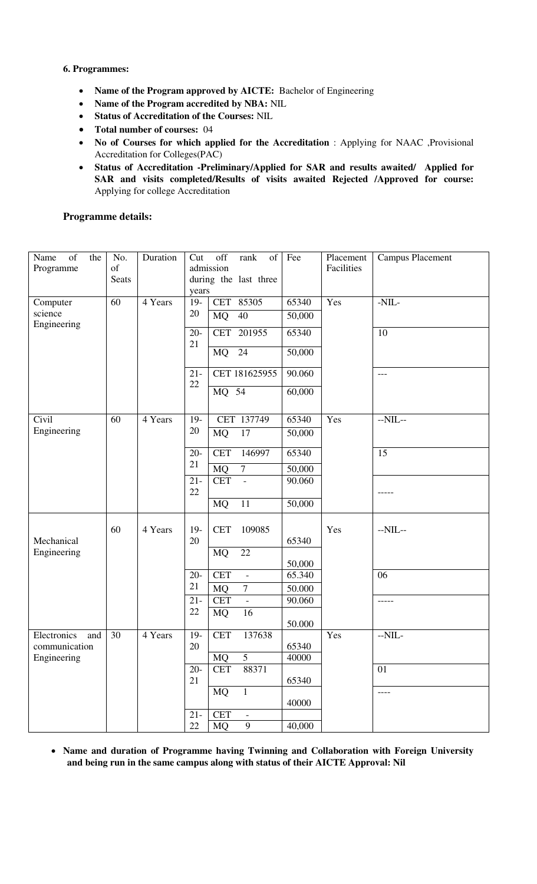**6. Programmes:**

- **Name of the Program approved by AICTE:** Bachelor of Engineering
- **Name of the Program accredited by NBA:** NIL
- **Status of Accreditation of the Courses:** NIL
- **Total number of courses:** 04
- **No of Courses for which applied for the Accreditation** : Applying for NAAC ,Provisional Accreditation for Colleges(PAC)
- **Status of Accreditation -Preliminary/Applied for SAR and results awaited/ Applied for SAR and visits completed/Results of visits awaited Rejected /Approved for course:** Applying for college Accreditation

**Programme details:**

| Name of the Programme | No. of Seats | Duration | Cut off rank of admission during the last three years | | Fee | Placement Facilities | Campus Placement |
|---|---|---|---|---|---|---|---|
| Computer science Engineering | 60 | 4 Years | 19-20 | CET 85305 | 65340 | Yes | -NIL- |
| | | | | MQ 40 | 50,000 | | |
| | | | 20-21 | CET 201955 | 65340 | | 10 |
| | | | | MQ 24 | 50,000 | | |
| | | | 21-22 | CET 181625955 | 90.060 | | --- |
| | | | | MQ 54 | 60,000 | | |
| Civil Engineering | 60 | 4 Years | 19-20 | CET 137749 | 65340 | Yes | --NIL-- |
| | | | | MQ 17 | 50,000 | | |
| | | | 20-21 | CET 146997 | 65340 | | 15 |
| | | | | MQ 7 | 50,000 | | |
| | | | 21-22 | CET - | 90.060 | | ----- |
| | | | | MQ 11 | 50,000 | | |
| Mechanical Engineering | 60 | 4 Years | 19-20 | CET 109085 | 65340 | Yes | --NIL-- |
| | | | | MQ 22 | 50,000 | | |
| | | | 20-21 | CET - | 65.340 | | 06 |
| | | | | MQ 7 | 50.000 | | |
| | | | 21-22 | CET - | 90.060 | | ----- |
| | | | | MQ 16 | 50.000 | | |
| Electronics and communication Engineering | 30 | 4 Years | 19-20 | CET 137638 | 65340 | Yes | --NIL- |
| | | | | MQ 5 | 40000 | | |
| | | | 20-21 | CET 88371 | 65340 | | 01 |
| | | | | MQ 1 | 40000 | | ---- |
| | | | 21-22 | CET - | | | |
| | | | | MQ 9 | 40,000 | | |

- **Name and duration of Programme having Twinning and Collaboration with Foreign University and being run in the same campus along with status of their AICTE Approval: Nil**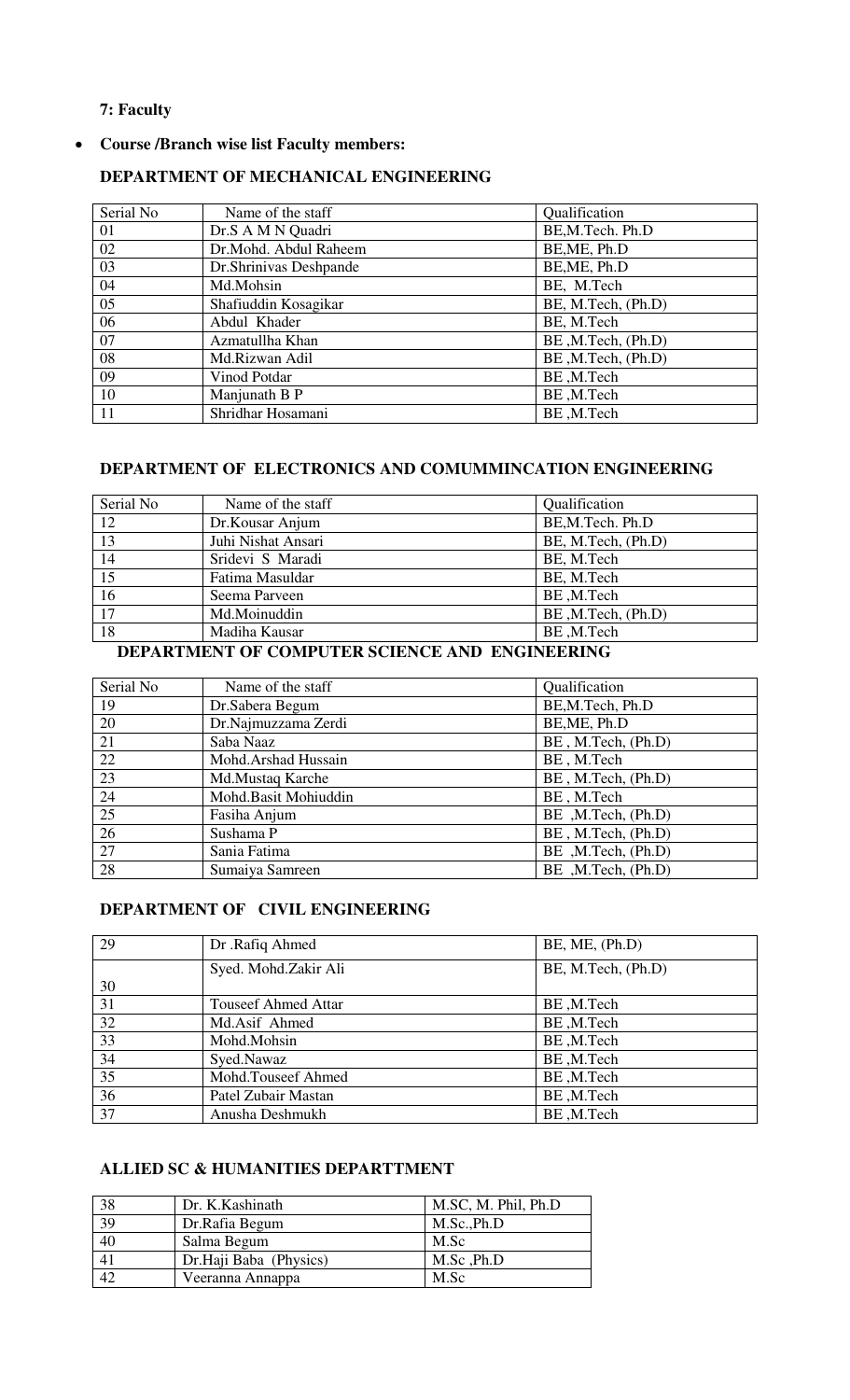**7: Faculty**

- **Course /Branch wise list Faculty members:**

### DEPARTMENT OF MECHANICAL ENGINEERING

| Serial No | Name of the staff | Qualification |
|---|---|---|
| 01 | Dr.S A M N Quadri | BE,M.Tech. Ph.D |
| 02 | Dr.Mohd. Abdul Raheem | BE,ME, Ph.D |
| 03 | Dr.Shrinivas Deshpande | BE,ME, Ph.D |
| 04 | Md.Mohsin | BE, M.Tech |
| 05 | Shafiuddin Kosagikar | BE, M.Tech, (Ph.D) |
| 06 | Abdul Khader | BE, M.Tech |
| 07 | Azmatullha Khan | BE ,M.Tech, (Ph.D) |
| 08 | Md.Rizwan Adil | BE ,M.Tech, (Ph.D) |
| 09 | Vinod Potdar | BE ,M.Tech |
| 10 | Manjunath B P | BE ,M.Tech |
| 11 | Shridhar Hosamani | BE ,M.Tech |

### DEPARTMENT OF ELECTRONICS AND COMUMMINCATION ENGINEERING

| Serial No | Name of the staff | Qualification |
|---|---|---|
| 12 | Dr.Kousar Anjum | BE,M.Tech. Ph.D |
| 13 | Juhi Nishat Ansari | BE, M.Tech, (Ph.D) |
| 14 | Sridevi S Maradi | BE, M.Tech |
| 15 | Fatima Masuldar | BE, M.Tech |
| 16 | Seema Parveen | BE ,M.Tech |
| 17 | Md.Moinuddin | BE ,M.Tech, (Ph.D) |
| 18 | Madiha Kausar | BE ,M.Tech |

### DEPARTMENT OF COMPUTER SCIENCE AND ENGINEERING

| Serial No | Name of the staff | Qualification |
|---|---|---|
| 19 | Dr.Sabera Begum | BE,M.Tech, Ph.D |
| 20 | Dr.Najmuzzama Zerdi | BE,ME, Ph.D |
| 21 | Saba Naaz | BE , M.Tech, (Ph.D) |
| 22 | Mohd.Arshad Hussain | BE , M.Tech |
| 23 | Md.Mustaq Karche | BE , M.Tech, (Ph.D) |
| 24 | Mohd.Basit Mohiuddin | BE , M.Tech |
| 25 | Fasiha Anjum | BE ,M.Tech, (Ph.D) |
| 26 | Sushama P | BE , M.Tech, (Ph.D) |
| 27 | Sania Fatima | BE ,M.Tech, (Ph.D) |
| 28 | Sumaiya Samreen | BE ,M.Tech, (Ph.D) |

### DEPARTMENT OF CIVIL ENGINEERING

| | | |
|---|---|---|
| 29 | Dr .Rafiq Ahmed | BE, ME, (Ph.D) |
| 30 | Syed. Mohd.Zakir Ali | BE, M.Tech, (Ph.D) |
| 31 | Touseef Ahmed Attar | BE ,M.Tech |
| 32 | Md.Asif Ahmed | BE ,M.Tech |
| 33 | Mohd.Mohsin | BE ,M.Tech |
| 34 | Syed.Nawaz | BE ,M.Tech |
| 35 | Mohd.Touseef Ahmed | BE ,M.Tech |
| 36 | Patel Zubair Mastan | BE ,M.Tech |
| 37 | Anusha Deshmukh | BE ,M.Tech |

### ALLIED SC & HUMANITIES DEPARTTMENT

| | | |
|---|---|---|
| 38 | Dr. K.Kashinath | M.SC, M. Phil, Ph.D |
| 39 | Dr.Rafia Begum | M.Sc.,Ph.D |
| 40 | Salma Begum | M.Sc |
| 41 | Dr.Haji Baba (Physics) | M.Sc ,Ph.D |
| 42 | Veeranna Annappa | M.Sc |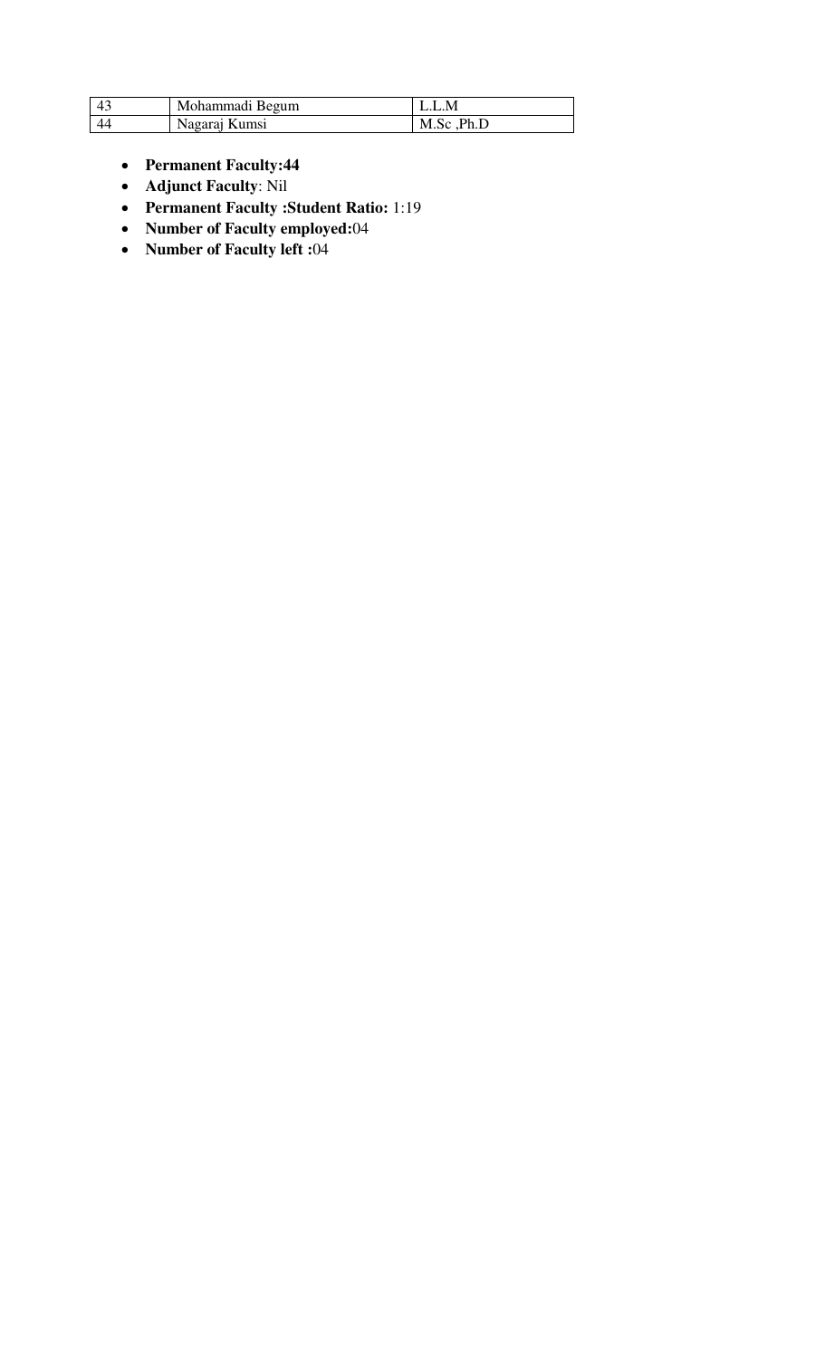| | | |
|---|---|---|
| 43 | Mohammadi Begum | L.L.M |
| 44 | Nagaraj Kumsi | M.Sc ,Ph.D |

- **Permanent Faculty:44**
- **Adjunct Faculty**: Nil
- **Permanent Faculty :Student Ratio:** 1:19
- **Number of Faculty employed:**04
- **Number of Faculty left :**04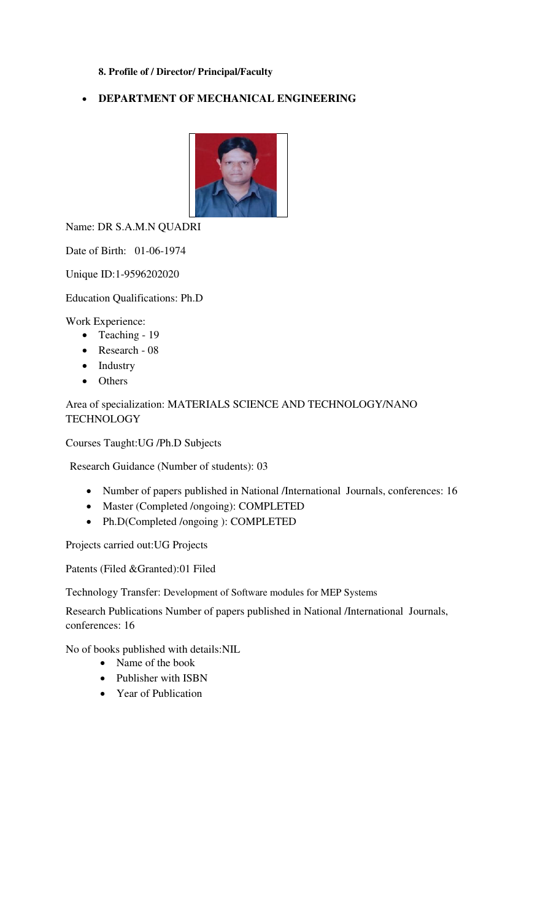**8. Profile of / Director/ Principal/Faculty**

- **DEPARTMENT OF MECHANICAL ENGINEERING**

Name: DR S.A.M.N QUADRI

Date of Birth: 01-06-1974

Unique ID:1-9596202020

Education Qualifications: Ph.D

Work Experience:

- Teaching - 19
- Research - 08
- Industry
- Others

Area of specialization: MATERIALS SCIENCE AND TECHNOLOGY/NANO TECHNOLOGY

Courses Taught:UG /Ph.D Subjects

Research Guidance (Number of students): 03

- Number of papers published in National /International Journals, conferences: 16
- Master (Completed /ongoing): COMPLETED
- Ph.D(Completed /ongoing ): COMPLETED

Projects carried out:UG Projects

Patents (Filed &Granted):01 Filed

Technology Transfer: Development of Software modules for MEP Systems

Research Publications Number of papers published in National /International Journals, conferences: 16

No of books published with details:NIL

- Name of the book
- Publisher with ISBN
- Year of Publication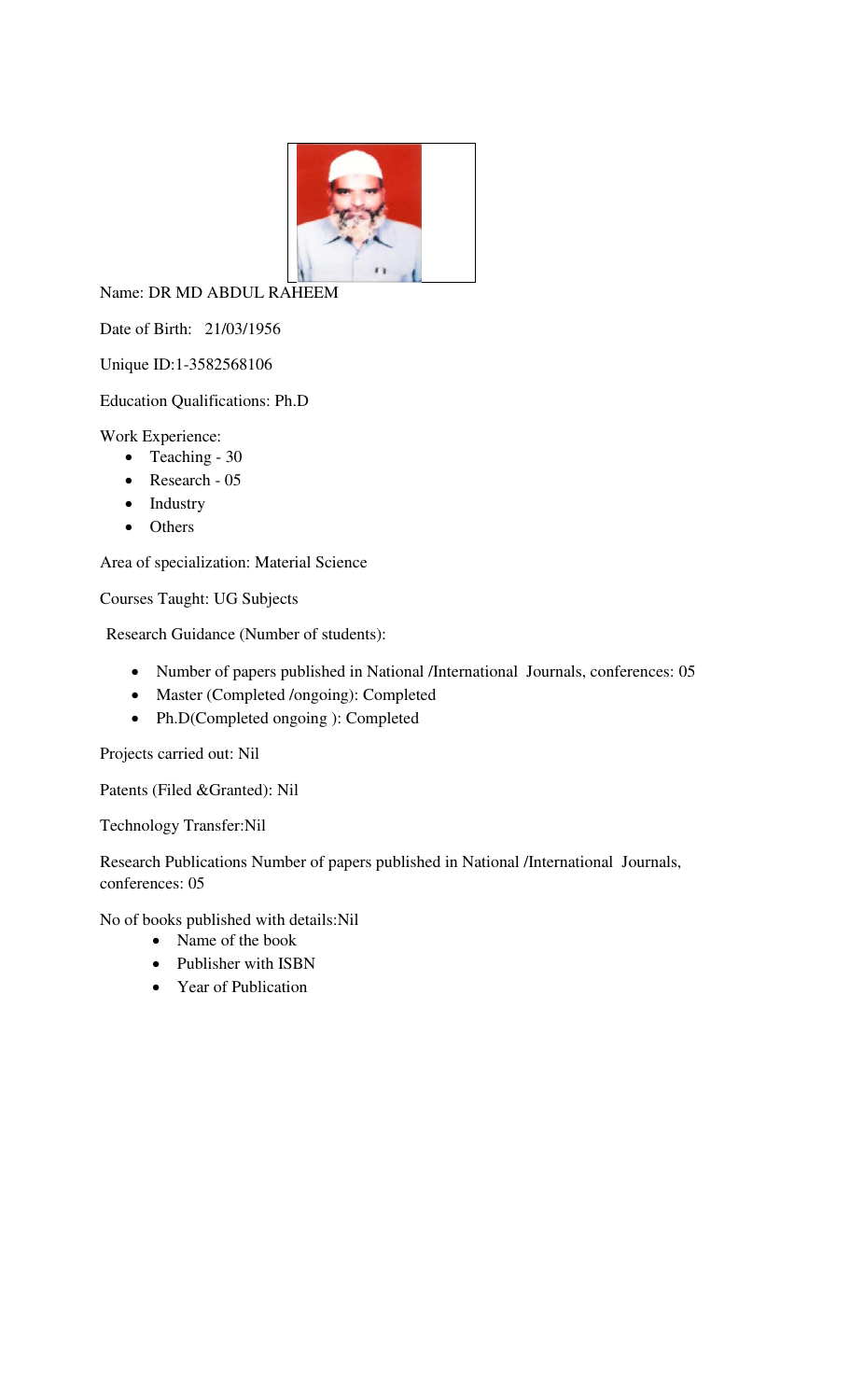Name: DR MD ABDUL RAHEEM

Date of Birth: 21/03/1956

Unique ID:1-3582568106

Education Qualifications: Ph.D

Work Experience:

- Teaching - 30
- Research - 05
- Industry
- Others

Area of specialization: Material Science

Courses Taught: UG Subjects

Research Guidance (Number of students):

- Number of papers published in National /International Journals, conferences: 05
- Master (Completed /ongoing): Completed
- Ph.D(Completed ongoing ): Completed

Projects carried out: Nil

Patents (Filed &Granted): Nil

Technology Transfer:Nil

Research Publications Number of papers published in National /International Journals, conferences: 05

No of books published with details:Nil

- Name of the book
- Publisher with ISBN
- Year of Publication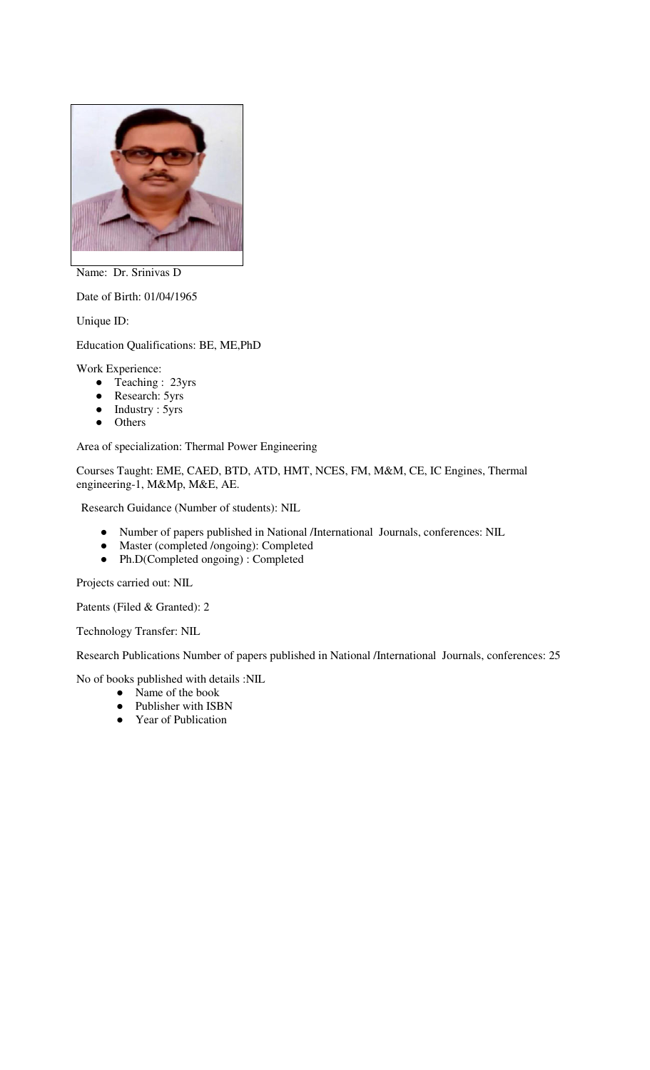Name: Dr. Srinivas D

Date of Birth: 01/04/1965

Unique ID:

Education Qualifications: BE, ME,PhD

Work Experience:

- Teaching : 23yrs
- Research: 5yrs
- Industry : 5yrs
- Others

Area of specialization: Thermal Power Engineering

Courses Taught: EME, CAED, BTD, ATD, HMT, NCES, FM, M&M, CE, IC Engines, Thermal engineering-1, M&Mp, M&E, AE.

Research Guidance (Number of students): NIL

- Number of papers published in National /International Journals, conferences: NIL
- Master (completed /ongoing): Completed
- Ph.D(Completed ongoing) : Completed

Projects carried out: NIL

Patents (Filed & Granted): 2

Technology Transfer: NIL

Research Publications Number of papers published in National /International Journals, conferences: 25

No of books published with details :NIL

- Name of the book
- Publisher with ISBN
- Year of Publication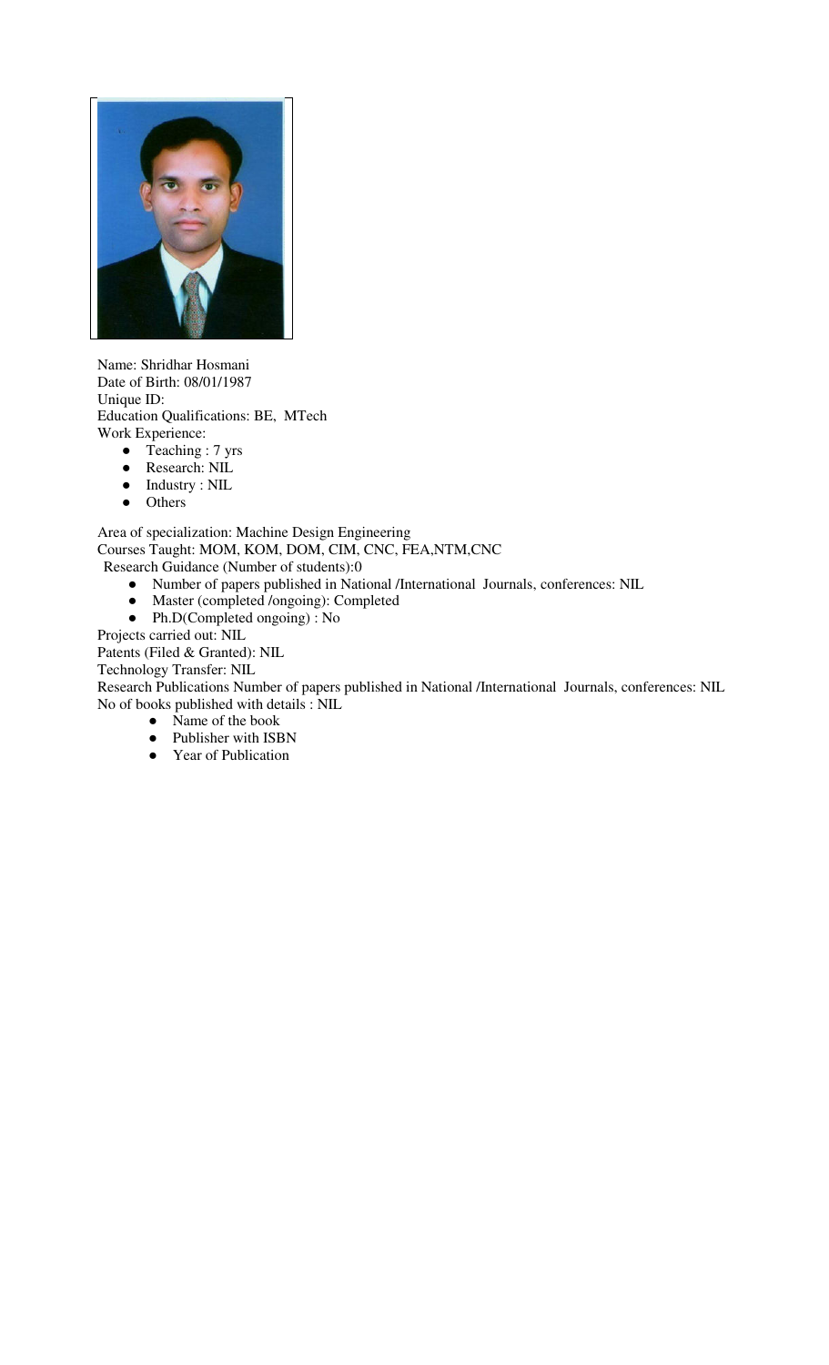Name: Shridhar Hosmani
Date of Birth: 08/01/1987
Unique ID:
Education Qualifications: BE, MTech
Work Experience:

- Teaching : 7 yrs
- Research: NIL
- Industry : NIL
- Others

Area of specialization: Machine Design Engineering
Courses Taught: MOM, KOM, DOM, CIM, CNC, FEA,NTM,CNC
Research Guidance (Number of students):0

- Number of papers published in National /International Journals, conferences: NIL
- Master (completed /ongoing): Completed
- Ph.D(Completed ongoing) : No

Projects carried out: NIL
Patents (Filed & Granted): NIL
Technology Transfer: NIL
Research Publications Number of papers published in National /International Journals, conferences: NIL
No of books published with details : NIL

- Name of the book
- Publisher with ISBN
- Year of Publication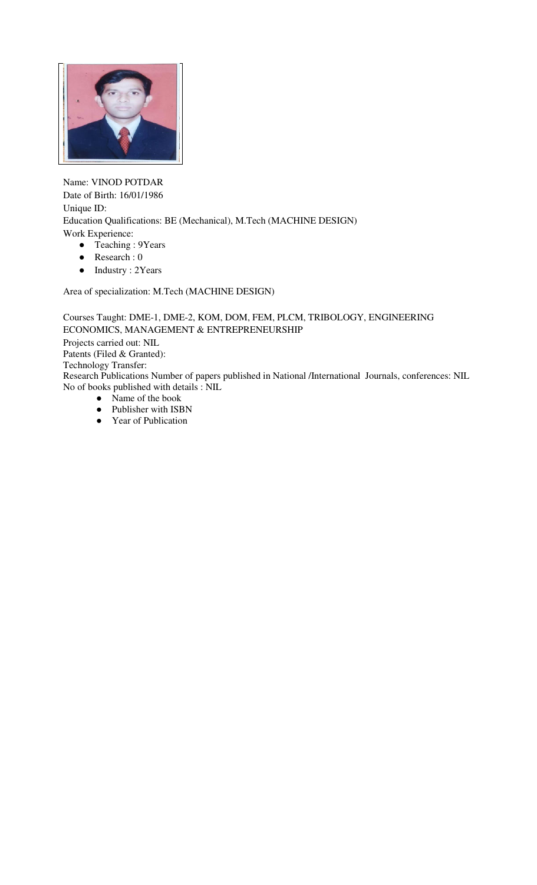Name: VINOD POTDAR
Date of Birth: 16/01/1986
Unique ID:
Education Qualifications: BE (Mechanical), M.Tech (MACHINE DESIGN)
Work Experience:

- Teaching : 9Years
- Research : 0
- Industry : 2Years

Area of specialization: M.Tech (MACHINE DESIGN)

Courses Taught: DME-1, DME-2, KOM, DOM, FEM, PLCM, TRIBOLOGY, ENGINEERING ECONOMICS, MANAGEMENT & ENTREPRENEURSHIP
Projects carried out: NIL
Patents (Filed & Granted):
Technology Transfer:
Research Publications Number of papers published in National /International Journals, conferences: NIL
No of books published with details : NIL

- Name of the book
- Publisher with ISBN
- Year of Publication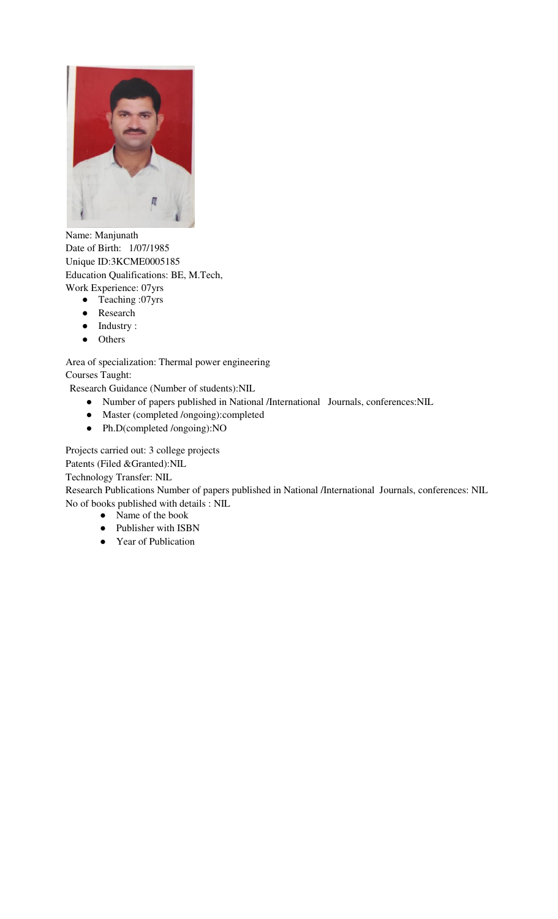Name: Manjunath
Date of Birth: 1/07/1985
Unique ID:3KCME0005185
Education Qualifications: BE, M.Tech,
Work Experience: 07yrs

- Teaching :07yrs
- Research
- Industry :
- Others

Area of specialization: Thermal power engineering
Courses Taught:
Research Guidance (Number of students):NIL

- Number of papers published in National /International Journals, conferences:NIL
- Master (completed /ongoing):completed
- Ph.D(completed /ongoing):NO

Projects carried out: 3 college projects
Patents (Filed &Granted):NIL
Technology Transfer: NIL
Research Publications Number of papers published in National /International Journals, conferences: NIL
No of books published with details : NIL

- Name of the book
- Publisher with ISBN
- Year of Publication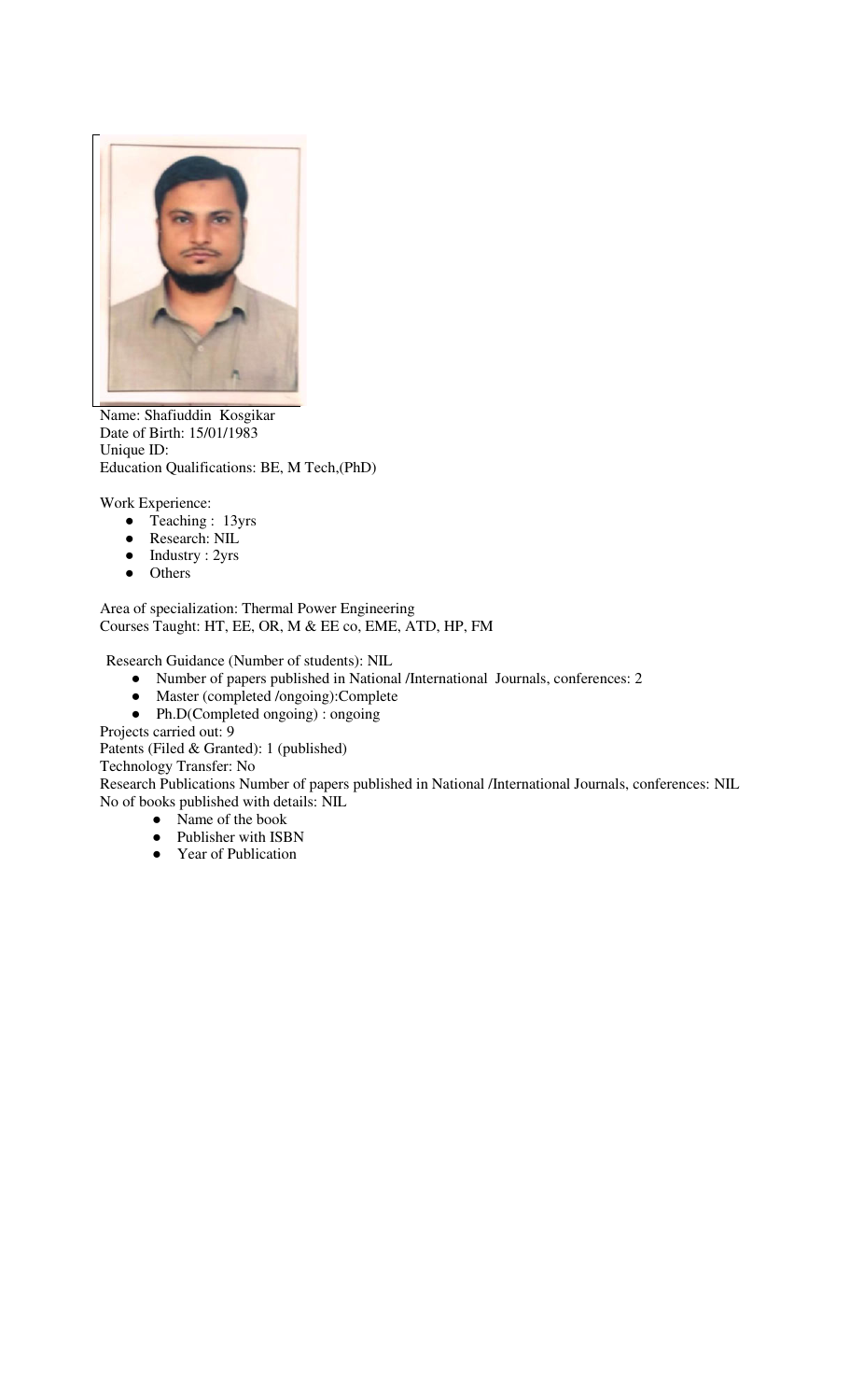Name: Shafiuddin Kosgikar
Date of Birth: 15/01/1983
Unique ID:
Education Qualifications: BE, M Tech,(PhD)

Work Experience:

- Teaching : 13yrs
- Research: NIL
- Industry : 2yrs
- Others

Area of specialization: Thermal Power Engineering
Courses Taught: HT, EE, OR, M & EE co, EME, ATD, HP, FM

Research Guidance (Number of students): NIL

- Number of papers published in National /International Journals, conferences: 2
- Master (completed /ongoing):Complete
- Ph.D(Completed ongoing) : ongoing

Projects carried out: 9
Patents (Filed & Granted): 1 (published)
Technology Transfer: No
Research Publications Number of papers published in National /International Journals, conferences: NIL
No of books published with details: NIL

- Name of the book
- Publisher with ISBN
- Year of Publication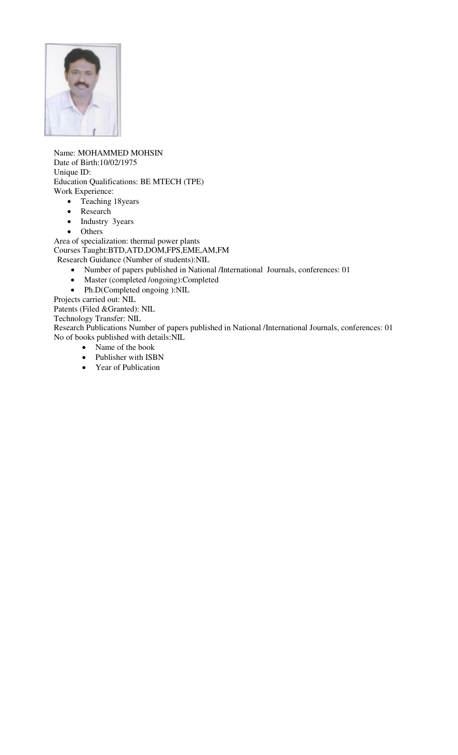Name: MOHAMMED MOHSIN
Date of Birth:10/02/1975
Unique ID:
Education Qualifications: BE MTECH (TPE)
Work Experience:

- Teaching 18years
- Research
- Industry 3years
- Others

Area of specialization: thermal power plants
Courses Taught:BTD,ATD,DOM,FPS,EME,AM,FM
Research Guidance (Number of students):NIL

- Number of papers published in National /International Journals, conferences: 01
- Master (completed /ongoing):Completed
- Ph.D(Completed ongoing ):NIL

Projects carried out: NIL
Patents (Filed &Granted): NIL
Technology Transfer: NIL
Research Publications Number of papers published in National /International Journals, conferences: 01
No of books published with details:NIL

- Name of the book
- Publisher with ISBN
- Year of Publication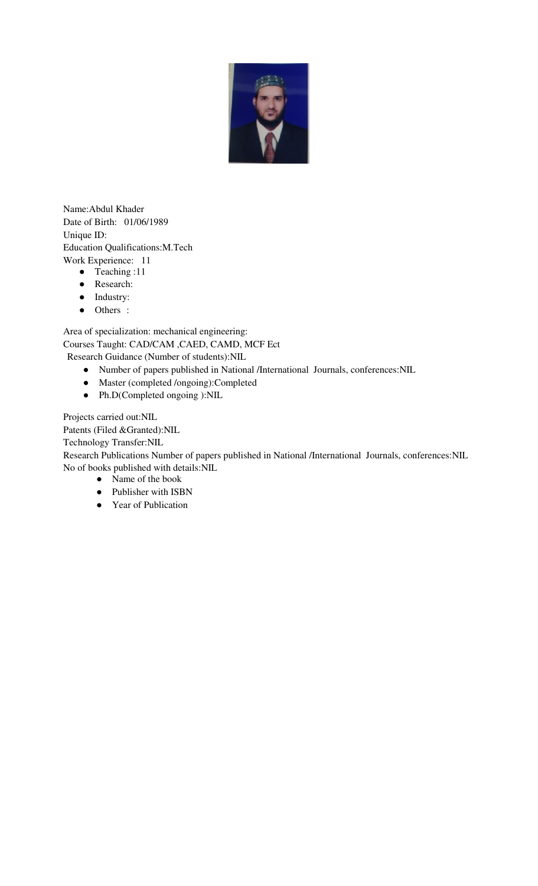Name:Abdul Khader
Date of Birth: 01/06/1989
Unique ID:
Education Qualifications:M.Tech
Work Experience: 11

- Teaching :11
- Research:
- Industry:
- Others :

Area of specialization: mechanical engineering:
Courses Taught: CAD/CAM ,CAED, CAMD, MCF Ect
Research Guidance (Number of students):NIL

- Number of papers published in National /International Journals, conferences:NIL
- Master (completed /ongoing):Completed
- Ph.D(Completed ongoing ):NIL

Projects carried out:NIL
Patents (Filed &Granted):NIL
Technology Transfer:NIL
Research Publications Number of papers published in National /International Journals, conferences:NIL
No of books published with details:NIL

- Name of the book
- Publisher with ISBN
- Year of Publication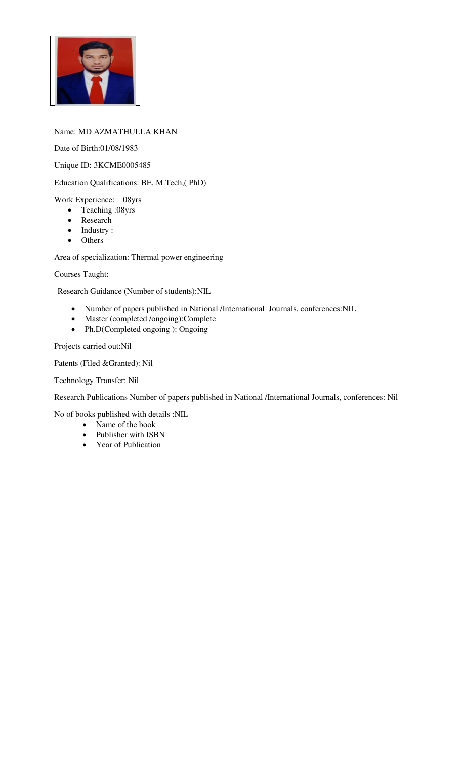Name: MD AZMATHULLA KHAN

Date of Birth:01/08/1983

Unique ID: 3KCME0005485

Education Qualifications: BE, M.Tech,( PhD)

Work Experience: 08yrs

- Teaching :08yrs
- Research
- Industry :
- Others

Area of specialization: Thermal power engineering

Courses Taught:

Research Guidance (Number of students):NIL

- Number of papers published in National /International Journals, conferences:NIL
- Master (completed /ongoing):Complete
- Ph.D(Completed ongoing ): Ongoing

Projects carried out:Nil

Patents (Filed &Granted): Nil

Technology Transfer: Nil

Research Publications Number of papers published in National /International Journals, conferences: Nil

No of books published with details :NIL

- Name of the book
- Publisher with ISBN
- Year of Publication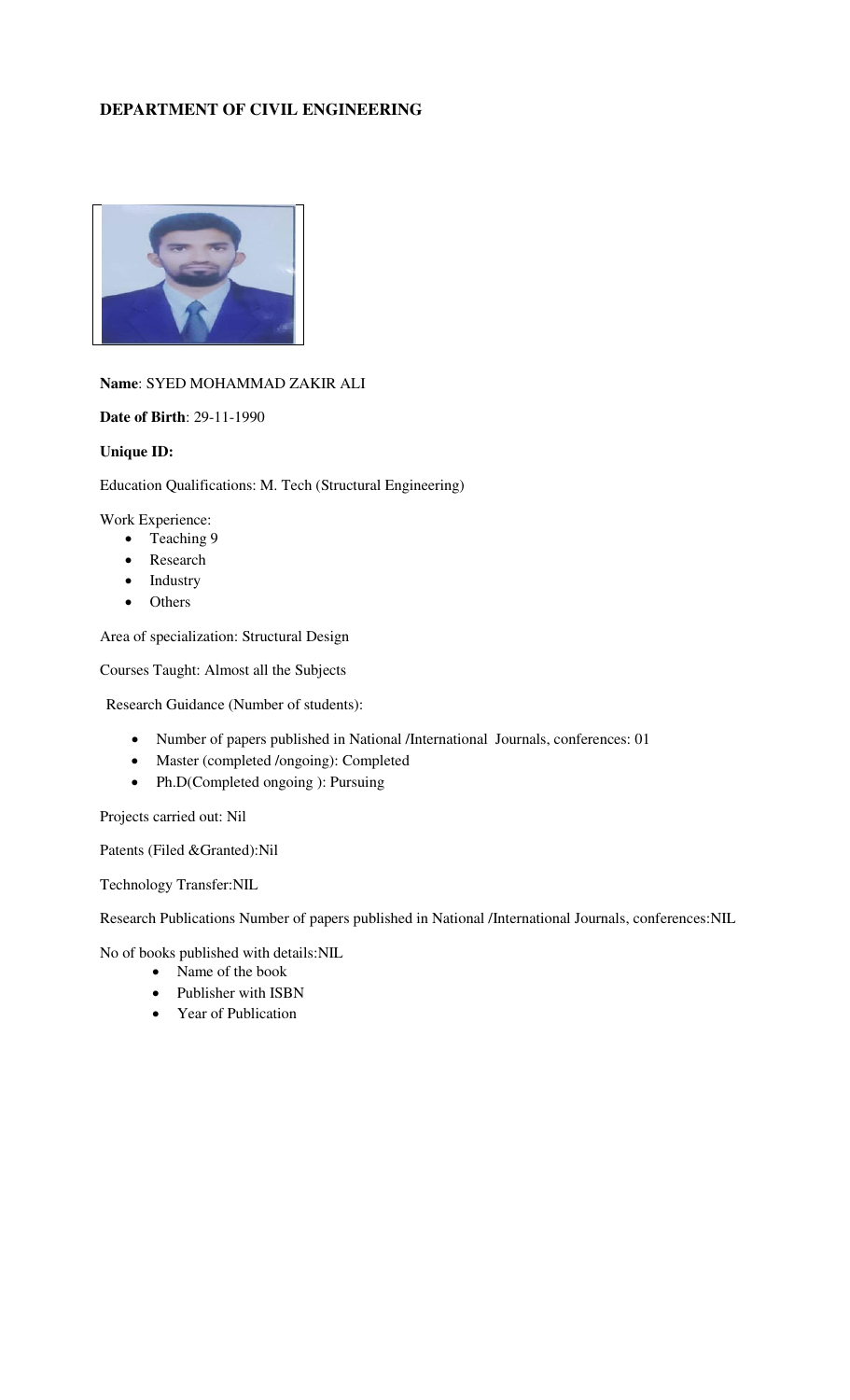**DEPARTMENT OF CIVIL ENGINEERING**

**Name**: SYED MOHAMMAD ZAKIR ALI

**Date of Birth**: 29-11-1990

**Unique ID:**

Education Qualifications: M. Tech (Structural Engineering)

Work Experience:

- Teaching 9
- Research
- Industry
- Others

Area of specialization: Structural Design

Courses Taught: Almost all the Subjects

Research Guidance (Number of students):

- Number of papers published in National /International Journals, conferences: 01
- Master (completed /ongoing): Completed
- Ph.D(Completed ongoing ): Pursuing

Projects carried out: Nil

Patents (Filed &Granted):Nil

Technology Transfer:NIL

Research Publications Number of papers published in National /International Journals, conferences:NIL

No of books published with details:NIL

- Name of the book
- Publisher with ISBN
- Year of Publication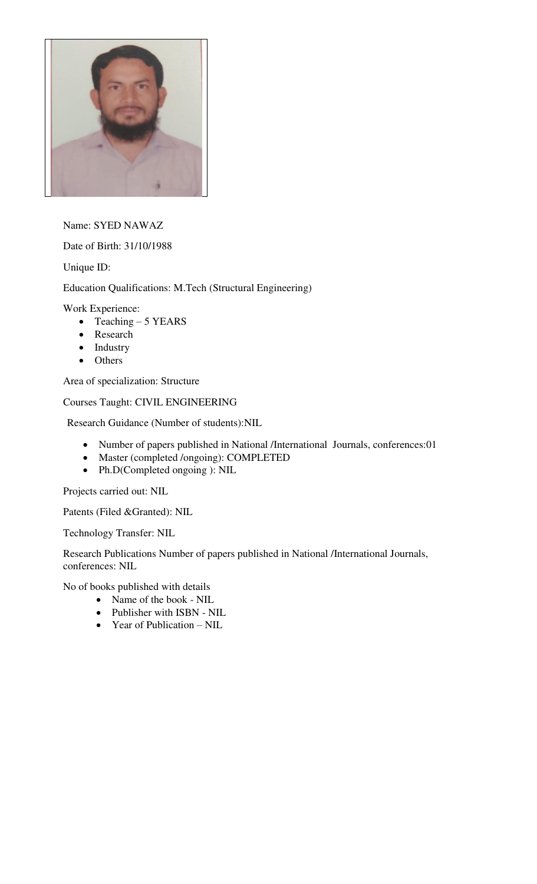Name: SYED NAWAZ

Date of Birth: 31/10/1988

Unique ID:

Education Qualifications: M.Tech (Structural Engineering)

Work Experience:

- Teaching – 5 YEARS
- Research
- Industry
- Others

Area of specialization: Structure

Courses Taught: CIVIL ENGINEERING

Research Guidance (Number of students):NIL

- Number of papers published in National /International Journals, conferences:01
- Master (completed /ongoing): COMPLETED
- Ph.D(Completed ongoing ): NIL

Projects carried out: NIL

Patents (Filed &Granted): NIL

Technology Transfer: NIL

Research Publications Number of papers published in National /International Journals, conferences: NIL

No of books published with details

- Name of the book - NIL
- Publisher with ISBN - NIL
- Year of Publication – NIL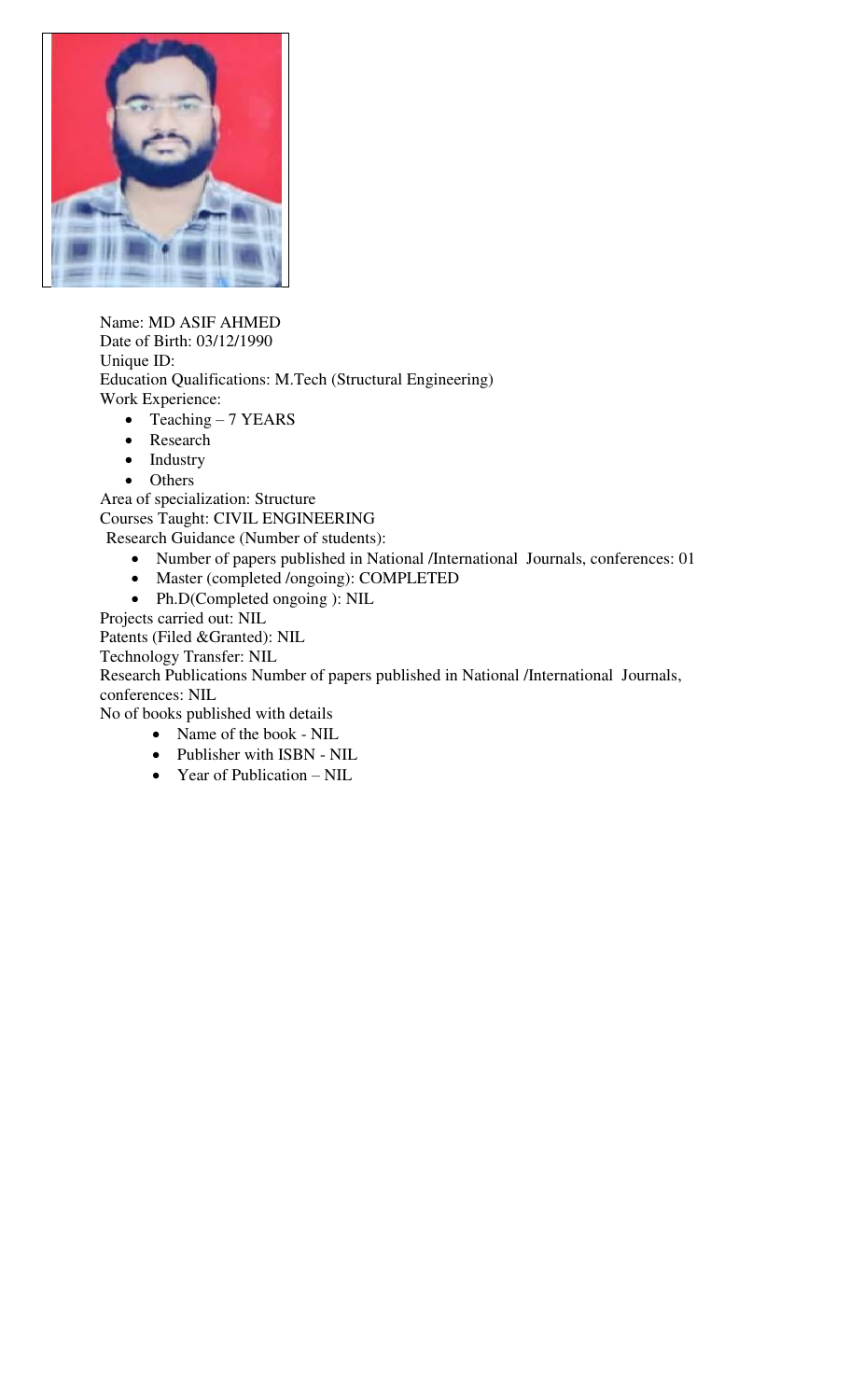Name: MD ASIF AHMED
Date of Birth: 03/12/1990
Unique ID:
Education Qualifications: M.Tech (Structural Engineering)
Work Experience:

- Teaching – 7 YEARS
- Research
- Industry
- Others

Area of specialization: Structure
Courses Taught: CIVIL ENGINEERING
Research Guidance (Number of students):

- Number of papers published in National /International Journals, conferences: 01
- Master (completed /ongoing): COMPLETED
- Ph.D(Completed ongoing ): NIL

Projects carried out: NIL
Patents (Filed &Granted): NIL
Technology Transfer: NIL
Research Publications Number of papers published in National /International Journals, conferences: NIL
No of books published with details

- Name of the book - NIL
- Publisher with ISBN - NIL
- Year of Publication – NIL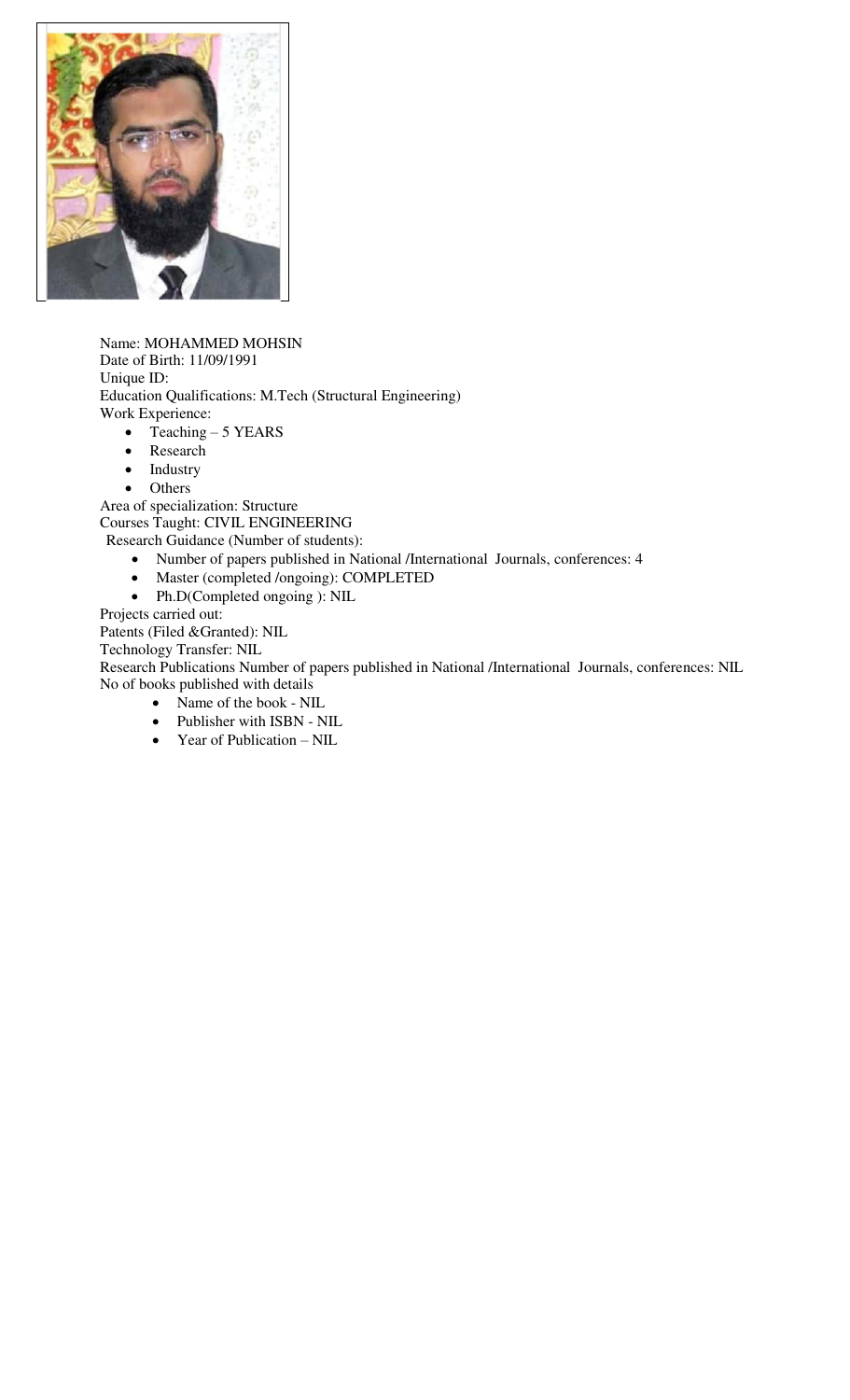Name: MOHAMMED MOHSIN
Date of Birth: 11/09/1991
Unique ID:
Education Qualifications: M.Tech (Structural Engineering)
Work Experience:

- Teaching – 5 YEARS
- Research
- Industry
- Others

Area of specialization: Structure
Courses Taught: CIVIL ENGINEERING
Research Guidance (Number of students):

- Number of papers published in National /International Journals, conferences: 4
- Master (completed /ongoing): COMPLETED
- Ph.D(Completed ongoing ): NIL

Projects carried out:
Patents (Filed &Granted): NIL
Technology Transfer: NIL
Research Publications Number of papers published in National /International Journals, conferences: NIL
No of books published with details

- Name of the book - NIL
- Publisher with ISBN - NIL
- Year of Publication – NIL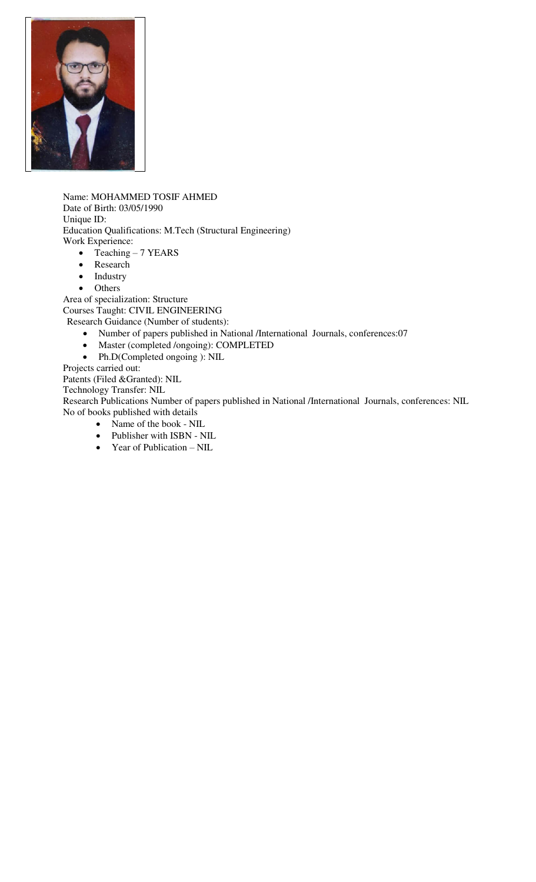Name: MOHAMMED TOSIF AHMED
Date of Birth: 03/05/1990
Unique ID:
Education Qualifications: M.Tech (Structural Engineering)
Work Experience:

- Teaching – 7 YEARS
- Research
- Industry
- Others

Area of specialization: Structure
Courses Taught: CIVIL ENGINEERING
Research Guidance (Number of students):

- Number of papers published in National /International Journals, conferences:07
- Master (completed /ongoing): COMPLETED
- Ph.D(Completed ongoing ): NIL

Projects carried out:
Patents (Filed &Granted): NIL
Technology Transfer: NIL
Research Publications Number of papers published in National /International Journals, conferences: NIL
No of books published with details

- Name of the book - NIL
- Publisher with ISBN - NIL
- Year of Publication – NIL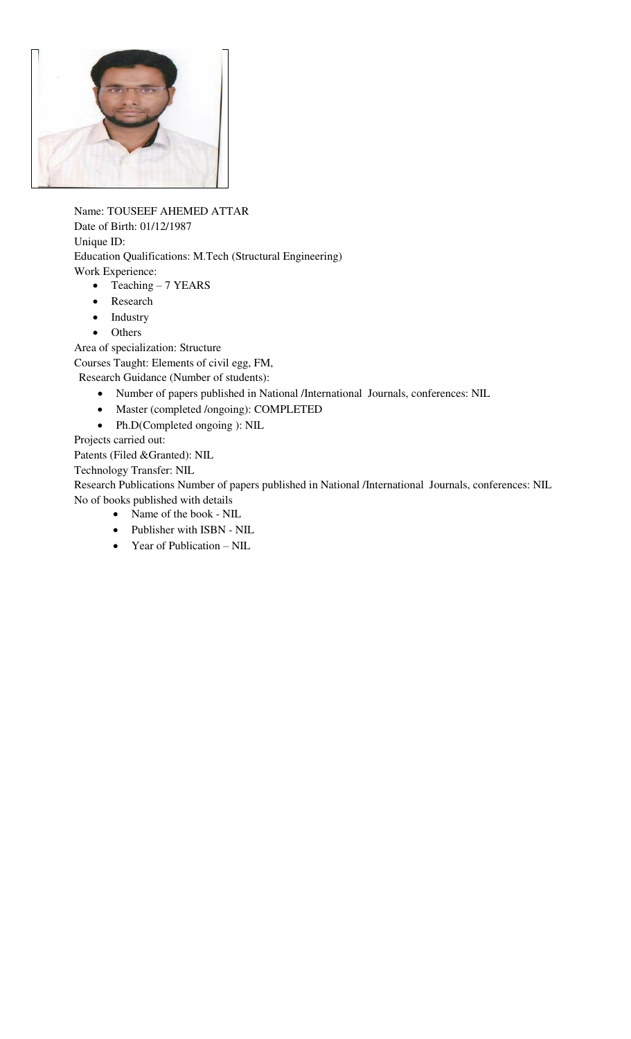Name: TOUSEEF AHEMED ATTAR

Date of Birth: 01/12/1987

Unique ID:

Education Qualifications: M.Tech (Structural Engineering)

Work Experience:

- Teaching – 7 YEARS
- Research
- Industry
- Others

Area of specialization: Structure

Courses Taught: Elements of civil egg, FM,

Research Guidance (Number of students):

- Number of papers published in National /International Journals, conferences: NIL
- Master (completed /ongoing): COMPLETED
- Ph.D(Completed ongoing ): NIL

Projects carried out:

Patents (Filed &Granted): NIL

Technology Transfer: NIL

Research Publications Number of papers published in National /International Journals, conferences: NIL

No of books published with details

- Name of the book - NIL
- Publisher with ISBN - NIL
- Year of Publication – NIL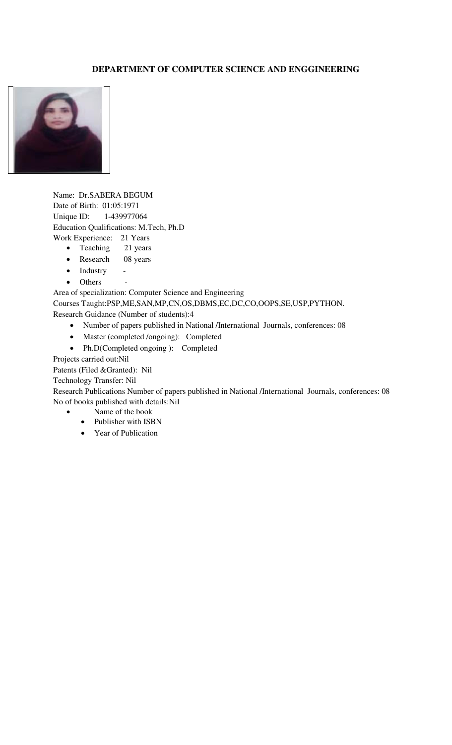**DEPARTMENT OF COMPUTER SCIENCE AND ENGGINEERING**

Name: Dr.SABERA BEGUM
Date of Birth: 01:05:1971
Unique ID: 1-439977064
Education Qualifications: M.Tech, Ph.D
Work Experience: 21 Years

- Teaching 21 years
- Research 08 years
- Industry -
- Others -

Area of specialization: Computer Science and Engineering
Courses Taught:PSP,ME,SAN,MP,CN,OS,DBMS,EC,DC,CO,OOPS,SE,USP,PYTHON.
Research Guidance (Number of students):4

- Number of papers published in National /International Journals, conferences: 08
- Master (completed /ongoing): Completed
- Ph.D(Completed ongoing ): Completed

Projects carried out:Nil
Patents (Filed &Granted): Nil
Technology Transfer: Nil
Research Publications Number of papers published in National /International Journals, conferences: 08
No of books published with details:Nil

- Name of the book
  - Publisher with ISBN
  - Year of Publication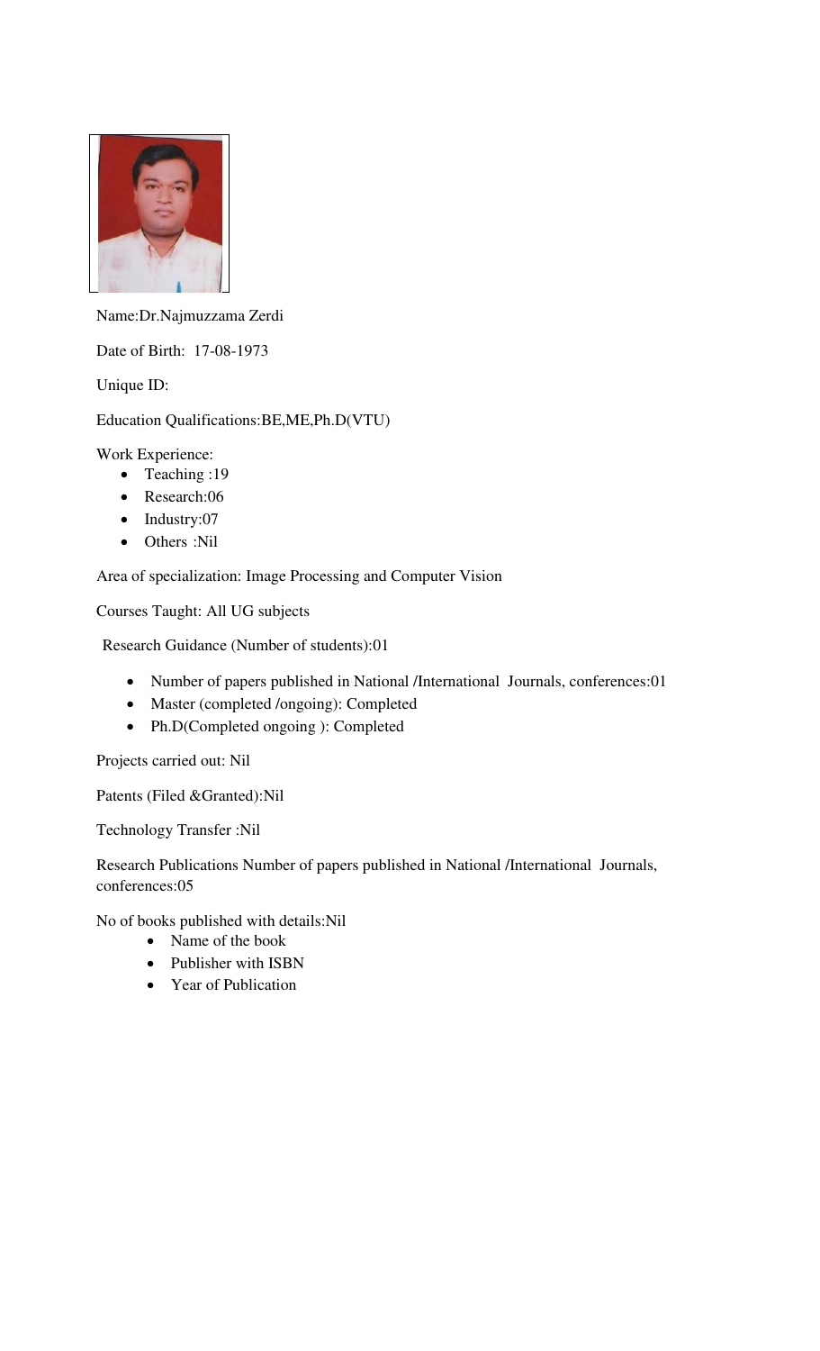Name:Dr.Najmuzzama Zerdi

Date of Birth: 17-08-1973

Unique ID:

Education Qualifications:BE,ME,Ph.D(VTU)

Work Experience:

- Teaching :19
- Research:06
- Industry:07
- Others :Nil

Area of specialization: Image Processing and Computer Vision

Courses Taught: All UG subjects

Research Guidance (Number of students):01

- Number of papers published in National /International Journals, conferences:01
- Master (completed /ongoing): Completed
- Ph.D(Completed ongoing ): Completed

Projects carried out: Nil

Patents (Filed &Granted):Nil

Technology Transfer :Nil

Research Publications Number of papers published in National /International Journals, conferences:05

No of books published with details:Nil

- Name of the book
- Publisher with ISBN
- Year of Publication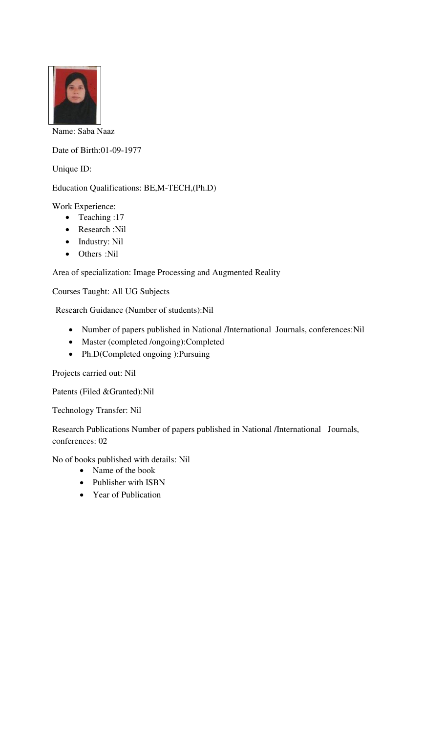Name: Saba Naaz

Date of Birth:01-09-1977

Unique ID:

Education Qualifications: BE,M-TECH,(Ph.D)

Work Experience:

- Teaching :17
- Research :Nil
- Industry: Nil
- Others :Nil

Area of specialization: Image Processing and Augmented Reality

Courses Taught: All UG Subjects

Research Guidance (Number of students):Nil

- Number of papers published in National /International Journals, conferences:Nil
- Master (completed /ongoing):Completed
- Ph.D(Completed ongoing ):Pursuing

Projects carried out: Nil

Patents (Filed &Granted):Nil

Technology Transfer: Nil

Research Publications Number of papers published in National /International Journals, conferences: 02

No of books published with details: Nil

- Name of the book
- Publisher with ISBN
- Year of Publication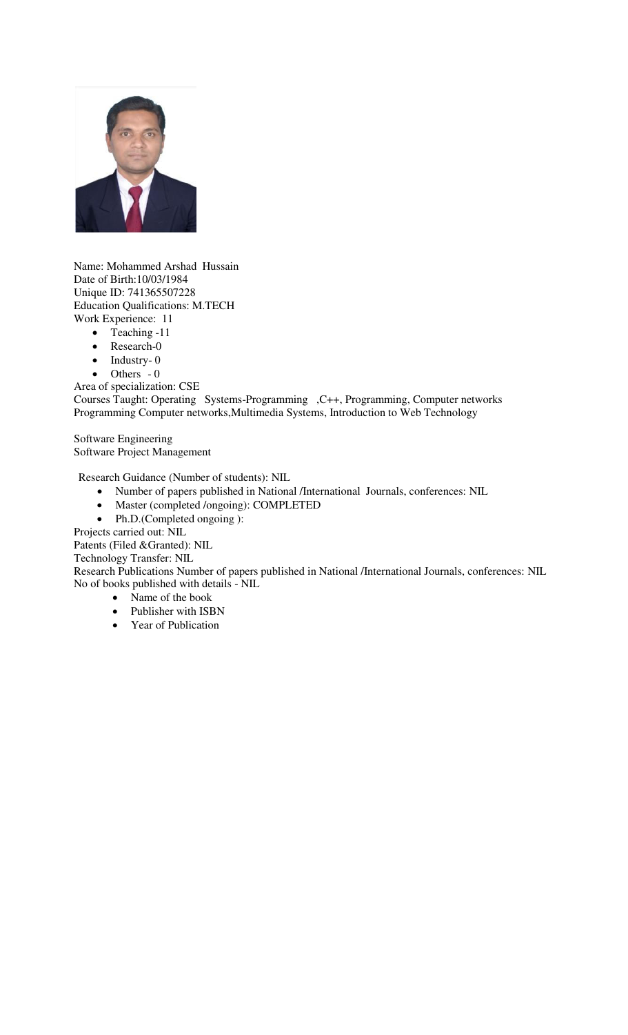Name: Mohammed Arshad Hussain
Date of Birth:10/03/1984
Unique ID: 741365507228
Education Qualifications: M.TECH
Work Experience: 11

- Teaching -11
- Research-0
- Industry- 0
- Others - 0

Area of specialization: CSE
Courses Taught: Operating Systems-Programming ,C++, Programming, Computer networks Programming Computer networks,Multimedia Systems, Introduction to Web Technology

Software Engineering
Software Project Management

Research Guidance (Number of students): NIL

- Number of papers published in National /International Journals, conferences: NIL
- Master (completed /ongoing): COMPLETED
- Ph.D.(Completed ongoing ):

Projects carried out: NIL
Patents (Filed &Granted): NIL
Technology Transfer: NIL
Research Publications Number of papers published in National /International Journals, conferences: NIL
No of books published with details - NIL

- Name of the book
- Publisher with ISBN
- Year of Publication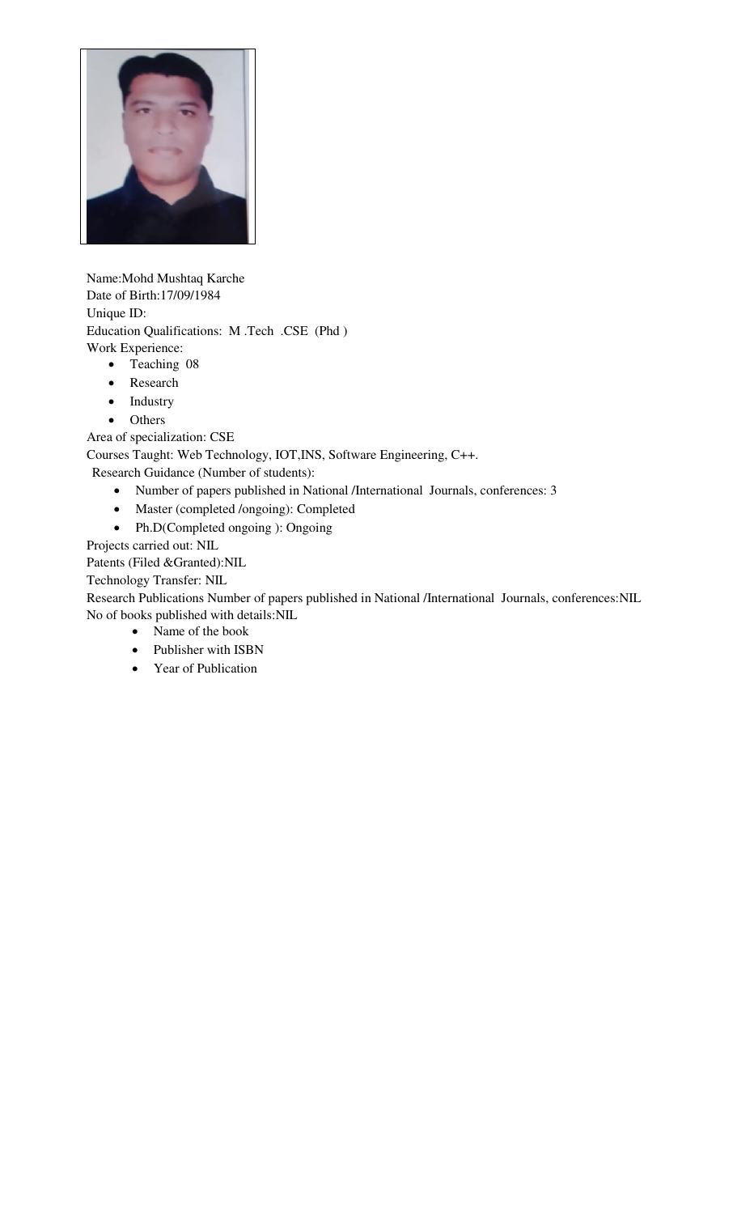Name:Mohd Mushtaq Karche

Date of Birth:17/09/1984

Unique ID:

Education Qualifications: M .Tech .CSE (Phd )

Work Experience:

- Teaching 08
- Research
- Industry
- Others

Area of specialization: CSE

Courses Taught: Web Technology, IOT,INS, Software Engineering, C++.

Research Guidance (Number of students):

- Number of papers published in National /International Journals, conferences: 3
- Master (completed /ongoing): Completed
- Ph.D(Completed ongoing ): Ongoing

Projects carried out: NIL

Patents (Filed &Granted):NIL

Technology Transfer: NIL

Research Publications Number of papers published in National /International Journals, conferences:NIL

No of books published with details:NIL

- Name of the book
- Publisher with ISBN
- Year of Publication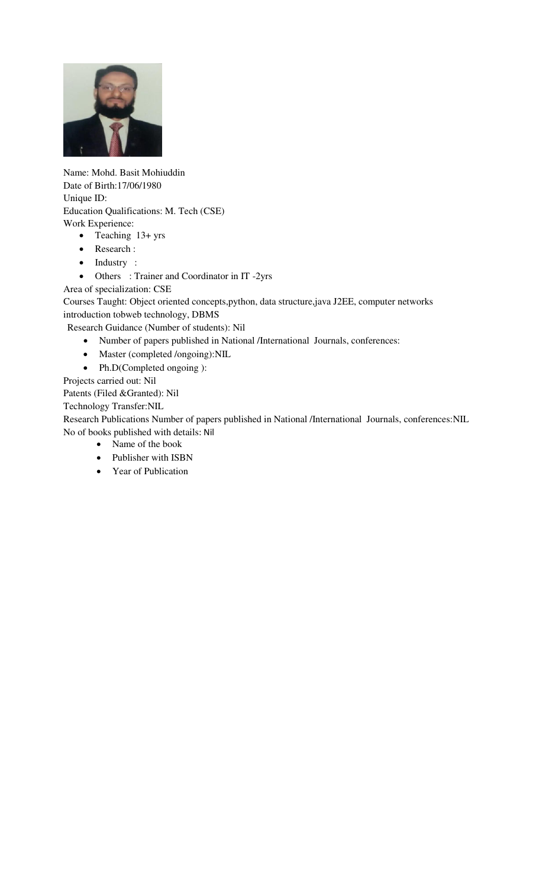Name: Mohd. Basit Mohiuddin
Date of Birth:17/06/1980
Unique ID:
Education Qualifications: M. Tech (CSE)
Work Experience:

- Teaching 13+ yrs
- Research :
- Industry :
- Others : Trainer and Coordinator in IT -2yrs

Area of specialization: CSE
Courses Taught: Object oriented concepts,python, data structure,java J2EE, computer networks introduction tobweb technology, DBMS
Research Guidance (Number of students): Nil

- Number of papers published in National /International Journals, conferences:
- Master (completed /ongoing):NIL
- Ph.D(Completed ongoing ):

Projects carried out: Nil
Patents (Filed &Granted): Nil
Technology Transfer:NIL
Research Publications Number of papers published in National /International Journals, conferences:NIL
No of books published with details: Nil

- Name of the book
- Publisher with ISBN
- Year of Publication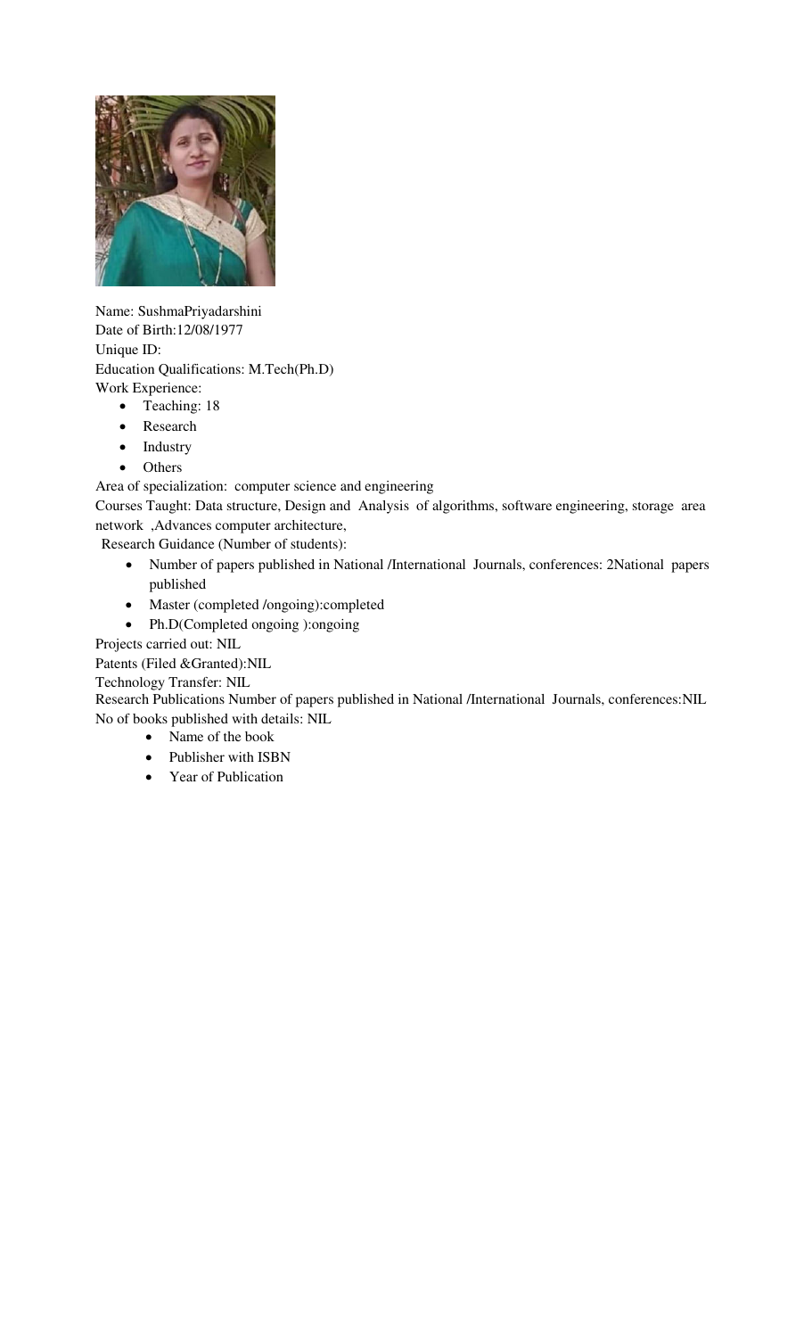Name: SushmaPriyadarshini
Date of Birth:12/08/1977
Unique ID:
Education Qualifications: M.Tech(Ph.D)
Work Experience:

- Teaching: 18
- Research
- Industry
- Others

Area of specialization: computer science and engineering
Courses Taught: Data structure, Design and Analysis of algorithms, software engineering, storage area network ,Advances computer architecture,
Research Guidance (Number of students):

- Number of papers published in National /International Journals, conferences: 2National papers published
- Master (completed /ongoing):completed
- Ph.D(Completed ongoing ):ongoing

Projects carried out: NIL
Patents (Filed &Granted):NIL
Technology Transfer: NIL
Research Publications Number of papers published in National /International Journals, conferences:NIL
No of books published with details: NIL

- Name of the book
- Publisher with ISBN
- Year of Publication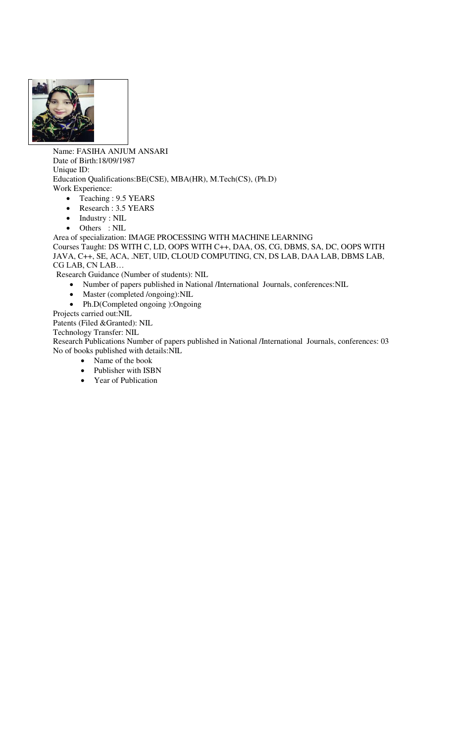Name: FASIHA ANJUM ANSARI

Date of Birth:18/09/1987

Unique ID:

Education Qualifications:BE(CSE), MBA(HR), M.Tech(CS), (Ph.D)

Work Experience:

- Teaching : 9.5 YEARS
- Research : 3.5 YEARS
- Industry : NIL
- Others : NIL

Area of specialization: IMAGE PROCESSING WITH MACHINE LEARNING

Courses Taught: DS WITH C, LD, OOPS WITH C++, DAA, OS, CG, DBMS, SA, DC, OOPS WITH JAVA, C++, SE, ACA, .NET, UID, CLOUD COMPUTING, CN, DS LAB, DAA LAB, DBMS LAB, CG LAB, CN LAB…

Research Guidance (Number of students): NIL

- Number of papers published in National /International Journals, conferences:NIL
- Master (completed /ongoing):NIL
- Ph.D(Completed ongoing ):Ongoing

Projects carried out:NIL

Patents (Filed &Granted): NIL

Technology Transfer: NIL

Research Publications Number of papers published in National /International Journals, conferences: 03

No of books published with details:NIL

- Name of the book
- Publisher with ISBN
- Year of Publication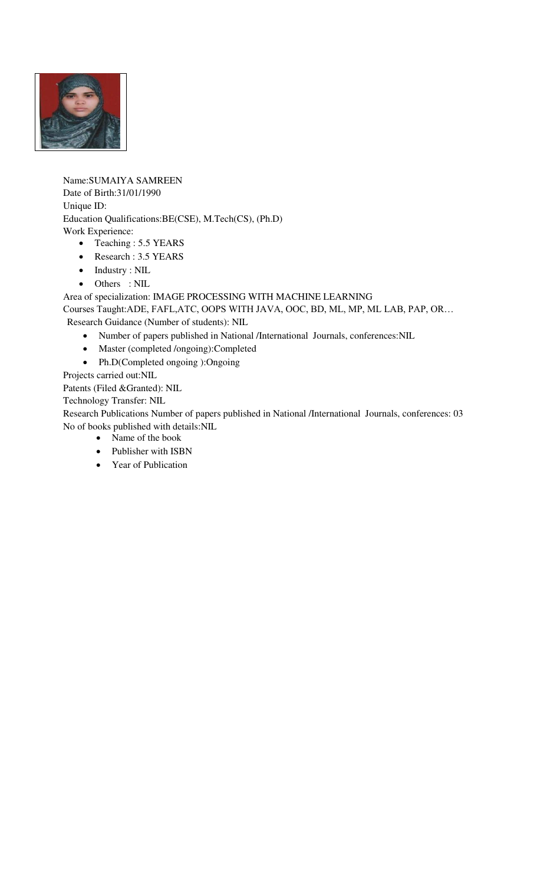Name:SUMAIYA SAMREEN

Date of Birth:31/01/1990

Unique ID:

Education Qualifications:BE(CSE), M.Tech(CS), (Ph.D)

Work Experience:

- Teaching : 5.5 YEARS
- Research : 3.5 YEARS
- Industry : NIL
- Others : NIL

Area of specialization: IMAGE PROCESSING WITH MACHINE LEARNING

Courses Taught:ADE, FAFL,ATC, OOPS WITH JAVA, OOC, BD, ML, MP, ML LAB, PAP, OR…

Research Guidance (Number of students): NIL

- Number of papers published in National /International Journals, conferences:NIL
- Master (completed /ongoing):Completed
- Ph.D(Completed ongoing ):Ongoing

Projects carried out:NIL

Patents (Filed &Granted): NIL

Technology Transfer: NIL

Research Publications Number of papers published in National /International Journals, conferences: 03

No of books published with details:NIL

- Name of the book
- Publisher with ISBN
- Year of Publication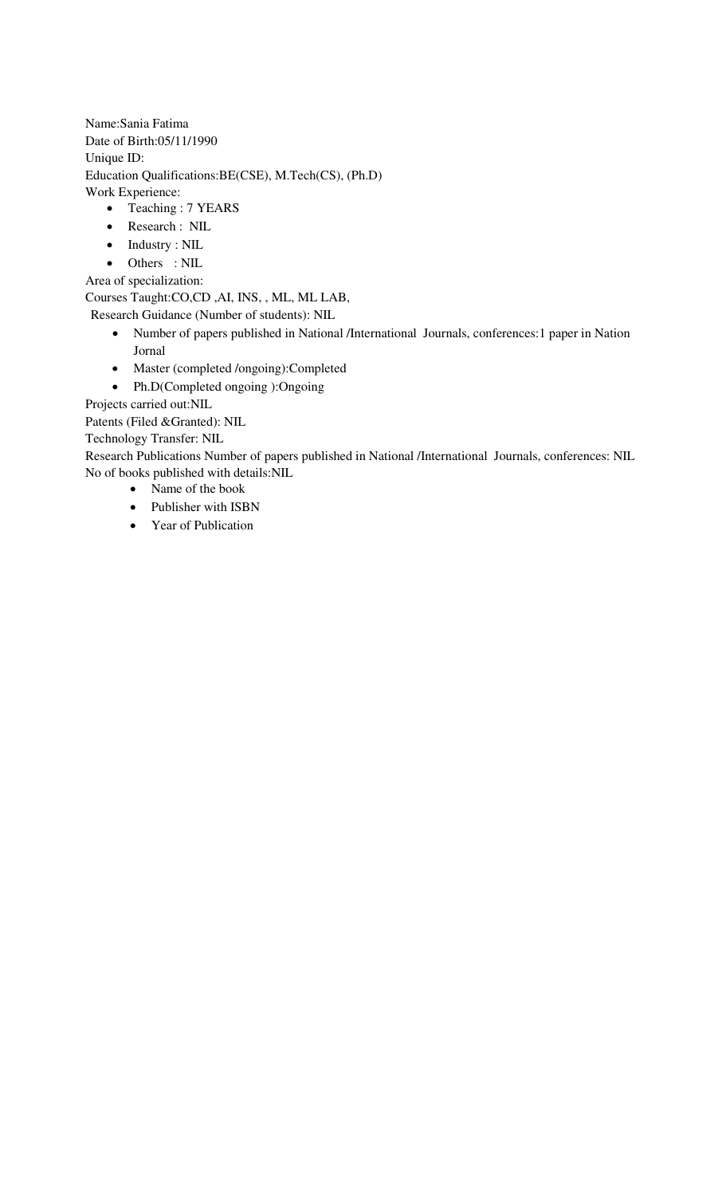Name:Sania Fatima

Date of Birth:05/11/1990

Unique ID:

Education Qualifications:BE(CSE), M.Tech(CS), (Ph.D)

Work Experience:

- Teaching : 7 YEARS
- Research : NIL
- Industry : NIL
- Others : NIL

Area of specialization:

Courses Taught:CO,CD ,AI, INS, , ML, ML LAB,

Research Guidance (Number of students): NIL

- Number of papers published in National /International Journals, conferences:1 paper in Nation Jornal
- Master (completed /ongoing):Completed
- Ph.D(Completed ongoing ):Ongoing

Projects carried out:NIL

Patents (Filed &Granted): NIL

Technology Transfer: NIL

Research Publications Number of papers published in National /International Journals, conferences: NIL

No of books published with details:NIL

- Name of the book
- Publisher with ISBN
- Year of Publication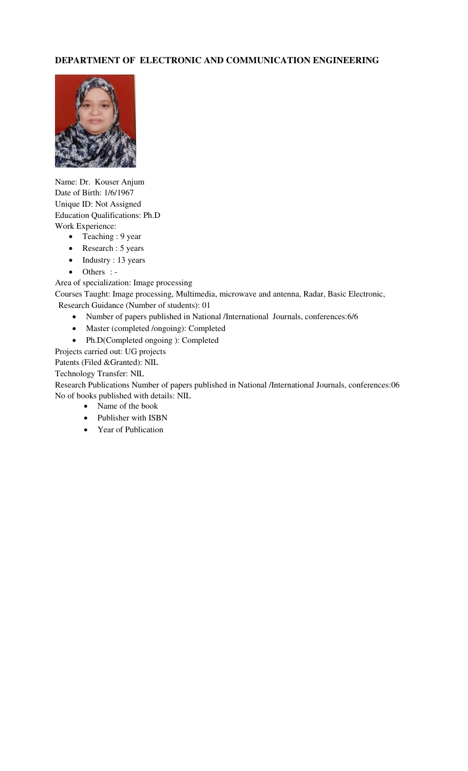**DEPARTMENT OF ELECTRONIC AND COMMUNICATION ENGINEERING**

Name: Dr. Kouser Anjum
Date of Birth: 1/6/1967
Unique ID: Not Assigned
Education Qualifications: Ph.D
Work Experience:

- Teaching : 9 year
- Research : 5 years
- Industry : 13 years
- Others : -

Area of specialization: Image processing
Courses Taught: Image processing, Multimedia, microwave and antenna, Radar, Basic Electronic,
Research Guidance (Number of students): 01

- Number of papers published in National /International Journals, conferences:6/6
- Master (completed /ongoing): Completed
- Ph.D(Completed ongoing ): Completed

Projects carried out: UG projects
Patents (Filed &Granted): NIL
Technology Transfer: NIL
Research Publications Number of papers published in National /International Journals, conferences:06
No of books published with details: NIL

- Name of the book
- Publisher with ISBN
- Year of Publication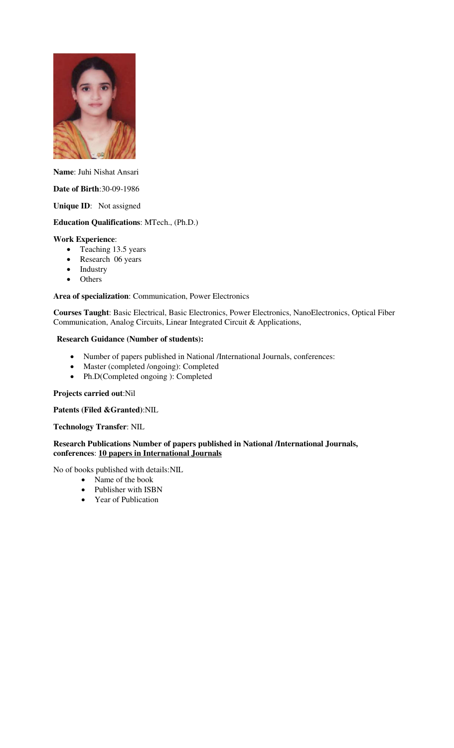**Name**: Juhi Nishat Ansari

**Date of Birth**:30-09-1986

**Unique ID**: Not assigned

**Education Qualifications**: MTech., (Ph.D.)

**Work Experience**:

- Teaching 13.5 years
- Research 06 years
- Industry
- Others

**Area of specialization**: Communication, Power Electronics

**Courses Taught**: Basic Electrical, Basic Electronics, Power Electronics, NanoElectronics, Optical Fiber Communication, Analog Circuits, Linear Integrated Circuit & Applications,

**Research Guidance (Number of students):**

- Number of papers published in National /International Journals, conferences:
- Master (completed /ongoing): Completed
- Ph.D(Completed ongoing ): Completed

**Projects carried out**:Nil

**Patents (Filed &Granted)**:NIL

**Technology Transfer**: NIL

**Research Publications Number of papers published in National /International Journals, conferences**: **10 papers in International Journals**

No of books published with details:NIL

- Name of the book
- Publisher with ISBN
- Year of Publication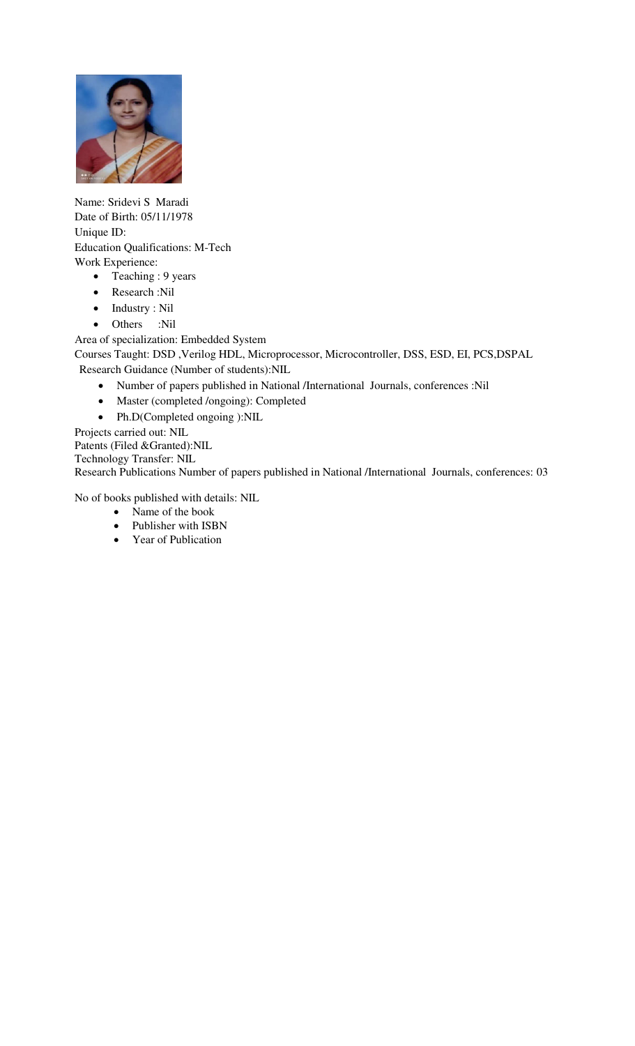Name: Sridevi S Maradi

Date of Birth: 05/11/1978

Unique ID:

Education Qualifications: M-Tech

Work Experience:

- Teaching : 9 years
- Research :Nil
- Industry : Nil
- Others :Nil

Area of specialization: Embedded System

Courses Taught: DSD ,Verilog HDL, Microprocessor, Microcontroller, DSS, ESD, EI, PCS,DSPAL

Research Guidance (Number of students):NIL

- Number of papers published in National /International Journals, conferences :Nil
- Master (completed /ongoing): Completed
- Ph.D(Completed ongoing ):NIL

Projects carried out: NIL

Patents (Filed &Granted):NIL

Technology Transfer: NIL

Research Publications Number of papers published in National /International Journals, conferences: 03

No of books published with details: NIL

- Name of the book
- Publisher with ISBN
- Year of Publication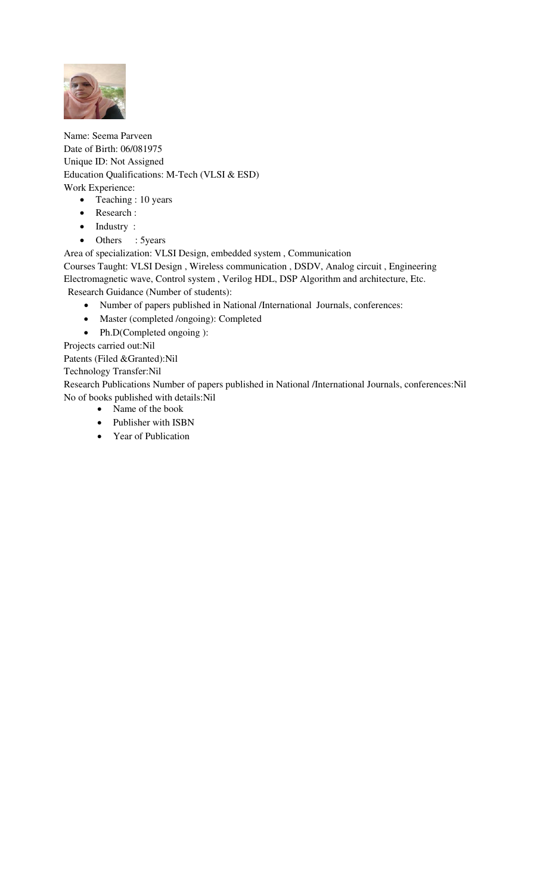Name: Seema Parveen
Date of Birth: 06/081975
Unique ID: Not Assigned
Education Qualifications: M-Tech (VLSI & ESD)
Work Experience:

- Teaching : 10 years
- Research :
- Industry :
- Others : 5years

Area of specialization: VLSI Design, embedded system , Communication
Courses Taught: VLSI Design , Wireless communication , DSDV, Analog circuit , Engineering Electromagnetic wave, Control system , Verilog HDL, DSP Algorithm and architecture, Etc.
Research Guidance (Number of students):

- Number of papers published in National /International Journals, conferences:
- Master (completed /ongoing): Completed
- Ph.D(Completed ongoing ):

Projects carried out:Nil
Patents (Filed &Granted):Nil
Technology Transfer:Nil
Research Publications Number of papers published in National /International Journals, conferences:Nil
No of books published with details:Nil

- Name of the book
- Publisher with ISBN
- Year of Publication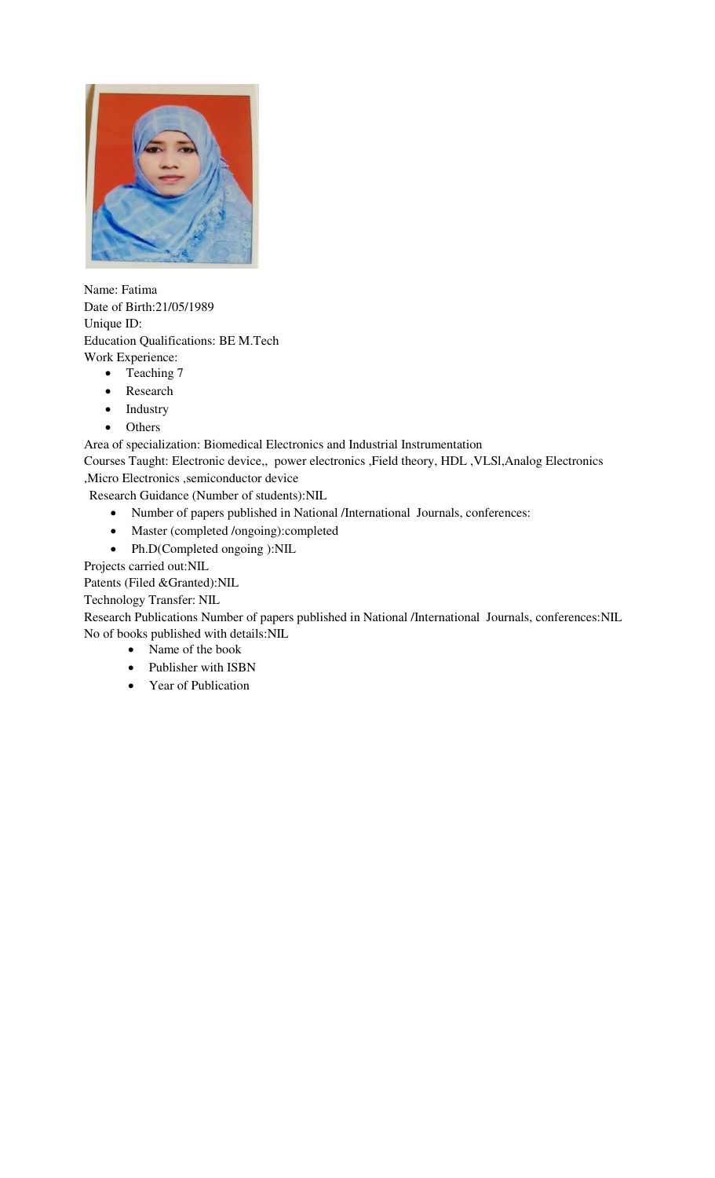Name: Fatima
Date of Birth:21/05/1989
Unique ID:
Education Qualifications: BE M.Tech
Work Experience:

- Teaching 7
- Research
- Industry
- Others

Area of specialization: Biomedical Electronics and Industrial Instrumentation
Courses Taught: Electronic device,, power electronics ,Field theory, HDL ,VLSl,Analog Electronics ,Micro Electronics ,semiconductor device
Research Guidance (Number of students):NIL

- Number of papers published in National /International Journals, conferences:
- Master (completed /ongoing):completed
- Ph.D(Completed ongoing ):NIL

Projects carried out:NIL
Patents (Filed &Granted):NIL
Technology Transfer: NIL
Research Publications Number of papers published in National /International Journals, conferences:NIL
No of books published with details:NIL

- Name of the book
- Publisher with ISBN
- Year of Publication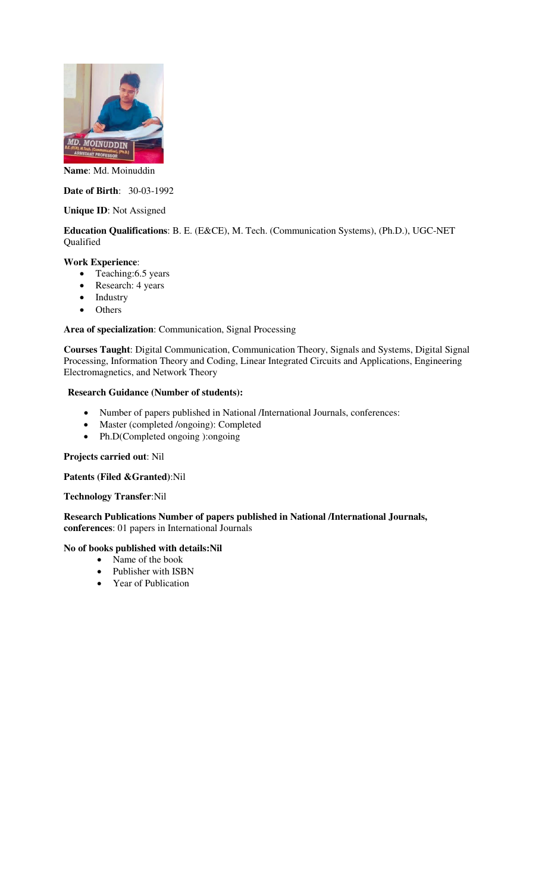**Name**: Md. Moinuddin

**Date of Birth**: 30-03-1992

**Unique ID**: Not Assigned

**Education Qualifications**: B. E. (E&CE), M. Tech. (Communication Systems), (Ph.D.), UGC-NET Qualified

**Work Experience**:

- Teaching:6.5 years
- Research: 4 years
- Industry
- Others

**Area of specialization**: Communication, Signal Processing

**Courses Taught**: Digital Communication, Communication Theory, Signals and Systems, Digital Signal Processing, Information Theory and Coding, Linear Integrated Circuits and Applications, Engineering Electromagnetics, and Network Theory

**Research Guidance (Number of students):**

- Number of papers published in National /International Journals, conferences:
- Master (completed /ongoing): Completed
- Ph.D(Completed ongoing ):ongoing

**Projects carried out**: Nil

**Patents (Filed &Granted)**:Nil

**Technology Transfer**:Nil

**Research Publications Number of papers published in National /International Journals, conferences**: 01 papers in International Journals

**No of books published with details:Nil**

- Name of the book
- Publisher with ISBN
- Year of Publication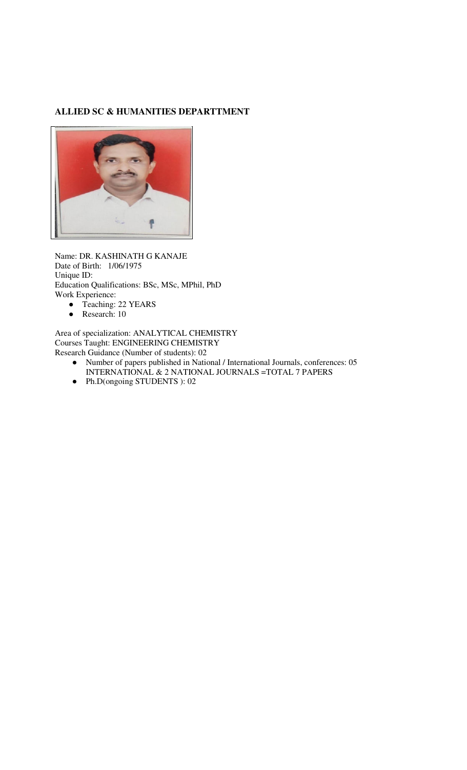**ALLIED SC & HUMANITIES DEPARTTMENT**

Name: DR. KASHINATH G KANAJE
Date of Birth: 1/06/1975
Unique ID:
Education Qualifications: BSc, MSc, MPhil, PhD
Work Experience:

- Teaching: 22 YEARS
- Research: 10

Area of specialization: ANALYTICAL CHEMISTRY
Courses Taught: ENGINEERING CHEMISTRY
Research Guidance (Number of students): 02

- Number of papers published in National / International Journals, conferences: 05 INTERNATIONAL & 2 NATIONAL JOURNALS =TOTAL 7 PAPERS
- Ph.D(ongoing STUDENTS ): 02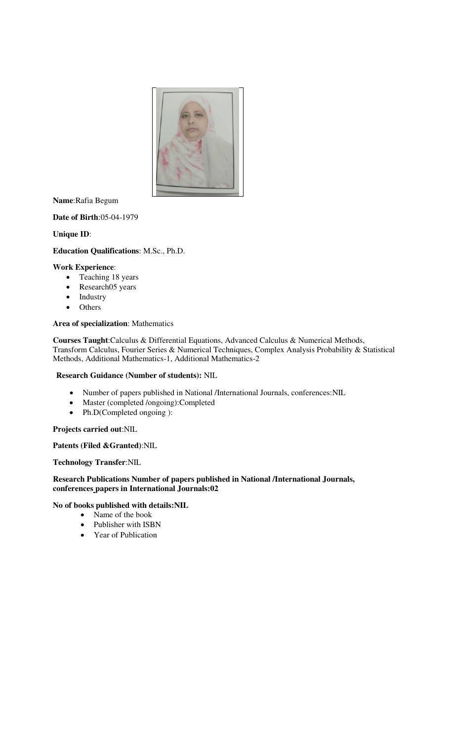**Name**:Rafia Begum

**Date of Birth**:05-04-1979

**Unique ID**:

**Education Qualifications**: M.Sc., Ph.D.

**Work Experience**:

- Teaching 18 years
- Research05 years
- Industry
- Others

**Area of specialization**: Mathematics

**Courses Taught**:Calculus & Differential Equations, Advanced Calculus & Numerical Methods, Transform Calculus, Fourier Series & Numerical Techniques, Complex Analysis Probability & Statistical Methods, Additional Mathematics-1, Additional Mathematics-2

**Research Guidance (Number of students):** NIL

- Number of papers published in National /International Journals, conferences:NIL
- Master (completed /ongoing):Completed
- Ph.D(Completed ongoing ):

**Projects carried out**:NIL

**Patents (Filed &Granted)**:NIL

**Technology Transfer**:NIL

**Research Publications Number of papers published in National /International Journals, conferences papers in International Journals:02**

**No of books published with details:NIL**

- Name of the book
- Publisher with ISBN
- Year of Publication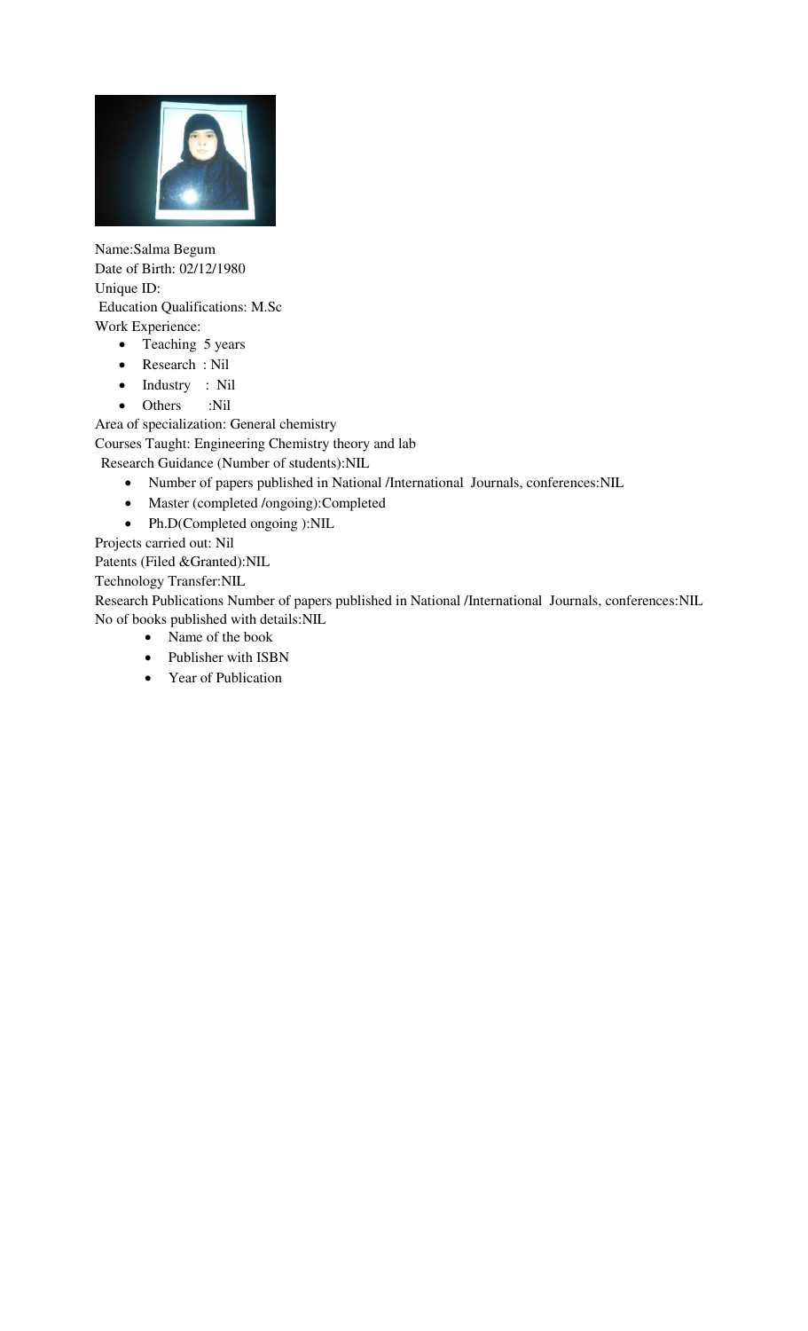Name:Salma Begum

Date of Birth: 02/12/1980

Unique ID:

Education Qualifications: M.Sc

Work Experience:

- Teaching 5 years
- Research : Nil
- Industry : Nil
- Others :Nil

Area of specialization: General chemistry

Courses Taught: Engineering Chemistry theory and lab

Research Guidance (Number of students):NIL

- Number of papers published in National /International Journals, conferences:NIL
- Master (completed /ongoing):Completed
- Ph.D(Completed ongoing ):NIL

Projects carried out: Nil

Patents (Filed &Granted):NIL

Technology Transfer:NIL

Research Publications Number of papers published in National /International Journals, conferences:NIL

No of books published with details:NIL

- Name of the book
- Publisher with ISBN
- Year of Publication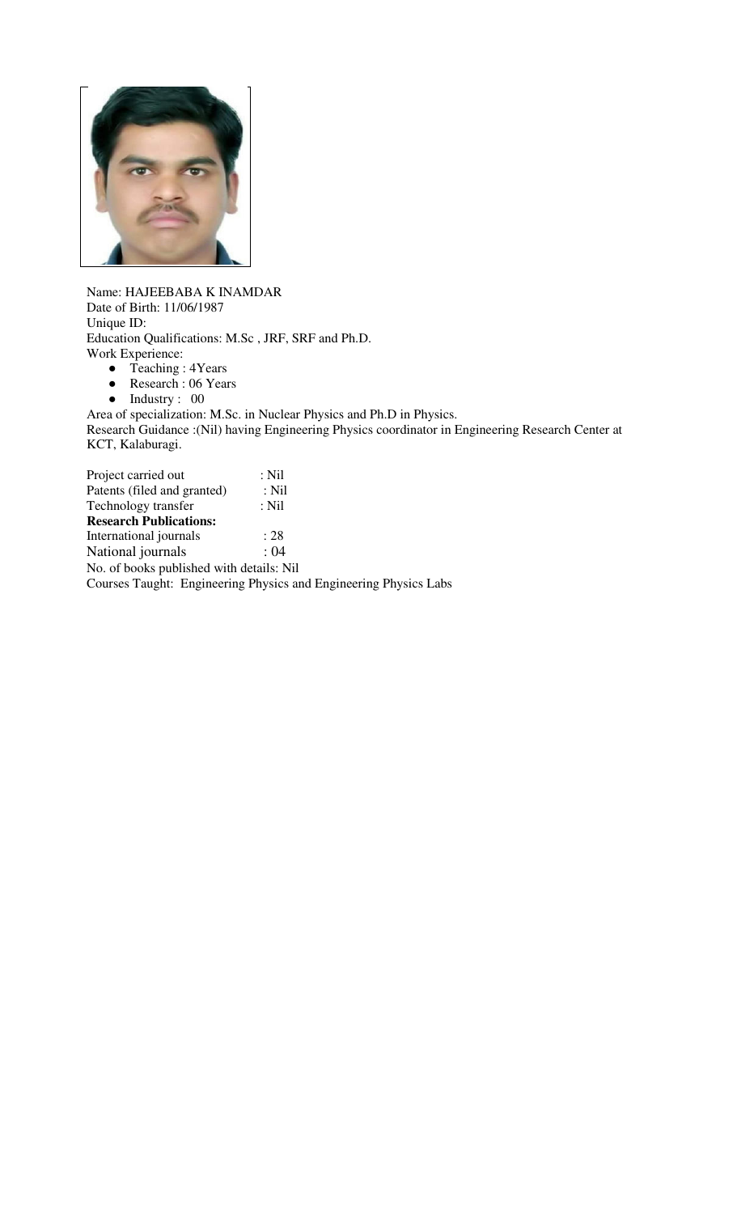Name: HAJEEBABA K INAMDAR
Date of Birth: 11/06/1987
Unique ID:
Education Qualifications: M.Sc , JRF, SRF and Ph.D.
Work Experience:

- Teaching : 4Years
- Research : 06 Years
- Industry : 00

Area of specialization: M.Sc. in Nuclear Physics and Ph.D in Physics.
Research Guidance :(Nil) having Engineering Physics coordinator in Engineering Research Center at KCT, Kalaburagi.

Project carried out : Nil
Patents (filed and granted) : Nil
Technology transfer : Nil
**Research Publications:**
International journals : 28
National journals : 04
No. of books published with details: Nil
Courses Taught: Engineering Physics and Engineering Physics Labs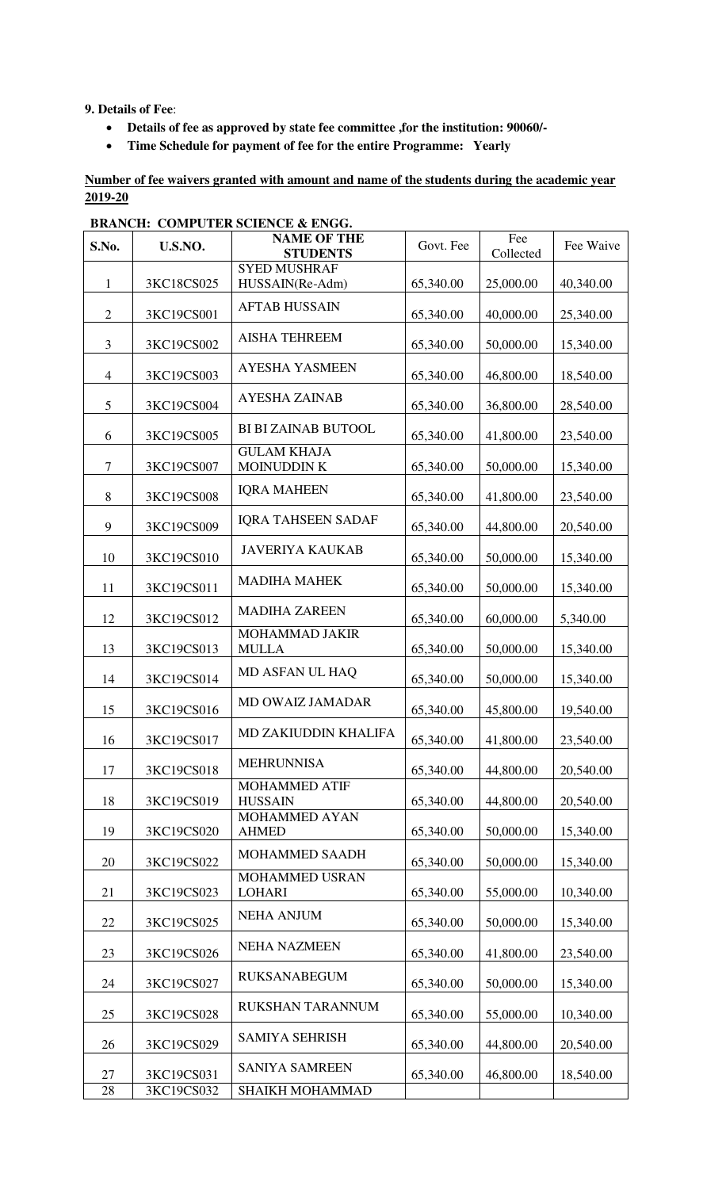**9. Details of Fee**:

- **Details of fee as approved by state fee committee ,for the institution: 90060/-**
- **Time Schedule for payment of fee for the entire Programme: Yearly**

**Number of fee waivers granted with amount and name of the students during the academic year 2019-20**

**BRANCH: COMPUTER SCIENCE & ENGG.**

| S.No. | U.S.NO. | NAME OF THE STUDENTS | Govt. Fee | Fee Collected | Fee Waive |
|---|---|---|---|---|---|
| 1 | 3KC18CS025 | SYED MUSHRAF HUSSAIN(Re-Adm) | 65,340.00 | 25,000.00 | 40,340.00 |
| 2 | 3KC19CS001 | AFTAB HUSSAIN | 65,340.00 | 40,000.00 | 25,340.00 |
| 3 | 3KC19CS002 | AISHA TEHREEM | 65,340.00 | 50,000.00 | 15,340.00 |
| 4 | 3KC19CS003 | AYESHA YASMEEN | 65,340.00 | 46,800.00 | 18,540.00 |
| 5 | 3KC19CS004 | AYESHA ZAINAB | 65,340.00 | 36,800.00 | 28,540.00 |
| 6 | 3KC19CS005 | BI BI ZAINAB BUTOOL | 65,340.00 | 41,800.00 | 23,540.00 |
| 7 | 3KC19CS007 | GULAM KHAJA MOINUDDIN K | 65,340.00 | 50,000.00 | 15,340.00 |
| 8 | 3KC19CS008 | IQRA MAHEEN | 65,340.00 | 41,800.00 | 23,540.00 |
| 9 | 3KC19CS009 | IQRA TAHSEEN SADAF | 65,340.00 | 44,800.00 | 20,540.00 |
| 10 | 3KC19CS010 | JAVERIYA KAUKAB | 65,340.00 | 50,000.00 | 15,340.00 |
| 11 | 3KC19CS011 | MADIHA MAHEK | 65,340.00 | 50,000.00 | 15,340.00 |
| 12 | 3KC19CS012 | MADIHA ZAREEN | 65,340.00 | 60,000.00 | 5,340.00 |
| 13 | 3KC19CS013 | MOHAMMAD JAKIR MULLA | 65,340.00 | 50,000.00 | 15,340.00 |
| 14 | 3KC19CS014 | MD ASFAN UL HAQ | 65,340.00 | 50,000.00 | 15,340.00 |
| 15 | 3KC19CS016 | MD OWAIZ JAMADAR | 65,340.00 | 45,800.00 | 19,540.00 |
| 16 | 3KC19CS017 | MD ZAKIUDDIN KHALIFA | 65,340.00 | 41,800.00 | 23,540.00 |
| 17 | 3KC19CS018 | MEHRUNNISA | 65,340.00 | 44,800.00 | 20,540.00 |
| 18 | 3KC19CS019 | MOHAMMED ATIF HUSSAIN | 65,340.00 | 44,800.00 | 20,540.00 |
| 19 | 3KC19CS020 | MOHAMMED AYAN AHMED | 65,340.00 | 50,000.00 | 15,340.00 |
| 20 | 3KC19CS022 | MOHAMMED SAADH | 65,340.00 | 50,000.00 | 15,340.00 |
| 21 | 3KC19CS023 | MOHAMMED USRAN LOHARI | 65,340.00 | 55,000.00 | 10,340.00 |
| 22 | 3KC19CS025 | NEHA ANJUM | 65,340.00 | 50,000.00 | 15,340.00 |
| 23 | 3KC19CS026 | NEHA NAZMEEN | 65,340.00 | 41,800.00 | 23,540.00 |
| 24 | 3KC19CS027 | RUKSANABEGUM | 65,340.00 | 50,000.00 | 15,340.00 |
| 25 | 3KC19CS028 | RUKSHAN TARANNUM | 65,340.00 | 55,000.00 | 10,340.00 |
| 26 | 3KC19CS029 | SAMIYA SEHRISH | 65,340.00 | 44,800.00 | 20,540.00 |
| 27 | 3KC19CS031 | SANIYA SAMREEN | 65,340.00 | 46,800.00 | 18,540.00 |
| 28 | 3KC19CS032 | SHAIKH MOHAMMAD | | | |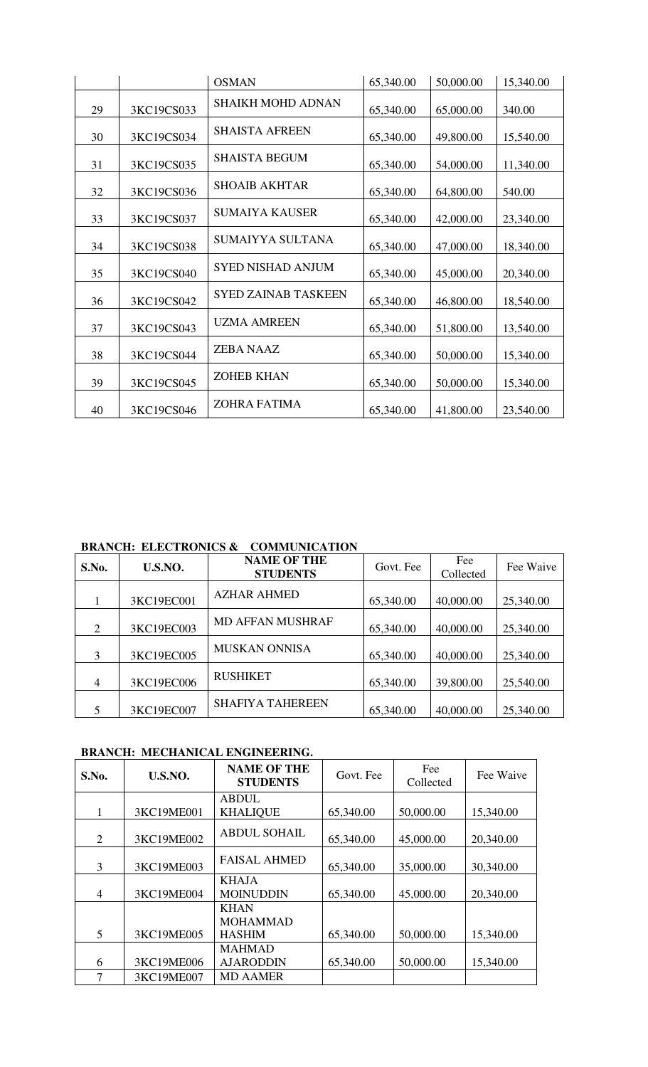|  |  | OSMAN | 65,340.00 | 50,000.00 | 15,340.00 |
|---|---|---|---|---|---|
| 29 | 3KC19CS033 | SHAIKH MOHD ADNAN | 65,340.00 | 65,000.00 | 340.00 |
| 30 | 3KC19CS034 | SHAISTA AFREEN | 65,340.00 | 49,800.00 | 15,540.00 |
| 31 | 3KC19CS035 | SHAISTA BEGUM | 65,340.00 | 54,000.00 | 11,340.00 |
| 32 | 3KC19CS036 | SHOAIB AKHTAR | 65,340.00 | 64,800.00 | 540.00 |
| 33 | 3KC19CS037 | SUMAIYA KAUSER | 65,340.00 | 42,000.00 | 23,340.00 |
| 34 | 3KC19CS038 | SUMAIYYA SULTANA | 65,340.00 | 47,000.00 | 18,340.00 |
| 35 | 3KC19CS040 | SYED NISHAD ANJUM | 65,340.00 | 45,000.00 | 20,340.00 |
| 36 | 3KC19CS042 | SYED ZAINAB TASKEEN | 65,340.00 | 46,800.00 | 18,540.00 |
| 37 | 3KC19CS043 | UZMA AMREEN | 65,340.00 | 51,800.00 | 13,540.00 |
| 38 | 3KC19CS044 | ZEBA NAAZ | 65,340.00 | 50,000.00 | 15,340.00 |
| 39 | 3KC19CS045 | ZOHEB KHAN | 65,340.00 | 50,000.00 | 15,340.00 |
| 40 | 3KC19CS046 | ZOHRA FATIMA | 65,340.00 | 41,800.00 | 23,540.00 |

**BRANCH: ELECTRONICS & COMMUNICATION**

| S.No. | U.S.NO. | NAME OF THE STUDENTS | Govt. Fee | Fee Collected | Fee Waive |
|---|---|---|---|---|---|
| 1 | 3KC19EC001 | AZHAR AHMED | 65,340.00 | 40,000.00 | 25,340.00 |
| 2 | 3KC19EC003 | MD AFFAN MUSHRAF | 65,340.00 | 40,000.00 | 25,340.00 |
| 3 | 3KC19EC005 | MUSKAN ONNISA | 65,340.00 | 40,000.00 | 25,340.00 |
| 4 | 3KC19EC006 | RUSHIKET | 65,340.00 | 39,800.00 | 25,540.00 |
| 5 | 3KC19EC007 | SHAFIYA TAHEREEN | 65,340.00 | 40,000.00 | 25,340.00 |

**BRANCH: MECHANICAL ENGINEERING.**

| S.No. | U.S.NO. | NAME OF THE STUDENTS | Govt. Fee | Fee Collected | Fee Waive |
|---|---|---|---|---|---|
| 1 | 3KC19ME001 | ABDUL KHALIQUE | 65,340.00 | 50,000.00 | 15,340.00 |
| 2 | 3KC19ME002 | ABDUL SOHAIL | 65,340.00 | 45,000.00 | 20,340.00 |
| 3 | 3KC19ME003 | FAISAL AHMED | 65,340.00 | 35,000.00 | 30,340.00 |
| 4 | 3KC19ME004 | KHAJA MOINUDDIN | 65,340.00 | 45,000.00 | 20,340.00 |
| 5 | 3KC19ME005 | KHAN MOHAMMAD HASHIM | 65,340.00 | 50,000.00 | 15,340.00 |
| 6 | 3KC19ME006 | MAHMAD AJARODDIN | 65,340.00 | 50,000.00 | 15,340.00 |
| 7 | 3KC19ME007 | MD AAMER |  |  |  |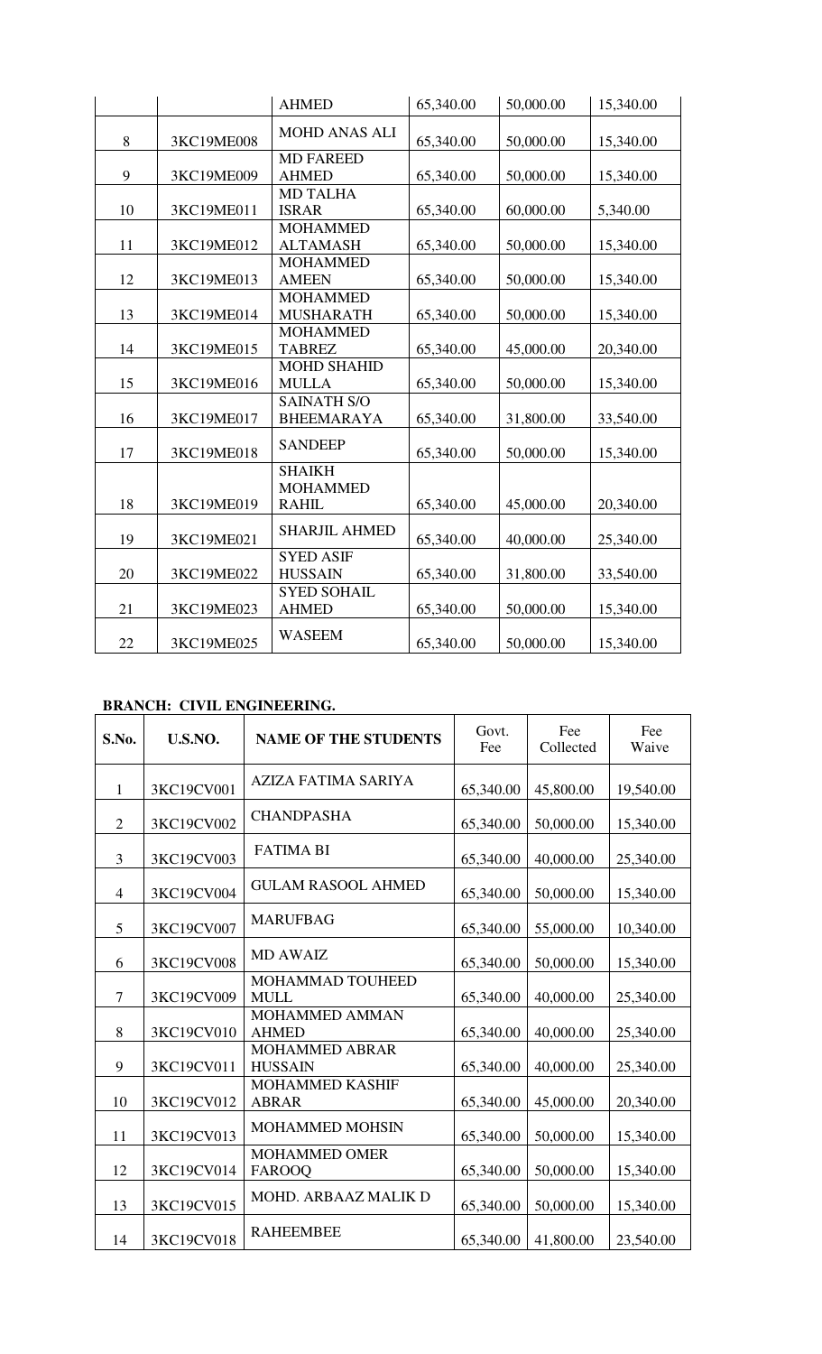| | | AHMED | 65,340.00 | 50,000.00 | 15,340.00 |
|---|---|---|---|---|---|
| 8 | 3KC19ME008 | MOHD ANAS ALI | 65,340.00 | 50,000.00 | 15,340.00 |
| 9 | 3KC19ME009 | MD FAREED AHMED | 65,340.00 | 50,000.00 | 15,340.00 |
| 10 | 3KC19ME011 | MD TALHA ISRAR | 65,340.00 | 60,000.00 | 5,340.00 |
| 11 | 3KC19ME012 | MOHAMMED ALTAMASH | 65,340.00 | 50,000.00 | 15,340.00 |
| 12 | 3KC19ME013 | MOHAMMED AMEEN | 65,340.00 | 50,000.00 | 15,340.00 |
| 13 | 3KC19ME014 | MOHAMMED MUSHARATH | 65,340.00 | 50,000.00 | 15,340.00 |
| 14 | 3KC19ME015 | MOHAMMED TABREZ | 65,340.00 | 45,000.00 | 20,340.00 |
| 15 | 3KC19ME016 | MOHD SHAHID MULLA | 65,340.00 | 50,000.00 | 15,340.00 |
| 16 | 3KC19ME017 | SAINATH S/O BHEEMARAYA | 65,340.00 | 31,800.00 | 33,540.00 |
| 17 | 3KC19ME018 | SANDEEP | 65,340.00 | 50,000.00 | 15,340.00 |
| 18 | 3KC19ME019 | SHAIKH MOHAMMED RAHIL | 65,340.00 | 45,000.00 | 20,340.00 |
| 19 | 3KC19ME021 | SHARJIL AHMED | 65,340.00 | 40,000.00 | 25,340.00 |
| 20 | 3KC19ME022 | SYED ASIF HUSSAIN | 65,340.00 | 31,800.00 | 33,540.00 |
| 21 | 3KC19ME023 | SYED SOHAIL AHMED | 65,340.00 | 50,000.00 | 15,340.00 |
| 22 | 3KC19ME025 | WASEEM | 65,340.00 | 50,000.00 | 15,340.00 |

**BRANCH: CIVIL ENGINEERING.**

| S.No. | U.S.NO. | NAME OF THE STUDENTS | Govt. Fee | Fee Collected | Fee Waive |
|---|---|---|---|---|---|
| 1 | 3KC19CV001 | AZIZA FATIMA SARIYA | 65,340.00 | 45,800.00 | 19,540.00 |
| 2 | 3KC19CV002 | CHANDPASHA | 65,340.00 | 50,000.00 | 15,340.00 |
| 3 | 3KC19CV003 | FATIMA BI | 65,340.00 | 40,000.00 | 25,340.00 |
| 4 | 3KC19CV004 | GULAM RASOOL AHMED | 65,340.00 | 50,000.00 | 15,340.00 |
| 5 | 3KC19CV007 | MARUFBAG | 65,340.00 | 55,000.00 | 10,340.00 |
| 6 | 3KC19CV008 | MD AWAIZ | 65,340.00 | 50,000.00 | 15,340.00 |
| 7 | 3KC19CV009 | MOHAMMAD TOUHEED MULL | 65,340.00 | 40,000.00 | 25,340.00 |
| 8 | 3KC19CV010 | MOHAMMED AMMAN AHMED | 65,340.00 | 40,000.00 | 25,340.00 |
| 9 | 3KC19CV011 | MOHAMMED ABRAR HUSSAIN | 65,340.00 | 40,000.00 | 25,340.00 |
| 10 | 3KC19CV012 | MOHAMMED KASHIF ABRAR | 65,340.00 | 45,000.00 | 20,340.00 |
| 11 | 3KC19CV013 | MOHAMMED MOHSIN | 65,340.00 | 50,000.00 | 15,340.00 |
| 12 | 3KC19CV014 | MOHAMMED OMER FAROOQ | 65,340.00 | 50,000.00 | 15,340.00 |
| 13 | 3KC19CV015 | MOHD. ARBAAZ MALIK D | 65,340.00 | 50,000.00 | 15,340.00 |
| 14 | 3KC19CV018 | RAHEEMBEE | 65,340.00 | 41,800.00 | 23,540.00 |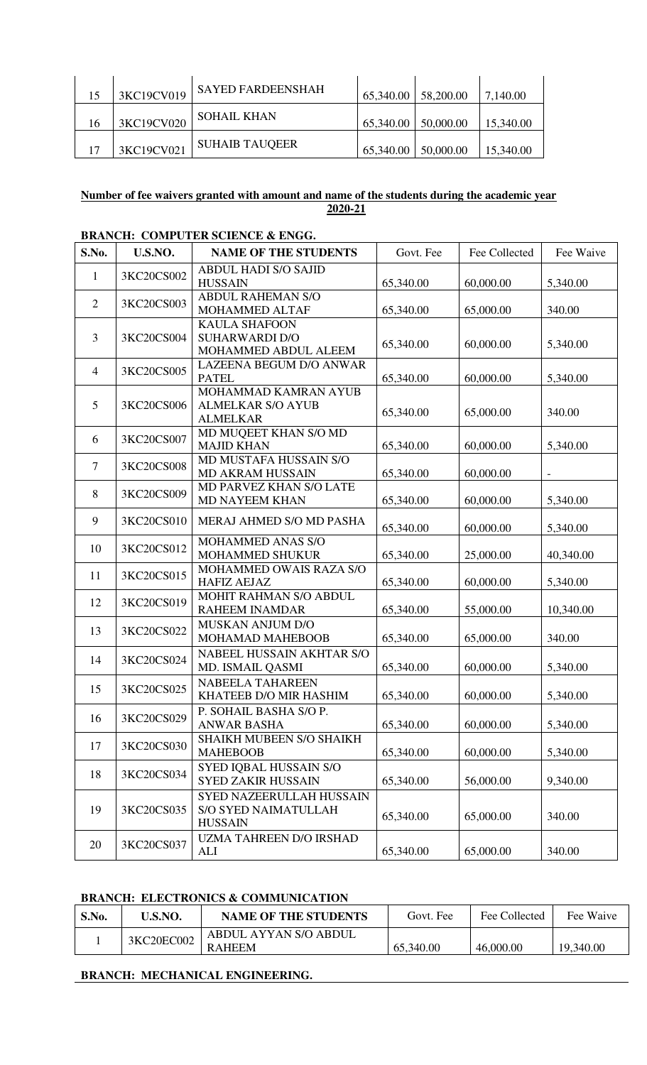| 15 | 3KC19CV019 | SAYED FARDEENSHAH | 65,340.00 | 58,200.00 | 7,140.00 |
|---|---|---|---|---|---|
| 16 | 3KC19CV020 | SOHAIL KHAN | 65,340.00 | 50,000.00 | 15,340.00 |
| 17 | 3KC19CV021 | SUHAIB TAUQEER | 65,340.00 | 50,000.00 | 15,340.00 |

**Number of fee waivers granted with amount and name of the students during the academic year 2020-21**

**BRANCH: COMPUTER SCIENCE & ENGG.**

| S.No. | U.S.NO. | NAME OF THE STUDENTS | Govt. Fee | Fee Collected | Fee Waive |
|---|---|---|---|---|---|
| 1 | 3KC20CS002 | ABDUL HADI S/O SAJID HUSSAIN | 65,340.00 | 60,000.00 | 5,340.00 |
| 2 | 3KC20CS003 | ABDUL RAHEMAN S/O MOHAMMED ALTAF | 65,340.00 | 65,000.00 | 340.00 |
| 3 | 3KC20CS004 | KAULA SHAFOON SUHARWARDI D/O MOHAMMED ABDUL ALEEM | 65,340.00 | 60,000.00 | 5,340.00 |
| 4 | 3KC20CS005 | LAZEENA BEGUM D/O ANWAR PATEL | 65,340.00 | 60,000.00 | 5,340.00 |
| 5 | 3KC20CS006 | MOHAMMAD KAMRAN AYUB ALMELKAR S/O AYUB ALMELKAR | 65,340.00 | 65,000.00 | 340.00 |
| 6 | 3KC20CS007 | MD MUQEET KHAN S/O MD MAJID KHAN | 65,340.00 | 60,000.00 | 5,340.00 |
| 7 | 3KC20CS008 | MD MUSTAFA HUSSAIN S/O MD AKRAM HUSSAIN | 65,340.00 | 60,000.00 | - |
| 8 | 3KC20CS009 | MD PARVEZ KHAN S/O LATE MD NAYEEM KHAN | 65,340.00 | 60,000.00 | 5,340.00 |
| 9 | 3KC20CS010 | MERAJ AHMED S/O MD PASHA | 65,340.00 | 60,000.00 | 5,340.00 |
| 10 | 3KC20CS012 | MOHAMMED ANAS S/O MOHAMMED SHUKUR | 65,340.00 | 25,000.00 | 40,340.00 |
| 11 | 3KC20CS015 | MOHAMMED OWAIS RAZA S/O HAFIZ AEJAZ | 65,340.00 | 60,000.00 | 5,340.00 |
| 12 | 3KC20CS019 | MOHIT RAHMAN S/O ABDUL RAHEEM INAMDAR | 65,340.00 | 55,000.00 | 10,340.00 |
| 13 | 3KC20CS022 | MUSKAN ANJUM D/O MOHAMAD MAHEBOOB | 65,340.00 | 65,000.00 | 340.00 |
| 14 | 3KC20CS024 | NABEEL HUSSAIN AKHTAR S/O MD. ISMAIL QASMI | 65,340.00 | 60,000.00 | 5,340.00 |
| 15 | 3KC20CS025 | NABEELA TAHAREEN KHATEEB D/O MIR HASHIM | 65,340.00 | 60,000.00 | 5,340.00 |
| 16 | 3KC20CS029 | P. SOHAIL BASHA S/O P. ANWAR BASHA | 65,340.00 | 60,000.00 | 5,340.00 |
| 17 | 3KC20CS030 | SHAIKH MUBEEN S/O SHAIKH MAHEBOOB | 65,340.00 | 60,000.00 | 5,340.00 |
| 18 | 3KC20CS034 | SYED IQBAL HUSSAIN S/O SYED ZAKIR HUSSAIN | 65,340.00 | 56,000.00 | 9,340.00 |
| 19 | 3KC20CS035 | SYED NAZEERULLAH HUSSAIN S/O SYED NAIMATULLAH HUSSAIN | 65,340.00 | 65,000.00 | 340.00 |
| 20 | 3KC20CS037 | UZMA TAHREEN D/O IRSHAD ALI | 65,340.00 | 65,000.00 | 340.00 |

**BRANCH: ELECTRONICS & COMMUNICATION**

| S.No. | U.S.NO. | NAME OF THE STUDENTS | Govt. Fee | Fee Collected | Fee Waive |
|---|---|---|---|---|---|
| 1 | 3KC20EC002 | ABDUL AYYAN S/O ABDUL RAHEEM | 65,340.00 | 46,000.00 | 19,340.00 |

**BRANCH: MECHANICAL ENGINEERING.**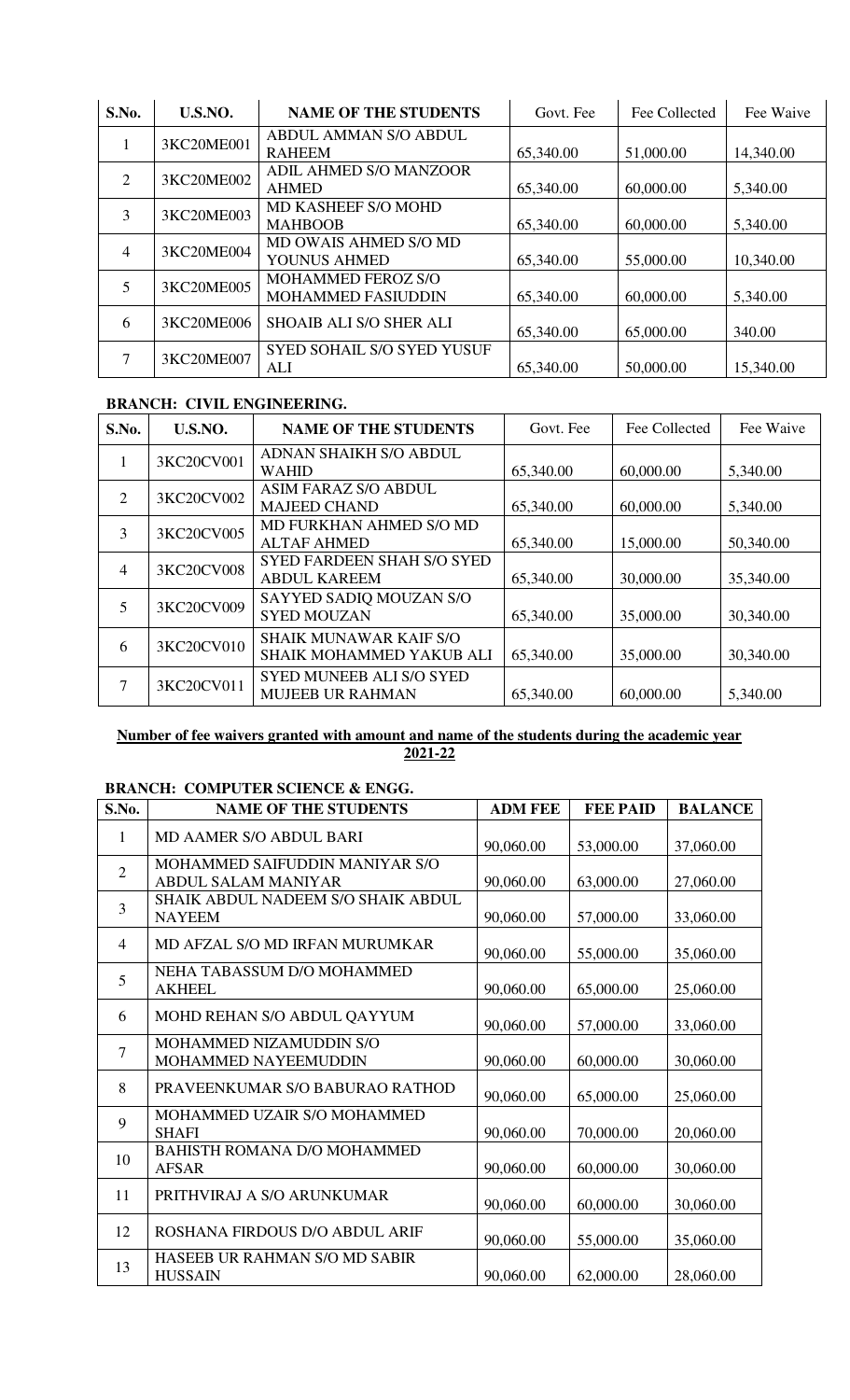| S.No. | U.S.NO. | NAME OF THE STUDENTS | Govt. Fee | Fee Collected | Fee Waive |
|---|---|---|---|---|---|
| 1 | 3KC20ME001 | ABDUL AMMAN S/O ABDUL RAHEEM | 65,340.00 | 51,000.00 | 14,340.00 |
| 2 | 3KC20ME002 | ADIL AHMED S/O MANZOOR AHMED | 65,340.00 | 60,000.00 | 5,340.00 |
| 3 | 3KC20ME003 | MD KASHEEF S/O MOHD MAHBOOB | 65,340.00 | 60,000.00 | 5,340.00 |
| 4 | 3KC20ME004 | MD OWAIS AHMED S/O MD YOUNUS AHMED | 65,340.00 | 55,000.00 | 10,340.00 |
| 5 | 3KC20ME005 | MOHAMMED FEROZ S/O MOHAMMED FASIUDDIN | 65,340.00 | 60,000.00 | 5,340.00 |
| 6 | 3KC20ME006 | SHOAIB ALI S/O SHER ALI | 65,340.00 | 65,000.00 | 340.00 |
| 7 | 3KC20ME007 | SYED SOHAIL S/O SYED YUSUF ALI | 65,340.00 | 50,000.00 | 15,340.00 |

**BRANCH: CIVIL ENGINEERING.**

| S.No. | U.S.NO. | NAME OF THE STUDENTS | Govt. Fee | Fee Collected | Fee Waive |
|---|---|---|---|---|---|
| 1 | 3KC20CV001 | ADNAN SHAIKH S/O ABDUL WAHID | 65,340.00 | 60,000.00 | 5,340.00 |
| 2 | 3KC20CV002 | ASIM FARAZ S/O ABDUL MAJEED CHAND | 65,340.00 | 60,000.00 | 5,340.00 |
| 3 | 3KC20CV005 | MD FURKHAN AHMED S/O MD ALTAF AHMED | 65,340.00 | 15,000.00 | 50,340.00 |
| 4 | 3KC20CV008 | SYED FARDEEN SHAH S/O SYED ABDUL KAREEM | 65,340.00 | 30,000.00 | 35,340.00 |
| 5 | 3KC20CV009 | SAYYED SADIQ MOUZAN S/O SYED MOUZAN | 65,340.00 | 35,000.00 | 30,340.00 |
| 6 | 3KC20CV010 | SHAIK MUNAWAR KAIF S/O SHAIK MOHAMMED YAKUB ALI | 65,340.00 | 35,000.00 | 30,340.00 |
| 7 | 3KC20CV011 | SYED MUNEEB ALI S/O SYED MUJEEB UR RAHMAN | 65,340.00 | 60,000.00 | 5,340.00 |

**Number of fee waivers granted with amount and name of the students during the academic year 2021-22**

**BRANCH: COMPUTER SCIENCE & ENGG.**

| S.No. | NAME OF THE STUDENTS | ADM FEE | FEE PAID | BALANCE |
|---|---|---|---|---|
| 1 | MD AAMER S/O ABDUL BARI | 90,060.00 | 53,000.00 | 37,060.00 |
| 2 | MOHAMMED SAIFUDDIN MANIYAR S/O ABDUL SALAM MANIYAR | 90,060.00 | 63,000.00 | 27,060.00 |
| 3 | SHAIK ABDUL NADEEM S/O SHAIK ABDUL NAYEEM | 90,060.00 | 57,000.00 | 33,060.00 |
| 4 | MD AFZAL S/O MD IRFAN MURUMKAR | 90,060.00 | 55,000.00 | 35,060.00 |
| 5 | NEHA TABASSUM D/O MOHAMMED AKHEEL | 90,060.00 | 65,000.00 | 25,060.00 |
| 6 | MOHD REHAN S/O ABDUL QAYYUM | 90,060.00 | 57,000.00 | 33,060.00 |
| 7 | MOHAMMED NIZAMUDDIN S/O MOHAMMED NAYEEMUDDIN | 90,060.00 | 60,000.00 | 30,060.00 |
| 8 | PRAVEENKUMAR S/O BABURAO RATHOD | 90,060.00 | 65,000.00 | 25,060.00 |
| 9 | MOHAMMED UZAIR S/O MOHAMMED SHAFI | 90,060.00 | 70,000.00 | 20,060.00 |
| 10 | BAHISTH ROMANA D/O MOHAMMED AFSAR | 90,060.00 | 60,000.00 | 30,060.00 |
| 11 | PRITHVIRAJ A S/O ARUNKUMAR | 90,060.00 | 60,000.00 | 30,060.00 |
| 12 | ROSHANA FIRDOUS D/O ABDUL ARIF | 90,060.00 | 55,000.00 | 35,060.00 |
| 13 | HASEEB UR RAHMAN S/O MD SABIR HUSSAIN | 90,060.00 | 62,000.00 | 28,060.00 |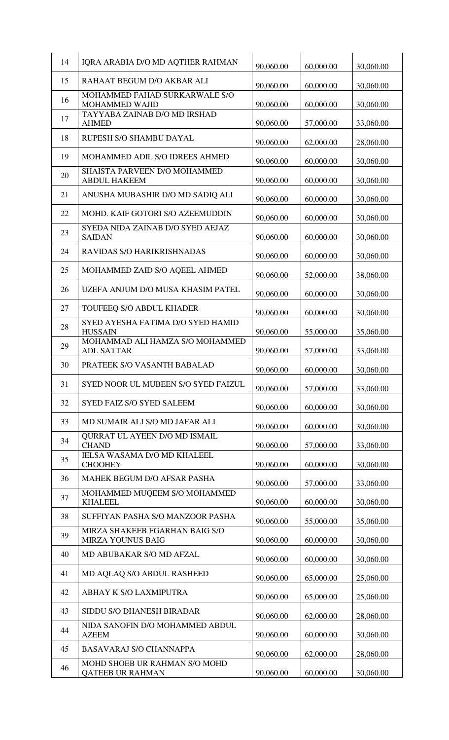| 14 | IQRA ARABIA D/O MD AQTHER RAHMAN | 90,060.00 | 60,000.00 | 30,060.00 |
|---|---|---|---|---|
| 15 | RAHAAT BEGUM D/O AKBAR ALI | 90,060.00 | 60,000.00 | 30,060.00 |
| 16 | MOHAMMED FAHAD SURKARWALE S/O MOHAMMED WAJID | 90,060.00 | 60,000.00 | 30,060.00 |
| 17 | TAYYABA ZAINAB D/O MD IRSHAD AHMED | 90,060.00 | 57,000.00 | 33,060.00 |
| 18 | RUPESH S/O SHAMBU DAYAL | 90,060.00 | 62,000.00 | 28,060.00 |
| 19 | MOHAMMED ADIL S/O IDREES AHMED | 90,060.00 | 60,000.00 | 30,060.00 |
| 20 | SHAISTA PARVEEN D/O MOHAMMED ABDUL HAKEEM | 90,060.00 | 60,000.00 | 30,060.00 |
| 21 | ANUSHA MUBASHIR D/O MD SADIQ ALI | 90,060.00 | 60,000.00 | 30,060.00 |
| 22 | MOHD. KAIF GOTORI S/O AZEEMUDDIN | 90,060.00 | 60,000.00 | 30,060.00 |
| 23 | SYEDA NIDA ZAINAB D/O SYED AEJAZ SAIDAN | 90,060.00 | 60,000.00 | 30,060.00 |
| 24 | RAVIDAS S/O HARIKRISHNADAS | 90,060.00 | 60,000.00 | 30,060.00 |
| 25 | MOHAMMED ZAID S/O AQEEL AHMED | 90,060.00 | 52,000.00 | 38,060.00 |
| 26 | UZEFA ANJUM D/O MUSA KHASIM PATEL | 90,060.00 | 60,000.00 | 30,060.00 |
| 27 | TOUFEEQ S/O ABDUL KHADER | 90,060.00 | 60,000.00 | 30,060.00 |
| 28 | SYED AYESHA FATIMA D/O SYED HAMID HUSSAIN | 90,060.00 | 55,000.00 | 35,060.00 |
| 29 | MOHAMMAD ALI HAMZA S/O MOHAMMED ADL SATTAR | 90,060.00 | 57,000.00 | 33,060.00 |
| 30 | PRATEEK S/O VASANTH BABALAD | 90,060.00 | 60,000.00 | 30,060.00 |
| 31 | SYED NOOR UL MUBEEN S/O SYED FAIZUL | 90,060.00 | 57,000.00 | 33,060.00 |
| 32 | SYED FAIZ S/O SYED SALEEM | 90,060.00 | 60,000.00 | 30,060.00 |
| 33 | MD SUMAIR ALI S/O MD JAFAR ALI | 90,060.00 | 60,000.00 | 30,060.00 |
| 34 | QURRAT UL AYEEN D/O MD ISMAIL CHAND | 90,060.00 | 57,000.00 | 33,060.00 |
| 35 | IELSA WASAMA D/O MD KHALEEL CHOOHEY | 90,060.00 | 60,000.00 | 30,060.00 |
| 36 | MAHEK BEGUM D/O AFSAR PASHA | 90,060.00 | 57,000.00 | 33,060.00 |
| 37 | MOHAMMED MUQEEM S/O MOHAMMED KHALEEL | 90,060.00 | 60,000.00 | 30,060.00 |
| 38 | SUFFIYAN PASHA S/O MANZOOR PASHA | 90,060.00 | 55,000.00 | 35,060.00 |
| 39 | MIRZA SHAKEEB FGARHAN BAIG S/O MIRZA YOUNUS BAIG | 90,060.00 | 60,000.00 | 30,060.00 |
| 40 | MD ABUBAKAR S/O MD AFZAL | 90,060.00 | 60,000.00 | 30,060.00 |
| 41 | MD AQLAQ S/O ABDUL RASHEED | 90,060.00 | 65,000.00 | 25,060.00 |
| 42 | ABHAY K S/O LAXMIPUTRA | 90,060.00 | 65,000.00 | 25,060.00 |
| 43 | SIDDU S/O DHANESH BIRADAR | 90,060.00 | 62,000.00 | 28,060.00 |
| 44 | NIDA SANOFIN D/O MOHAMMED ABDUL AZEEM | 90,060.00 | 60,000.00 | 30,060.00 |
| 45 | BASAVARAJ S/O CHANNAPPA | 90,060.00 | 62,000.00 | 28,060.00 |
| 46 | MOHD SHOEB UR RAHMAN S/O MOHD QATEEB UR RAHMAN | 90,060.00 | 60,000.00 | 30,060.00 |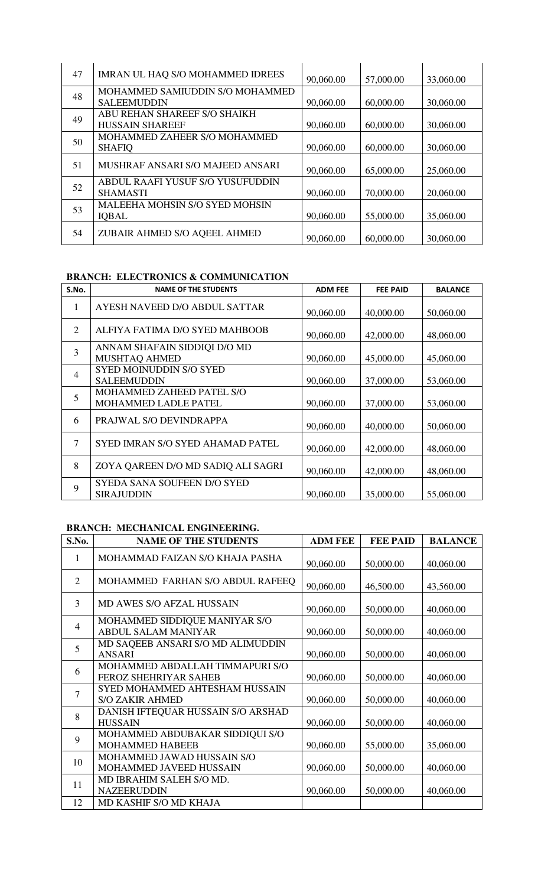| 47 | IMRAN UL HAQ S/O MOHAMMED IDREES | 90,060.00 | 57,000.00 | 33,060.00 |
|---|---|---|---|---|
| 48 | MOHAMMED SAMIUDDIN S/O MOHAMMED SALEEMUDDIN | 90,060.00 | 60,000.00 | 30,060.00 |
| 49 | ABU REHAN SHAREEF S/O SHAIKH HUSSAIN SHAREEF | 90,060.00 | 60,000.00 | 30,060.00 |
| 50 | MOHAMMED ZAHEER S/O MOHAMMED SHAFIQ | 90,060.00 | 60,000.00 | 30,060.00 |
| 51 | MUSHRAF ANSARI S/O MAJEED ANSARI | 90,060.00 | 65,000.00 | 25,060.00 |
| 52 | ABDUL RAAFI YUSUF S/O YUSUFUDDIN SHAMASTI | 90,060.00 | 70,000.00 | 20,060.00 |
| 53 | MALEEHA MOHSIN S/O SYED MOHSIN IQBAL | 90,060.00 | 55,000.00 | 35,060.00 |
| 54 | ZUBAIR AHMED S/O AQEEL AHMED | 90,060.00 | 60,000.00 | 30,060.00 |

**BRANCH: ELECTRONICS & COMMUNICATION**

| S.No. | NAME OF THE STUDENTS | ADM FEE | FEE PAID | BALANCE |
|---|---|---|---|---|
| 1 | AYESH NAVEED D/O ABDUL SATTAR | 90,060.00 | 40,000.00 | 50,060.00 |
| 2 | ALFIYA FATIMA D/O SYED MAHBOOB | 90,060.00 | 42,000.00 | 48,060.00 |
| 3 | ANNAM SHAFAIN SIDDIQI D/O MD MUSHTAQ AHMED | 90,060.00 | 45,000.00 | 45,060.00 |
| 4 | SYED MOINUDDIN S/O SYED SALEEMUDDIN | 90,060.00 | 37,000.00 | 53,060.00 |
| 5 | MOHAMMED ZAHEED PATEL S/O MOHAMMED LADLE PATEL | 90,060.00 | 37,000.00 | 53,060.00 |
| 6 | PRAJWAL S/O DEVINDRAPPA | 90,060.00 | 40,000.00 | 50,060.00 |
| 7 | SYED IMRAN S/O SYED AHAMAD PATEL | 90,060.00 | 42,000.00 | 48,060.00 |
| 8 | ZOYA QAREEN D/O MD SADIQ ALI SAGRI | 90,060.00 | 42,000.00 | 48,060.00 |
| 9 | SYEDA SANA SOUFEEN D/O SYED SIRAJUDDIN | 90,060.00 | 35,000.00 | 55,060.00 |

**BRANCH: MECHANICAL ENGINEERING.**

| S.No. | NAME OF THE STUDENTS | ADM FEE | FEE PAID | BALANCE |
|---|---|---|---|---|
| 1 | MOHAMMAD FAIZAN S/O KHAJA PASHA | 90,060.00 | 50,000.00 | 40,060.00 |
| 2 | MOHAMMED FARHAN S/O ABDUL RAFEEQ | 90,060.00 | 46,500.00 | 43,560.00 |
| 3 | MD AWES S/O AFZAL HUSSAIN | 90,060.00 | 50,000.00 | 40,060.00 |
| 4 | MOHAMMED SIDDIQUE MANIYAR S/O ABDUL SALAM MANIYAR | 90,060.00 | 50,000.00 | 40,060.00 |
| 5 | MD SAQEEB ANSARI S/O MD ALIMUDDIN ANSARI | 90,060.00 | 50,000.00 | 40,060.00 |
| 6 | MOHAMMED ABDALLAH TIMMAPURI S/O FEROZ SHEHRIYAR SAHEB | 90,060.00 | 50,000.00 | 40,060.00 |
| 7 | SYED MOHAMMED AHTESHAM HUSSAIN S/O ZAKIR AHMED | 90,060.00 | 50,000.00 | 40,060.00 |
| 8 | DANISH IFTEQUAR HUSSAIN S/O ARSHAD HUSSAIN | 90,060.00 | 50,000.00 | 40,060.00 |
| 9 | MOHAMMED ABDUBAKAR SIDDIQUI S/O MOHAMMED HABEEB | 90,060.00 | 55,000.00 | 35,060.00 |
| 10 | MOHAMMED JAWAD HUSSAIN S/O MOHAMMED JAVEED HUSSAIN | 90,060.00 | 50,000.00 | 40,060.00 |
| 11 | MD IBRAHIM SALEH S/O MD. NAZEERUDDIN | 90,060.00 | 50,000.00 | 40,060.00 |
| 12 | MD KASHIF S/O MD KHAJA | | | |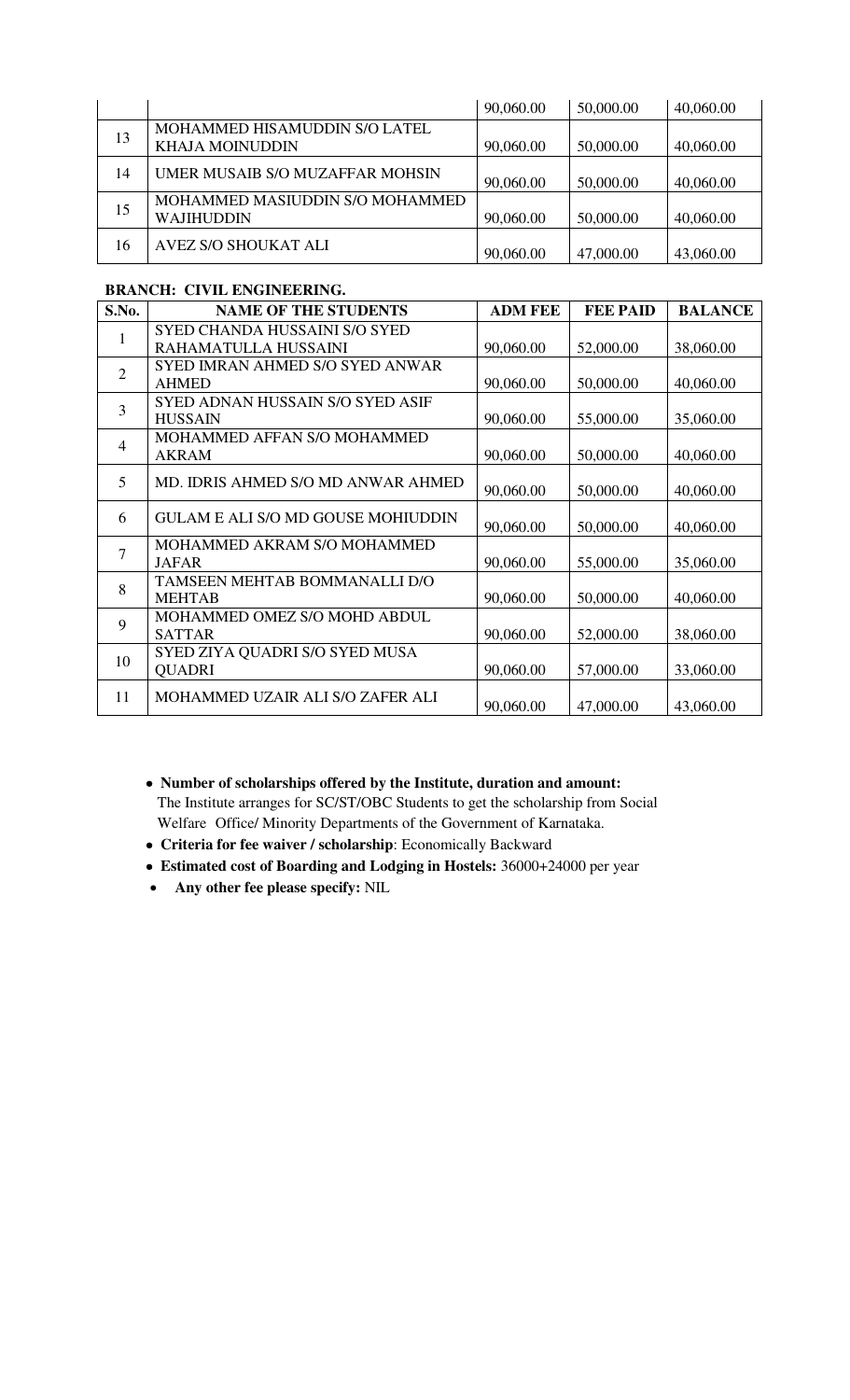|  |  | 90,060.00 | 50,000.00 | 40,060.00 |
|---|---|---|---|---|
| 13 | MOHAMMED HISAMUDDIN S/O LATEL KHAJA MOINUDDIN | 90,060.00 | 50,000.00 | 40,060.00 |
| 14 | UMER MUSAIB S/O MUZAFFAR MOHSIN | 90,060.00 | 50,000.00 | 40,060.00 |
| 15 | MOHAMMED MASIUDDIN S/O MOHAMMED WAJIHUDDIN | 90,060.00 | 50,000.00 | 40,060.00 |
| 16 | AVEZ S/O SHOUKAT ALI | 90,060.00 | 47,000.00 | 43,060.00 |

**BRANCH: CIVIL ENGINEERING.**

| S.No. | NAME OF THE STUDENTS | ADM FEE | FEE PAID | BALANCE |
|---|---|---|---|---|
| 1 | SYED CHANDA HUSSAINI S/O SYED RAHAMATULLA HUSSAINI | 90,060.00 | 52,000.00 | 38,060.00 |
| 2 | SYED IMRAN AHMED S/O SYED ANWAR AHMED | 90,060.00 | 50,000.00 | 40,060.00 |
| 3 | SYED ADNAN HUSSAIN S/O SYED ASIF HUSSAIN | 90,060.00 | 55,000.00 | 35,060.00 |
| 4 | MOHAMMED AFFAN S/O MOHAMMED AKRAM | 90,060.00 | 50,000.00 | 40,060.00 |
| 5 | MD. IDRIS AHMED S/O MD ANWAR AHMED | 90,060.00 | 50,000.00 | 40,060.00 |
| 6 | GULAM E ALI S/O MD GOUSE MOHIUDDIN | 90,060.00 | 50,000.00 | 40,060.00 |
| 7 | MOHAMMED AKRAM S/O MOHAMMED JAFAR | 90,060.00 | 55,000.00 | 35,060.00 |
| 8 | TAMSEEN MEHTAB BOMMANALLI D/O MEHTAB | 90,060.00 | 50,000.00 | 40,060.00 |
| 9 | MOHAMMED OMEZ S/O MOHD ABDUL SATTAR | 90,060.00 | 52,000.00 | 38,060.00 |
| 10 | SYED ZIYA QUADRI S/O SYED MUSA QUADRI | 90,060.00 | 57,000.00 | 33,060.00 |
| 11 | MOHAMMED UZAIR ALI S/O ZAFER ALI | 90,060.00 | 47,000.00 | 43,060.00 |

- **Number of scholarships offered by the Institute, duration and amount:** The Institute arranges for SC/ST/OBC Students to get the scholarship from Social Welfare Office/ Minority Departments of the Government of Karnataka.
- **Criteria for fee waiver / scholarship**: Economically Backward
- **Estimated cost of Boarding and Lodging in Hostels:** 36000+24000 per year
- **Any other fee please specify:** NIL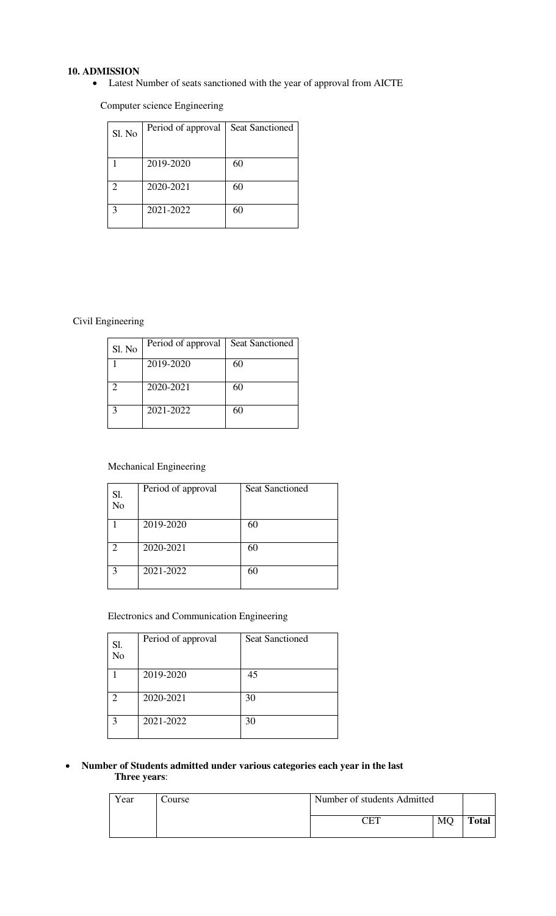**10. ADMISSION**

- Latest Number of seats sanctioned with the year of approval from AICTE

Computer science Engineering

| Sl. No | Period of approval | Seat Sanctioned |
|---|---|---|
| 1 | 2019-2020 | 60 |
| 2 | 2020-2021 | 60 |
| 3 | 2021-2022 | 60 |

Civil Engineering

| Sl. No | Period of approval | Seat Sanctioned |
|---|---|---|
| 1 | 2019-2020 | 60 |
| 2 | 2020-2021 | 60 |
| 3 | 2021-2022 | 60 |

Mechanical Engineering

| Sl. No | Period of approval | Seat Sanctioned |
|---|---|---|
| 1 | 2019-2020 | 60 |
| 2 | 2020-2021 | 60 |
| 3 | 2021-2022 | 60 |

Electronics and Communication Engineering

| Sl. No | Period of approval | Seat Sanctioned |
|---|---|---|
| 1 | 2019-2020 | 45 |
| 2 | 2020-2021 | 30 |
| 3 | 2021-2022 | 30 |

- **Number of Students admitted under various categories each year in the last Three years**:

| Year | Course | Number of students Admitted | | |
|---|---|---|---|---|
| | | CET | MQ | **Total** |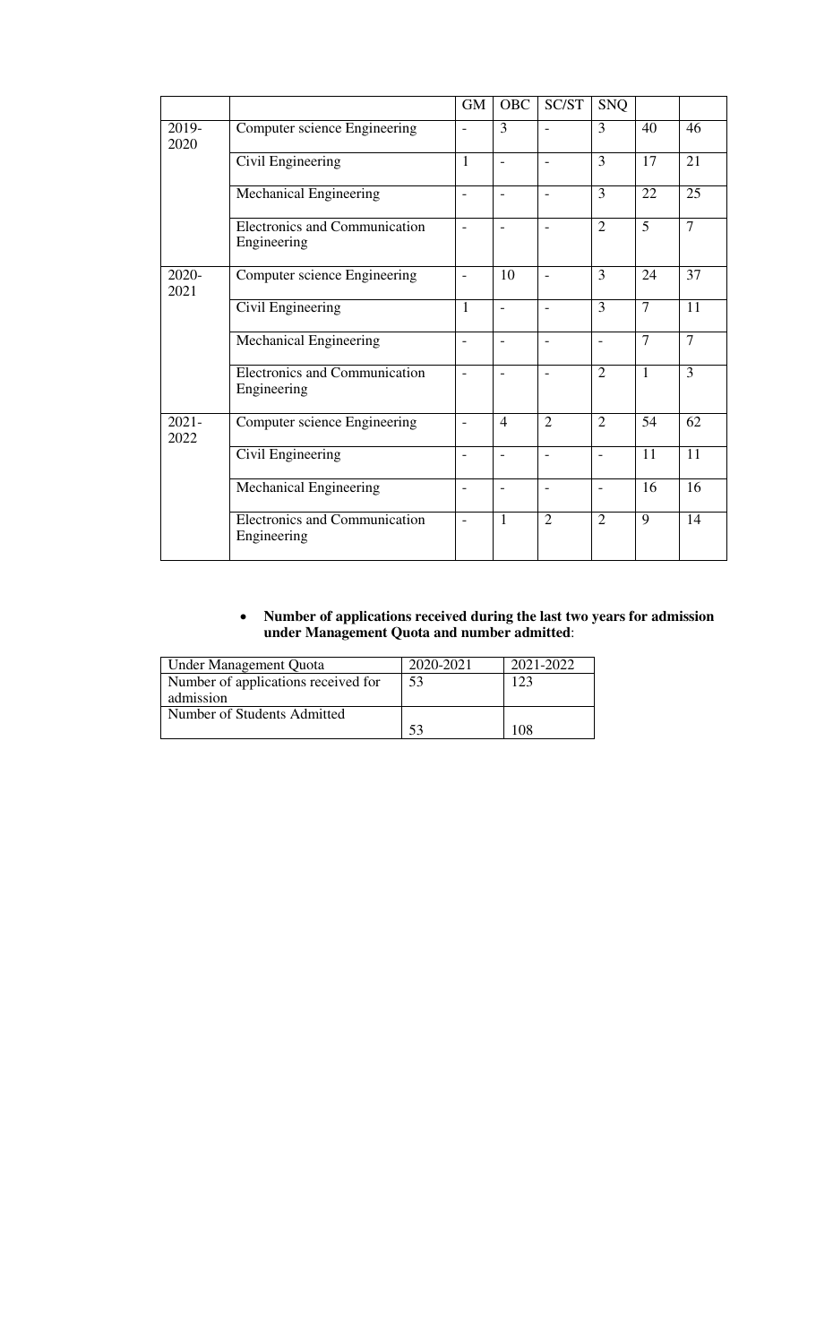| | | GM | OBC | SC/ST | SNQ | | |
|---|---|---|---|---|---|---|---|
| 2019-2020 | Computer science Engineering | - | 3 | - | 3 | 40 | 46 |
| | Civil Engineering | 1 | - | - | 3 | 17 | 21 |
| | Mechanical Engineering | - | - | - | 3 | 22 | 25 |
| | Electronics and Communication Engineering | - | - | - | 2 | 5 | 7 |
| 2020-2021 | Computer science Engineering | - | 10 | - | 3 | 24 | 37 |
| | Civil Engineering | 1 | - | - | 3 | 7 | 11 |
| | Mechanical Engineering | - | - | - | - | 7 | 7 |
| | Electronics and Communication Engineering | - | - | - | 2 | 1 | 3 |
| 2021-2022 | Computer science Engineering | - | 4 | 2 | 2 | 54 | 62 |
| | Civil Engineering | - | - | - | - | 11 | 11 |
| | Mechanical Engineering | - | - | - | - | 16 | 16 |
| | Electronics and Communication Engineering | - | 1 | 2 | 2 | 9 | 14 |

- **Number of applications received during the last two years for admission under Management Quota and number admitted**:

| Under Management Quota | 2020-2021 | 2021-2022 |
|---|---|---|
| Number of applications received for admission | 53 | 123 |
| Number of Students Admitted | 53 | 108 |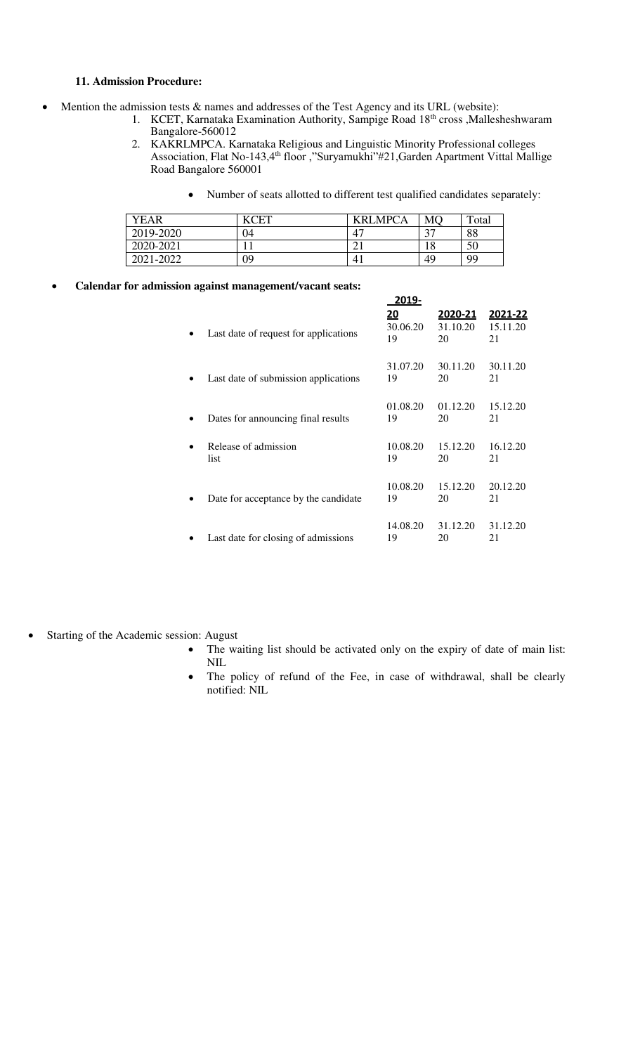**11. Admission Procedure:**

- Mention the admission tests & names and addresses of the Test Agency and its URL (website):
    1. KCET, Karnataka Examination Authority, Sampige Road 18th cross ,Mallesheshwaram Bangalore-560012
    2. KAKRLMPCA. Karnataka Religious and Linguistic Minority Professional colleges Association, Flat No-143,4th floor ,"Suryamukhi"#21,Garden Apartment Vittal Mallige Road Bangalore 560001

    - Number of seats allotted to different test qualified candidates separately:

| YEAR | KCET | KRLMPCA | MQ | Total |
|---|---|---|---|---|
| 2019-2020 | 04 | 47 | 37 | 88 |
| 2020-2021 | 11 | 21 | 18 | 50 |
| 2021-2022 | 09 | 41 | 49 | 99 |

- **Calendar for admission against management/vacant seats:**

| | 2019-20 | 2020-21 | 2021-22 |
|---|---|---|---|
| Last date of request for applications | 30.06.2019 | 31.10.2020 | 15.11.2021 |
| Last date of submission applications | 31.07.2019 | 30.11.2020 | 30.11.2021 |
| Dates for announcing final results | 01.08.2019 | 01.12.2020 | 15.12.2021 |
| Release of admission list | 10.08.2019 | 15.12.2020 | 16.12.2021 |
| Date for acceptance by the candidate | 10.08.2019 | 15.12.2020 | 20.12.2021 |
| Last date for closing of admissions | 14.08.2019 | 31.12.2020 | 31.12.2021 |

- Starting of the Academic session: August
    - The waiting list should be activated only on the expiry of date of main list: NIL
    - The policy of refund of the Fee, in case of withdrawal, shall be clearly notified: NIL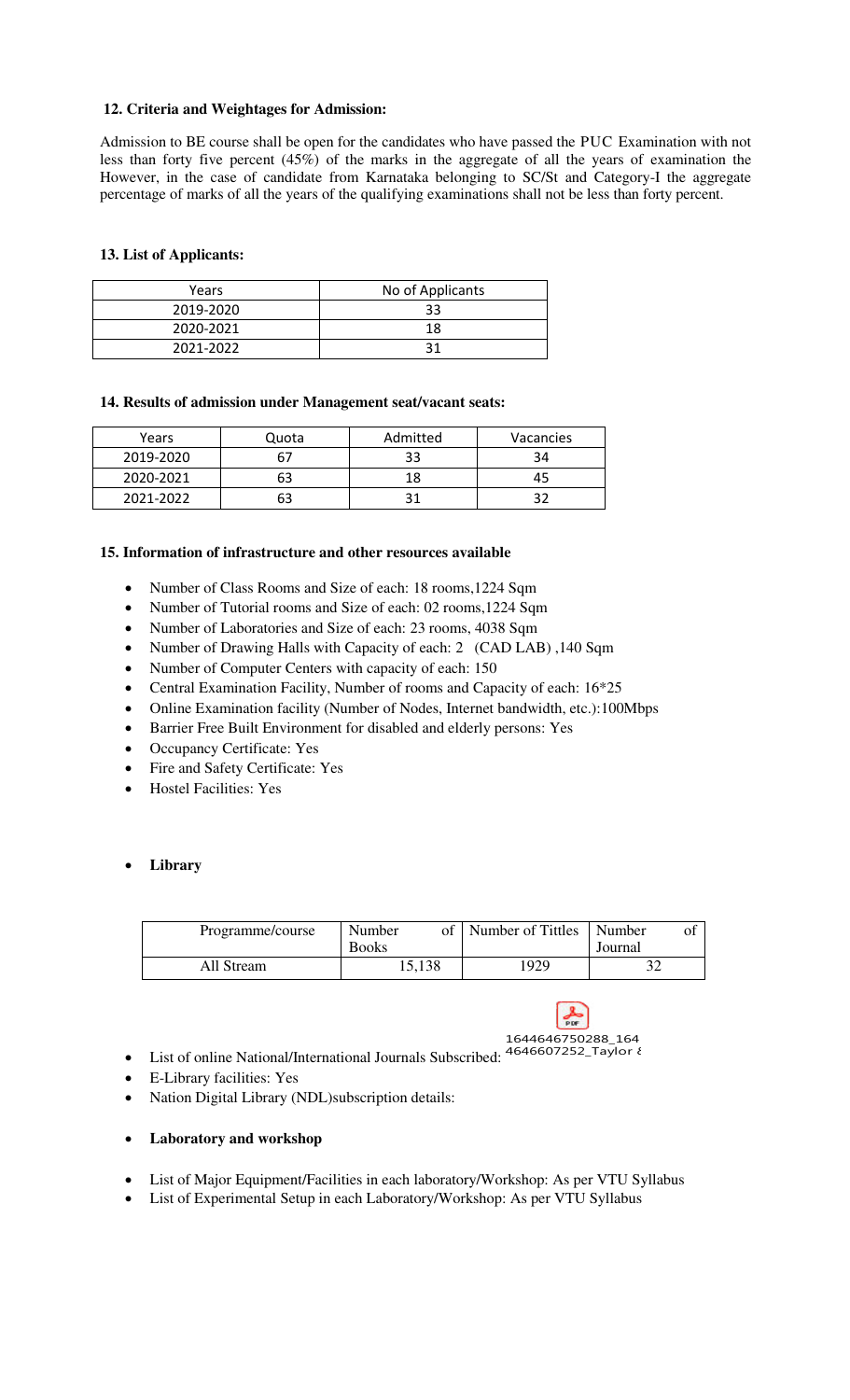### 12. Criteria and Weightages for Admission:

Admission to BE course shall be open for the candidates who have passed the PUC Examination with not less than forty five percent (45%) of the marks in the aggregate of all the years of examination the However, in the case of candidate from Karnataka belonging to SC/St and Category-I the aggregate percentage of marks of all the years of the qualifying examinations shall not be less than forty percent.

### 13. List of Applicants:

| Years | No of Applicants |
|---|---|
| 2019-2020 | 33 |
| 2020-2021 | 18 |
| 2021-2022 | 31 |

### 14. Results of admission under Management seat/vacant seats:

| Years | Quota | Admitted | Vacancies |
|---|---|---|---|
| 2019-2020 | 67 | 33 | 34 |
| 2020-2021 | 63 | 18 | 45 |
| 2021-2022 | 63 | 31 | 32 |

### 15. Information of infrastructure and other resources available

- Number of Class Rooms and Size of each: 18 rooms,1224 Sqm
- Number of Tutorial rooms and Size of each: 02 rooms,1224 Sqm
- Number of Laboratories and Size of each: 23 rooms, 4038 Sqm
- Number of Drawing Halls with Capacity of each: 2 (CAD LAB) ,140 Sqm
- Number of Computer Centers with capacity of each: 150
- Central Examination Facility, Number of rooms and Capacity of each: 16*25
- Online Examination facility (Number of Nodes, Internet bandwidth, etc.):100Mbps
- Barrier Free Built Environment for disabled and elderly persons: Yes
- Occupancy Certificate: Yes
- Fire and Safety Certificate: Yes
- Hostel Facilities: Yes

- **Library**

| Programme/course | Number of Books | Number of Tittles | Number of Journal |
|---|---|---|---|
| All Stream | 15,138 | 1929 | 32 |

- List of online National/International Journals Subscribed: 1644646750288_1644646607252_Taylor &
- E-Library facilities: Yes
- Nation Digital Library (NDL)subscription details:

- **Laboratory and workshop**

- List of Major Equipment/Facilities in each laboratory/Workshop: As per VTU Syllabus
- List of Experimental Setup in each Laboratory/Workshop: As per VTU Syllabus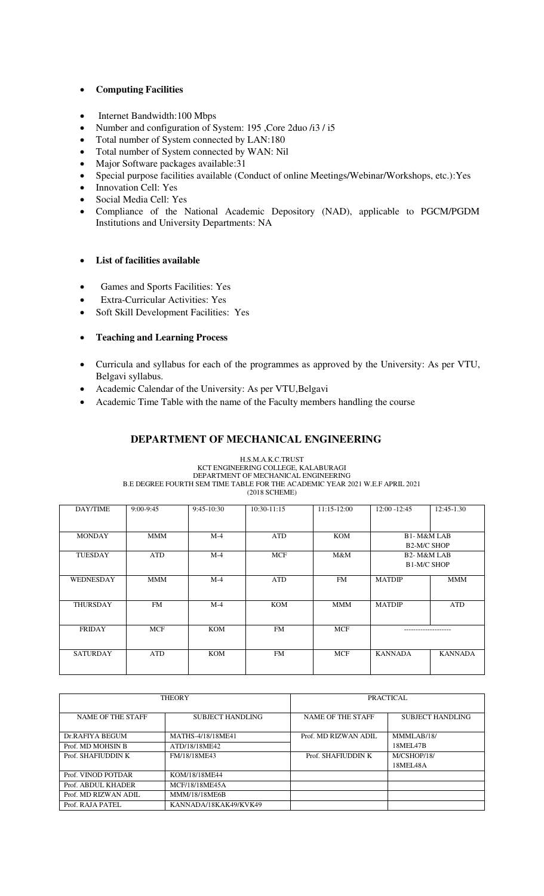- **Computing Facilities**

- Internet Bandwidth:100 Mbps
- Number and configuration of System: 195 ,Core 2duo /i3 / i5
- Total number of System connected by LAN:180
- Total number of System connected by WAN: Nil
- Major Software packages available:31
- Special purpose facilities available (Conduct of online Meetings/Webinar/Workshops, etc.):Yes
- Innovation Cell: Yes
- Social Media Cell: Yes
- Compliance of the National Academic Depository (NAD), applicable to PGCM/PGDM Institutions and University Departments: NA

- **List of facilities available**

- Games and Sports Facilities: Yes
- Extra-Curricular Activities: Yes
- Soft Skill Development Facilities: Yes

- **Teaching and Learning Process**

- Curricula and syllabus for each of the programmes as approved by the University: As per VTU, Belgavi syllabus.
- Academic Calendar of the University: As per VTU,Belgavi
- Academic Time Table with the name of the Faculty members handling the course

## DEPARTMENT OF MECHANICAL ENGINEERING

H.S.M.A.K.C.TRUST
KCT ENGINEERING COLLEGE, KALABURAGI
DEPARTMENT OF MECHANICAL ENGINEERING
B.E DEGREE FOURTH SEM TIME TABLE FOR THE ACADEMIC YEAR 2021 W.E.F APRIL 2021
(2018 SCHEME)

| DAY/TIME | 9:00-9:45 | 9:45-10:30 | 10:30-11:15 | 11:15-12:00 | 12:00 -12:45 | 12:45-1.30 |
|---|---|---|---|---|---|---|
| MONDAY | MMM | M-4 | ATD | KOM | B1- M&M LAB B2-M/C SHOP | |
| TUESDAY | ATD | M-4 | MCF | M&M | B2- M&M LAB B1-M/C SHOP | |
| WEDNESDAY | MMM | M-4 | ATD | FM | MATDIP | MMM |
| THURSDAY | FM | M-4 | KOM | MMM | MATDIP | ATD |
| FRIDAY | MCF | KOM | FM | MCF | -------------------- | |
| SATURDAY | ATD | KOM | FM | MCF | KANNADA | KANNADA |

| THEORY | | PRACTICAL | |
|---|---|---|---|
| NAME OF THE STAFF | SUBJECT HANDLING | NAME OF THE STAFF | SUBJECT HANDLING |
| Dr.RAFIYA BEGUM | MATHS-4/18/18ME41 | Prof. MD RIZWAN ADIL | MMMLAB/18/ 18MEL47B |
| Prof. MD MOHSIN B | ATD/18/18ME42 | | |
| Prof. SHAFIUDDIN K | FM/18/18ME43 | Prof. SHAFIUDDIN K | M/CSHOP/18/ 18MEL48A |
| Prof. VINOD POTDAR | KOM/18/18ME44 | | |
| Prof. ABDUL KHADER | MCF/18/18ME45A | | |
| Prof. MD RIZWAN ADIL | MMM/18/18ME6B | | |
| Prof. RAJA PATEL | KANNADA/18KAK49/KVK49 | | |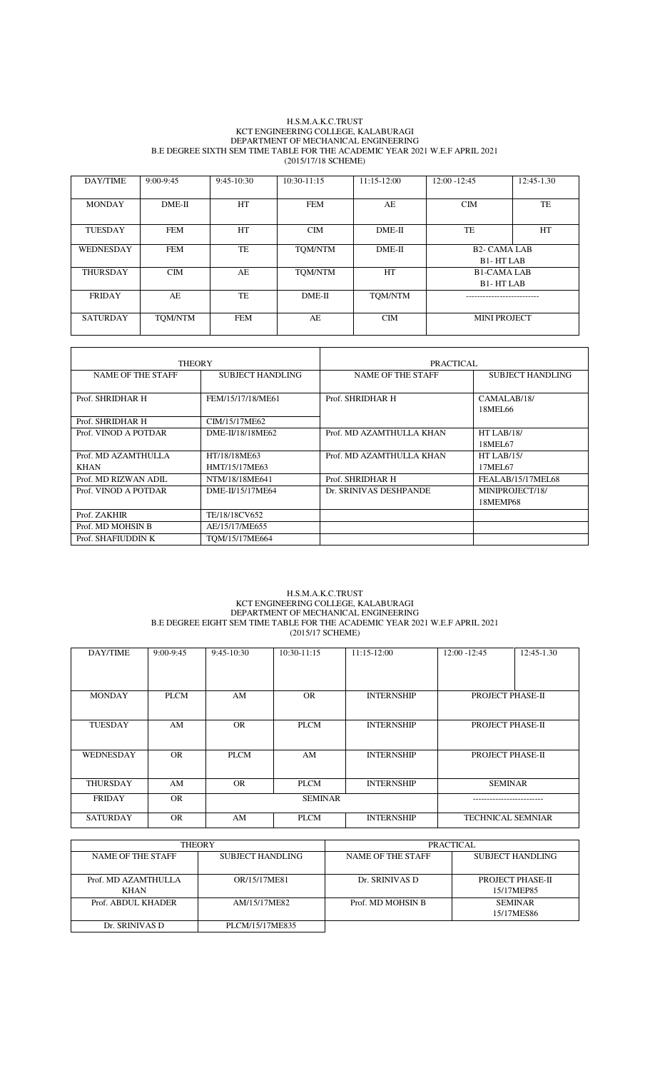H.S.M.A.K.C.TRUST
KCT ENGINEERING COLLEGE, KALABURAGI
DEPARTMENT OF MECHANICAL ENGINEERING
B.E DEGREE SIXTH SEM TIME TABLE FOR THE ACADEMIC YEAR 2021 W.E.F APRIL 2021
(2015/17/18 SCHEME)

| DAY/TIME | 9:00-9:45 | 9:45-10:30 | 10:30-11:15 | 11:15-12:00 | 12:00 -12:45 | 12:45-1.30 |
|---|---|---|---|---|---|---|
| MONDAY | DME-II | HT | FEM | AE | CIM | TE |
| TUESDAY | FEM | HT | CIM | DME-II | TE | HT |
| WEDNESDAY | FEM | TE | TQM/NTM | DME-II | B2- CAMA LAB B1- HT LAB | |
| THURSDAY | CIM | AE | TQM/NTM | HT | B1-CAMA LAB B1- HT LAB | |
| FRIDAY | AE | TE | DME-II | TQM/NTM | -------------------------- | |
| SATURDAY | TQM/NTM | FEM | AE | CIM | MINI PROJECT | |

| THEORY | | PRACTICAL | |
|---|---|---|---|
| NAME OF THE STAFF | SUBJECT HANDLING | NAME OF THE STAFF | SUBJECT HANDLING |
| Prof. SHRIDHAR H | FEM/15/17/18/ME61 | Prof. SHRIDHAR H | CAMALAB/18/ 18MEL66 |
| Prof. SHRIDHAR H | CIM/15/17ME62 | | |
| Prof. VINOD A POTDAR | DME-II/18/18ME62 | Prof. MD AZAMTHULLA KHAN | HT LAB/18/ 18MEL67 |
| Prof. MD AZAMTHULLA KHAN | HT/18/18ME63 HMT/15/17ME63 | Prof. MD AZAMTHULLA KHAN | HT LAB/15/ 17MEL67 |
| Prof. MD RIZWAN ADIL | NTM/18/18ME641 | Prof. SHRIDHAR H | FEALAB/15/17MEL68 |
| Prof. VINOD A POTDAR | DME-II/15/17ME64 | Dr. SRINIVAS DESHPANDE | MINIPROJECT/18/ 18MEMP68 |
| Prof. ZAKHIR | TE/18/18CV652 | | |
| Prof. MD MOHSIN B | AE/15/17/ME655 | | |
| Prof. SHAFIUDDIN K | TQM/15/17ME664 | | |

H.S.M.A.K.C.TRUST
KCT ENGINEERING COLLEGE, KALABURAGI
DEPARTMENT OF MECHANICAL ENGINEERING
B.E DEGREE EIGHT SEM TIME TABLE FOR THE ACADEMIC YEAR 2021 W.E.F APRIL 2021
(2015/17 SCHEME)

| DAY/TIME | 9:00-9:45 | 9:45-10:30 | 10:30-11:15 | 11:15-12:00 | 12:00 -12:45 | 12:45-1.30 |
|---|---|---|---|---|---|---|
| MONDAY | PLCM | AM | OR | INTERNSHIP | PROJECT PHASE-II | |
| TUESDAY | AM | OR | PLCM | INTERNSHIP | PROJECT PHASE-II | |
| WEDNESDAY | OR | PLCM | AM | INTERNSHIP | PROJECT PHASE-II | |
| THURSDAY | AM | OR | PLCM | INTERNSHIP | SEMINAR | |
| FRIDAY | OR | SEMINAR | | | ------------------------- | |
| SATURDAY | OR | AM | PLCM | INTERNSHIP | TECHNICAL SEMNIAR | |

| THEORY | | PRACTICAL | |
|---|---|---|---|
| NAME OF THE STAFF | SUBJECT HANDLING | NAME OF THE STAFF | SUBJECT HANDLING |
| Prof. MD AZAMTHULLA KHAN | OR/15/17ME81 | Dr. SRINIVAS D | PROJECT PHASE-II 15/17MEP85 |
| Prof. ABDUL KHADER | AM/15/17ME82 | Prof. MD MOHSIN B | SEMINAR 15/17MES86 |
| Dr. SRINIVAS D | PLCM/15/17ME835 | | |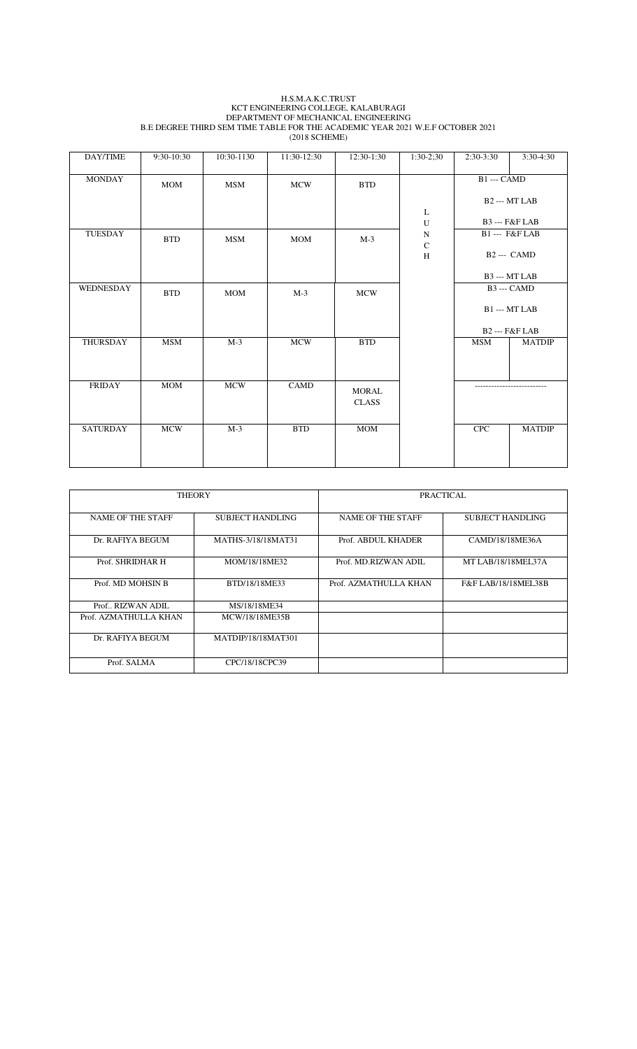H.S.M.A.K.C.TRUST
KCT ENGINEERING COLLEGE, KALABURAGI
DEPARTMENT OF MECHANICAL ENGINEERING
B.E DEGREE THIRD SEM TIME TABLE FOR THE ACADEMIC YEAR 2021 W.E.F OCTOBER 2021
(2018 SCHEME)

| DAY/TIME | 9:30-10:30 | 10:30-1130 | 11:30-12:30 | 12:30-1:30 | 1:30-2;30 | 2:30-3:30 | 3:30-4:30 |
|---|---|---|---|---|---|---|---|
| MONDAY | MOM | MSM | MCW | BTD | LUNCH | B1 --- CAMD<br>B2 --- MT LAB<br>B3 --- F&F LAB | |
| TUESDAY | BTD | MSM | MOM | M-3 | | B1 --- F&F LAB<br>B2 --- CAMD<br>B3 --- MT LAB | |
| WEDNESDAY | BTD | MOM | M-3 | MCW | | B3 --- CAMD<br>B1 --- MT LAB<br>B2 --- F&F LAB | |
| THURSDAY | MSM | M-3 | MCW | BTD | | MSM | MATDIP |
| FRIDAY | MOM | MCW | CAMD | MORAL CLASS | | -------------------------- | |
| SATURDAY | MCW | M-3 | BTD | MOM | | CPC | MATDIP |

| THEORY | | PRACTICAL | |
|---|---|---|---|
| NAME OF THE STAFF | SUBJECT HANDLING | NAME OF THE STAFF | SUBJECT HANDLING |
| Dr. RAFIYA BEGUM | MATHS-3/18/18MAT31 | Prof. ABDUL KHADER | CAMD/18/18ME36A |
| Prof. SHRIDHAR H | MOM/18/18ME32 | Prof. MD.RIZWAN ADIL | MT LAB/18/18MEL37A |
| Prof. MD MOHSIN B | BTD/18/18ME33 | Prof. AZMATHULLA KHAN | F&F LAB/18/18MEL38B |
| Prof.. RIZWAN ADIL | MS/18/18ME34 | | |
| Prof. AZMATHULLA KHAN | MCW/18/18ME35B | | |
| Dr. RAFIYA BEGUM | MATDIP/18/18MAT301 | | |
| Prof. SALMA | CPC/18/18CPC39 | | |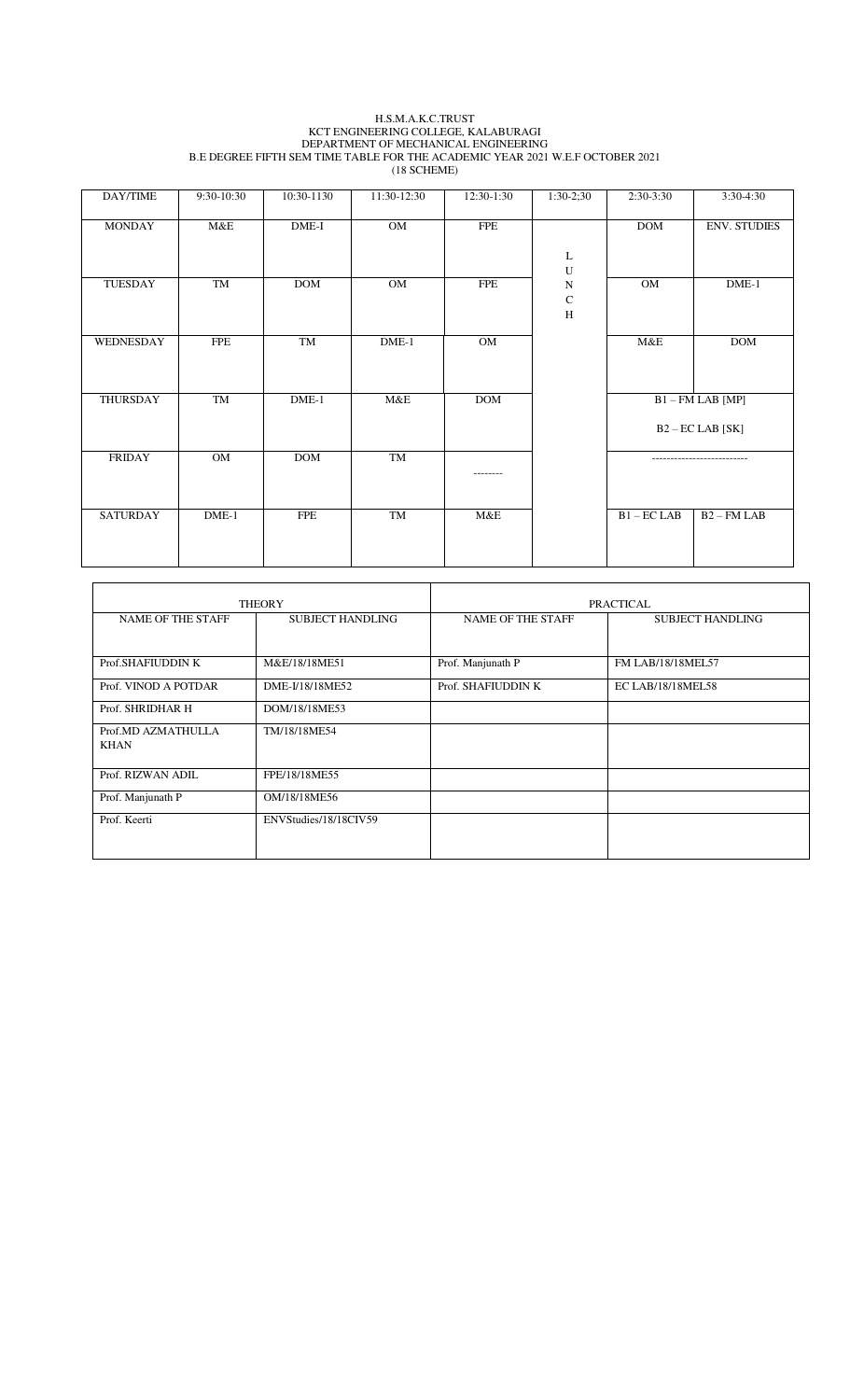H.S.M.A.K.C.TRUST
KCT ENGINEERING COLLEGE, KALABURAGI
DEPARTMENT OF MECHANICAL ENGINEERING
B.E DEGREE FIFTH SEM TIME TABLE FOR THE ACADEMIC YEAR 2021 W.E.F OCTOBER 2021
(18 SCHEME)

| DAY/TIME | 9:30-10:30 | 10:30-1130 | 11:30-12:30 | 12:30-1:30 | 1:30-2;30 | 2:30-3:30 | 3:30-4:30 |
|---|---|---|---|---|---|---|---|
| MONDAY | M&E | DME-I | OM | FPE | L U N C H | DOM | ENV. STUDIES |
| TUESDAY | TM | DOM | OM | FPE | | OM | DME-1 |
| WEDNESDAY | FPE | TM | DME-1 | OM | | M&E | DOM |
| THURSDAY | TM | DME-1 | M&E | DOM | | B1 – FM LAB [MP]<br>B2 – EC LAB [SK] | |
| FRIDAY | OM | DOM | TM | -------- | | -------------------------- | |
| SATURDAY | DME-1 | FPE | TM | M&E | | B1 – EC LAB | B2 – FM LAB |

| THEORY | | PRACTICAL | |
|---|---|---|---|
| NAME OF THE STAFF | SUBJECT HANDLING | NAME OF THE STAFF | SUBJECT HANDLING |
| Prof.SHAFIUDDIN K | M&E/18/18ME51 | Prof. Manjunath P | FM LAB/18/18MEL57 |
| Prof. VINOD A POTDAR | DME-I/18/18ME52 | Prof. SHAFIUDDIN K | EC LAB/18/18MEL58 |
| Prof. SHRIDHAR H | DOM/18/18ME53 | | |
| Prof.MD AZMATHULLA KHAN | TM/18/18ME54 | | |
| Prof. RIZWAN ADIL | FPE/18/18ME55 | | |
| Prof. Manjunath P | OM/18/18ME56 | | |
| Prof. Keerti | ENVStudies/18/18CIV59 | | |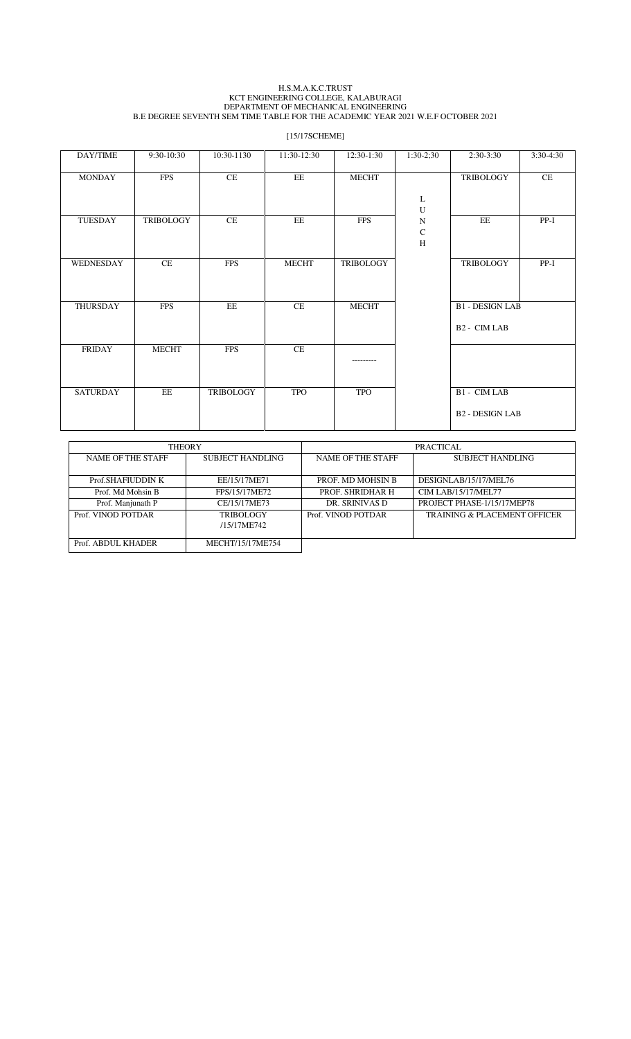H.S.M.A.K.C.TRUST
KCT ENGINEERING COLLEGE, KALABURAGI
DEPARTMENT OF MECHANICAL ENGINEERING
B.E DEGREE SEVENTH SEM TIME TABLE FOR THE ACADEMIC YEAR 2021 W.E.F OCTOBER 2021

[15/17SCHEME]

| DAY/TIME | 9:30-10:30 | 10:30-1130 | 11:30-12:30 | 12:30-1:30 | 1:30-2;30 | 2:30-3:30 | 3:30-4:30 |
|---|---|---|---|---|---|---|---|
| MONDAY | FPS | CE | EE | MECHT | LUNCH | TRIBOLOGY | CE |
| TUESDAY | TRIBOLOGY | CE | EE | FPS | | EE | PP-I |
| WEDNESDAY | CE | FPS | MECHT | TRIBOLOGY | | TRIBOLOGY | PP-I |
| THURSDAY | FPS | EE | CE | MECHT | | B1 - DESIGN LAB<br>B2 - CIM LAB | |
| FRIDAY | MECHT | FPS | CE | --------- | | | |
| SATURDAY | EE | TRIBOLOGY | TPO | TPO | | B1 - CIM LAB<br>B2 - DESIGN LAB | |

| THEORY | | PRACTICAL | |
|---|---|---|---|
| NAME OF THE STAFF | SUBJECT HANDLING | NAME OF THE STAFF | SUBJECT HANDLING |
| Prof.SHAFIUDDIN K | EE/15/17ME71 | PROF. MD MOHSIN B | DESIGNLAB/15/17/MEL76 |
| Prof. Md Mohsin B | FPS/15/17ME72 | PROF. SHRIDHAR H | CIM LAB/15/17/MEL77 |
| Prof. Manjunath P | CE/15/17ME73 | DR. SRINIVAS D | PROJECT PHASE-1/15/17MEP78 |
| Prof. VINOD POTDAR | TRIBOLOGY /15/17ME742 | Prof. VINOD POTDAR | TRAINING & PLACEMENT OFFICER |
| Prof. ABDUL KHADER | MECHT/15/17ME754 | | |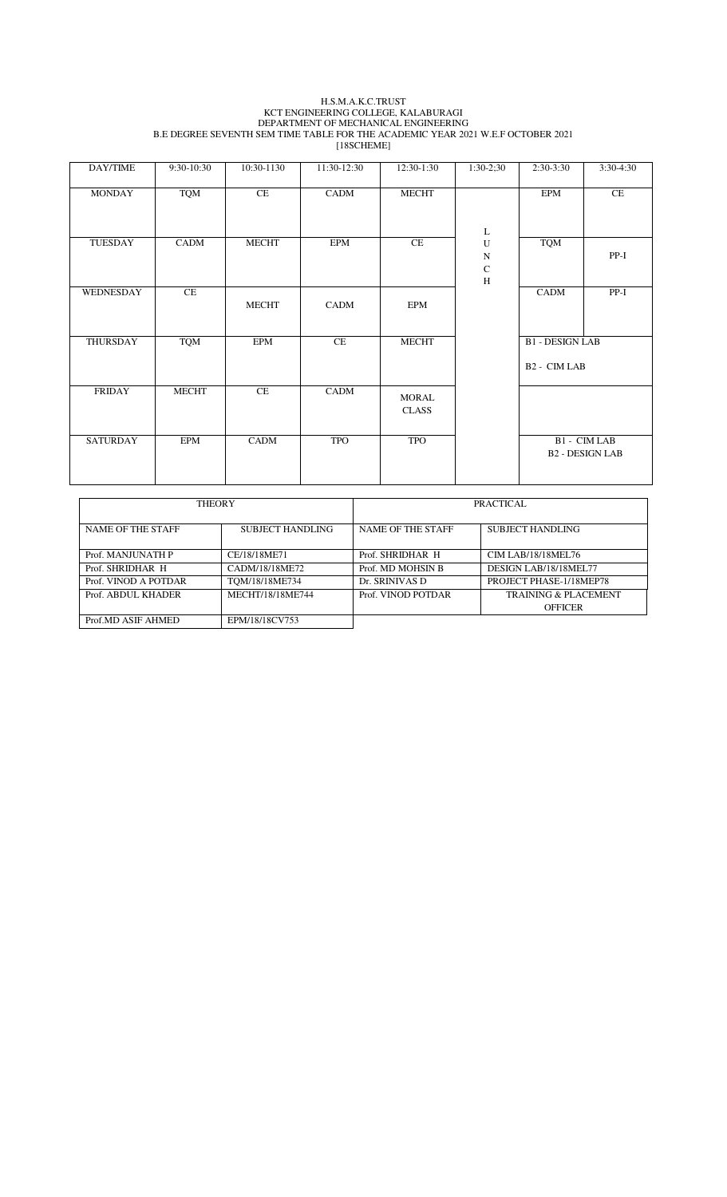H.S.M.A.K.C.TRUST
KCT ENGINEERING COLLEGE, KALABURAGI
DEPARTMENT OF MECHANICAL ENGINEERING
B.E DEGREE SEVENTH SEM TIME TABLE FOR THE ACADEMIC YEAR 2021 W.E.F OCTOBER 2021
[18SCHEME]

| DAY/TIME | 9:30-10:30 | 10:30-1130 | 11:30-12:30 | 12:30-1:30 | 1:30-2;30 | 2:30-3:30 | 3:30-4:30 |
|---|---|---|---|---|---|---|---|
| MONDAY | TQM | CE | CADM | MECHT | LUNCH | EPM | CE |
| TUESDAY | CADM | MECHT | EPM | CE | | TQM | PP-I |
| WEDNESDAY | CE | MECHT | CADM | EPM | | CADM | PP-I |
| THURSDAY | TQM | EPM | CE | MECHT | | B1 - DESIGN LAB B2 - CIM LAB | |
| FRIDAY | MECHT | CE | CADM | MORAL CLASS | | | |
| SATURDAY | EPM | CADM | TPO | TPO | | B1 - CIM LAB B2 - DESIGN LAB | |

| THEORY | | PRACTICAL | |
|---|---|---|---|
| NAME OF THE STAFF | SUBJECT HANDLING | NAME OF THE STAFF | SUBJECT HANDLING |
| Prof. MANJUNATH P | CE/18/18ME71 | Prof. SHRIDHAR H | CIM LAB/18/18MEL76 |
| Prof. SHRIDHAR H | CADM/18/18ME72 | Prof. MD MOHSIN B | DESIGN LAB/18/18MEL77 |
| Prof. VINOD A POTDAR | TQM/18/18ME734 | Dr. SRINIVAS D | PROJECT PHASE-1/18MEP78 |
| Prof. ABDUL KHADER | MECHT/18/18ME744 | Prof. VINOD POTDAR | TRAINING & PLACEMENT OFFICER |
| Prof.MD ASIF AHMED | EPM/18/18CV753 | | |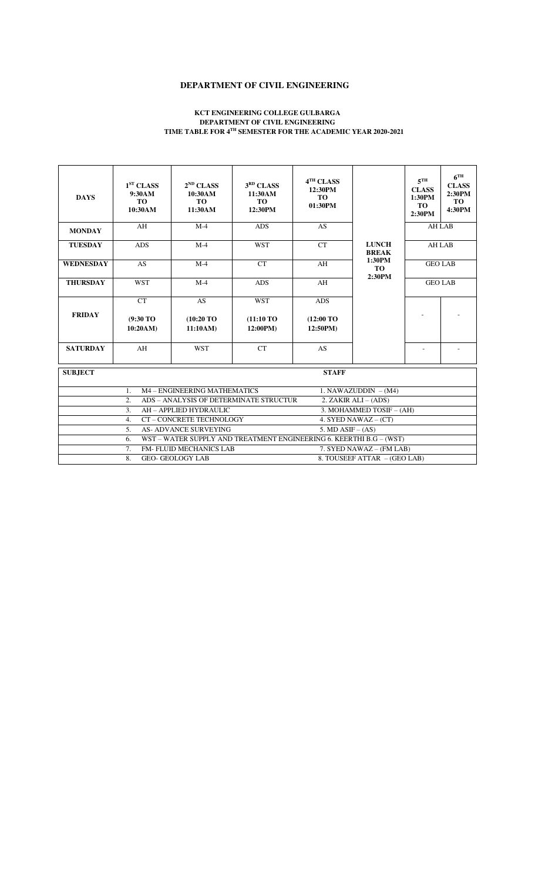# DEPARTMENT OF CIVIL ENGINEERING

**KCT ENGINEERING COLLEGE GULBARGA**
**DEPARTMENT OF CIVIL ENGINEERING**
**TIME TABLE FOR 4TH SEMESTER FOR THE ACADEMIC YEAR 2020-2021**

| DAYS | 1ST CLASS 9:30AM TO 10:30AM | 2ND CLASS 10:30AM TO 11:30AM | 3RD CLASS 11:30AM TO 12:30PM | 4TH CLASS 12:30PM TO 01:30PM | | 5TH CLASS 1:30PM TO 2:30PM | 6TH CLASS 2:30PM TO 4:30PM |
|---|---|---|---|---|---|---|---|
| **MONDAY** | AH | M-4 | ADS | AS | | AH LAB | |
| **TUESDAY** | ADS | M-4 | WST | CT | **LUNCH BREAK 1:30PM TO 2:30PM** | AH LAB | |
| **WEDNESDAY** | AS | M-4 | CT | AH | | GEO LAB | |
| **THURSDAY** | WST | M-4 | ADS | AH | | GEO LAB | |
| **FRIDAY** | CT (9:30 TO 10:20AM) | AS (10:20 TO 11:10AM) | WST (11:10 TO 12:00PM) | ADS (12:00 TO 12:50PM) | | - | - |
| **SATURDAY** | AH | WST | CT | AS | | - | - |

| SUBJECT | STAFF |
|---|---|
| 1. M4 – ENGINEERING MATHEMATICS | 1. NAWAZUDDIN – (M4) |
| 2. ADS – ANALYSIS OF DETERMINATE STRUCTUR | 2. ZAKIR ALI – (ADS) |
| 3. AH – APPLIED HYDRAULIC | 3. MOHAMMED TOSIF – (AH) |
| 4. CT – CONCRETE TECHNOLOGY | 4. SYED NAWAZ – (CT) |
| 5. AS- ADVANCE SURVEYING | 5. MD ASIF – (AS) |
| 6. WST – WATER SUPPLY AND TREATMENT ENGINEERING | 6. KEERTHI B.G – (WST) |
| 7. FM- FLUID MECHANICS LAB | 7. SYED NAWAZ – (FM LAB) |
| 8. GEO- GEOLOGY LAB | 8. TOUSEEF ATTAR – (GEO LAB) |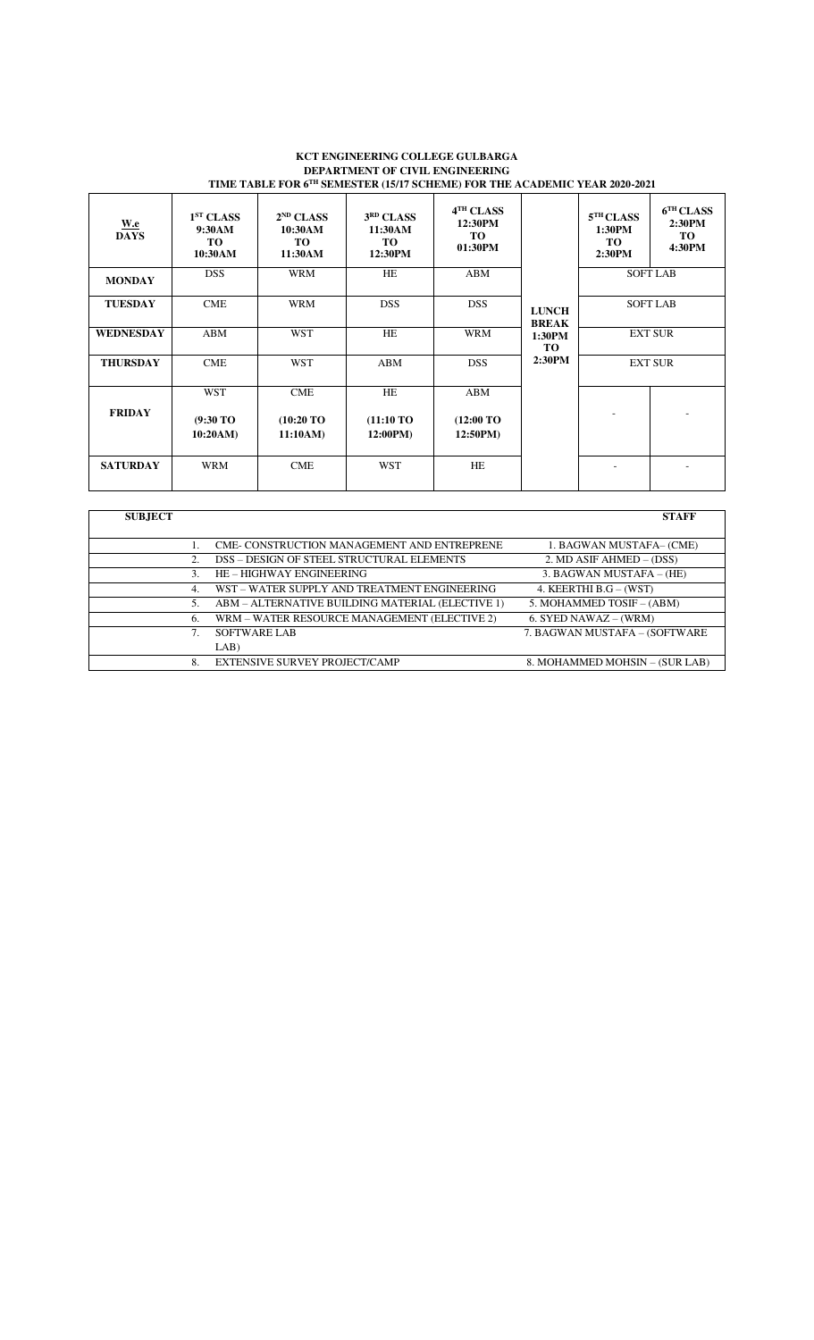**KCT ENGINEERING COLLEGE GULBARGA**
**DEPARTMENT OF CIVIL ENGINEERING**
**TIME TABLE FOR 6TH SEMESTER (15/17 SCHEME) FOR THE ACADEMIC YEAR 2020-2021**

| W.e DAYS | 1ST CLASS 9:30AM TO 10:30AM | 2ND CLASS 10:30AM TO 11:30AM | 3RD CLASS 11:30AM TO 12:30PM | 4TH CLASS 12:30PM TO 01:30PM | | 5TH CLASS 1:30PM TO 2:30PM | 6TH CLASS 2:30PM TO 4:30PM |
|---|---|---|---|---|---|---|---|
| **MONDAY** | DSS | WRM | HE | ABM | LUNCH BREAK 1:30PM TO 2:30PM | SOFT LAB | |
| **TUESDAY** | CME | WRM | DSS | DSS | | SOFT LAB | |
| **WEDNESDAY** | ABM | WST | HE | WRM | | EXT SUR | |
| **THURSDAY** | CME | WST | ABM | DSS | | EXT SUR | |
| **FRIDAY** | WST (9:30 TO 10:20AM) | CME (10:20 TO 11:10AM) | HE (11:10 TO 12:00PM) | ABM (12:00 TO 12:50PM) | | - | - |
| **SATURDAY** | WRM | CME | WST | HE | | - | - |

| SUBJECT | | STAFF |
|---|---|---|
| 1. | CME- CONSTRUCTION MANAGEMENT AND ENTREPRENE | 1. BAGWAN MUSTAFA– (CME) |
| 2. | DSS – DESIGN OF STEEL STRUCTURAL ELEMENTS | 2. MD ASIF AHMED – (DSS) |
| 3. | HE – HIGHWAY ENGINEERING | 3. BAGWAN MUSTAFA – (HE) |
| 4. | WST – WATER SUPPLY AND TREATMENT ENGINEERING | 4. KEERTHI B.G – (WST) |
| 5. | ABM – ALTERNATIVE BUILDING MATERIAL (ELECTIVE 1) | 5. MOHAMMED TOSIF – (ABM) |
| 6. | WRM – WATER RESOURCE MANAGEMENT (ELECTIVE 2) | 6. SYED NAWAZ – (WRM) |
| 7. | SOFTWARE LAB LAB) | 7. BAGWAN MUSTAFA – (SOFTWARE |
| 8. | EXTENSIVE SURVEY PROJECT/CAMP | 8. MOHAMMED MOHSIN – (SUR LAB) |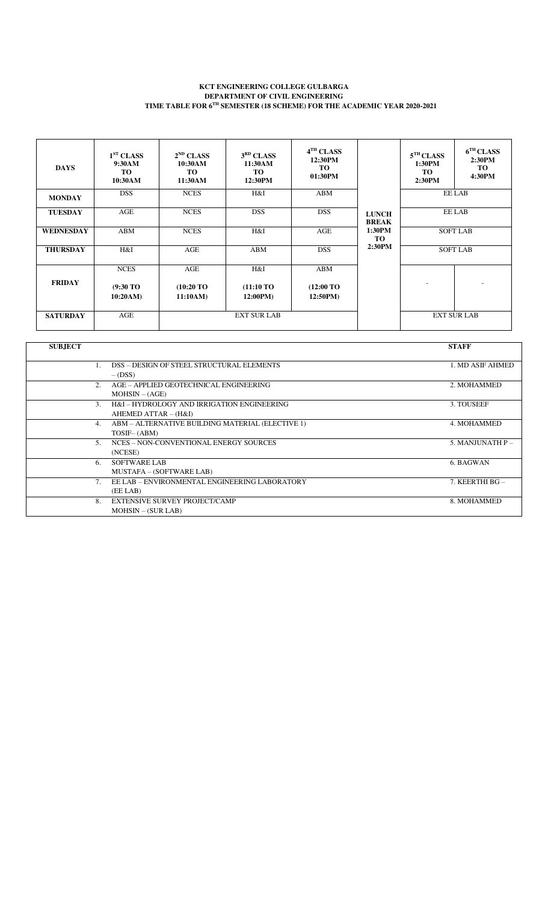**KCT ENGINEERING COLLEGE GULBARGA**
**DEPARTMENT OF CIVIL ENGINEERING**
**TIME TABLE FOR 6^TH SEMESTER (18 SCHEME) FOR THE ACADEMIC YEAR 2020-2021**

| DAYS | 1ST CLASS 9:30AM TO 10:30AM | 2ND CLASS 10:30AM TO 11:30AM | 3RD CLASS 11:30AM TO 12:30PM | 4TH CLASS 12:30PM TO 01:30PM | | 5TH CLASS 1:30PM TO 2:30PM | 6TH CLASS 2:30PM TO 4:30PM |
|---|---|---|---|---|---|---|---|
| MONDAY | DSS | NCES | H&I | ABM | LUNCH BREAK 1:30PM TO 2:30PM | EE LAB | |
| TUESDAY | AGE | NCES | DSS | DSS | | EE LAB | |
| WEDNESDAY | ABM | NCES | H&I | AGE | | SOFT LAB | |
| THURSDAY | H&I | AGE | ABM | DSS | | SOFT LAB | |
| FRIDAY | NCES (9:30 TO 10:20AM) | AGE (10:20 TO 11:10AM) | H&I (11:10 TO 12:00PM) | ABM (12:00 TO 12:50PM) | | - | - |
| SATURDAY | AGE | EXT SUR LAB | | | | EXT SUR LAB | |

| SUBJECT | STAFF |
|---|---|
| 1. DSS – DESIGN OF STEEL STRUCTURAL ELEMENTS – (DSS) | 1. MD ASIF AHMED |
| 2. AGE – APPLIED GEOTECHNICAL ENGINEERING MOHSIN – (AGE) | 2. MOHAMMED |
| 3. H&I – HYDROLOGY AND IRRIGATION ENGINEERING AHEMED ATTAR – (H&I) | 3. TOUSEEF |
| 4. ABM – ALTERNATIVE BUILDING MATERIAL (ELECTIVE 1) TOSIF– (ABM) | 4. MOHAMMED |
| 5. NCES – NON-CONVENTIONAL ENERGY SOURCES (NCESE) | 5. MANJUNATH P – |
| 6. SOFTWARE LAB MUSTAFA – (SOFTWARE LAB) | 6. BAGWAN |
| 7. EE LAB – ENVIRONMENTAL ENGINEERING LABORATORY (EE LAB) | 7. KEERTHI BG – |
| 8. EXTENSIVE SURVEY PROJECT/CAMP MOHSIN – (SUR LAB) | 8. MOHAMMED |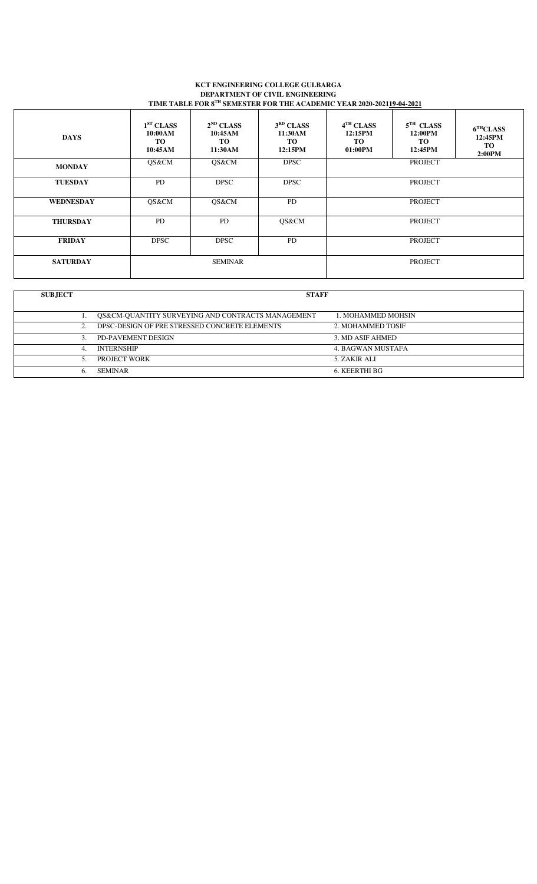**KCT ENGINEERING COLLEGE GULBARGA**

**DEPARTMENT OF CIVIL ENGINEERING**

**TIME TABLE FOR 8$^{TH}$ SEMESTER FOR THE ACADEMIC YEAR 2020-202119-04-2021**

| DAYS | 1$^{ST}$ CLASS 10:00AM TO 10:45AM | 2$^{ND}$ CLASS 10:45AM TO 11:30AM | 3$^{RD}$ CLASS 11:30AM TO 12:15PM | 4$^{TH}$ CLASS 12:15PM TO 01:00PM | 5$^{TH}$ CLASS 12:00PM TO 12:45PM | 6$^{TH}$CLASS 12:45PM TO 2:00PM |
|---|---|---|---|---|---|---|
| MONDAY | QS&CM | QS&CM | DPSC | PROJECT | | |
| TUESDAY | PD | DPSC | DPSC | PROJECT | | |
| WEDNESDAY | QS&CM | QS&CM | PD | PROJECT | | |
| THURSDAY | PD | PD | QS&CM | PROJECT | | |
| FRIDAY | DPSC | DPSC | PD | PROJECT | | |
| SATURDAY | SEMINAR | | | PROJECT | | |

| SUBJECT | STAFF |
|---|---|
| 1. QS&CM-QUANTITY SURVEYING AND CONTRACTS MANAGEMENT | 1. MOHAMMED MOHSIN |
| 2. DPSC-DESIGN OF PRE STRESSED CONCRETE ELEMENTS | 2. MOHAMMED TOSIF |
| 3. PD-PAVEMENT DESIGN | 3. MD ASIF AHMED |
| 4. INTERNSHIP | 4. BAGWAN MUSTAFA |
| 5. PROJECT WORK | 5. ZAKIR ALI |
| 6. SEMINAR | 6. KEERTHI BG |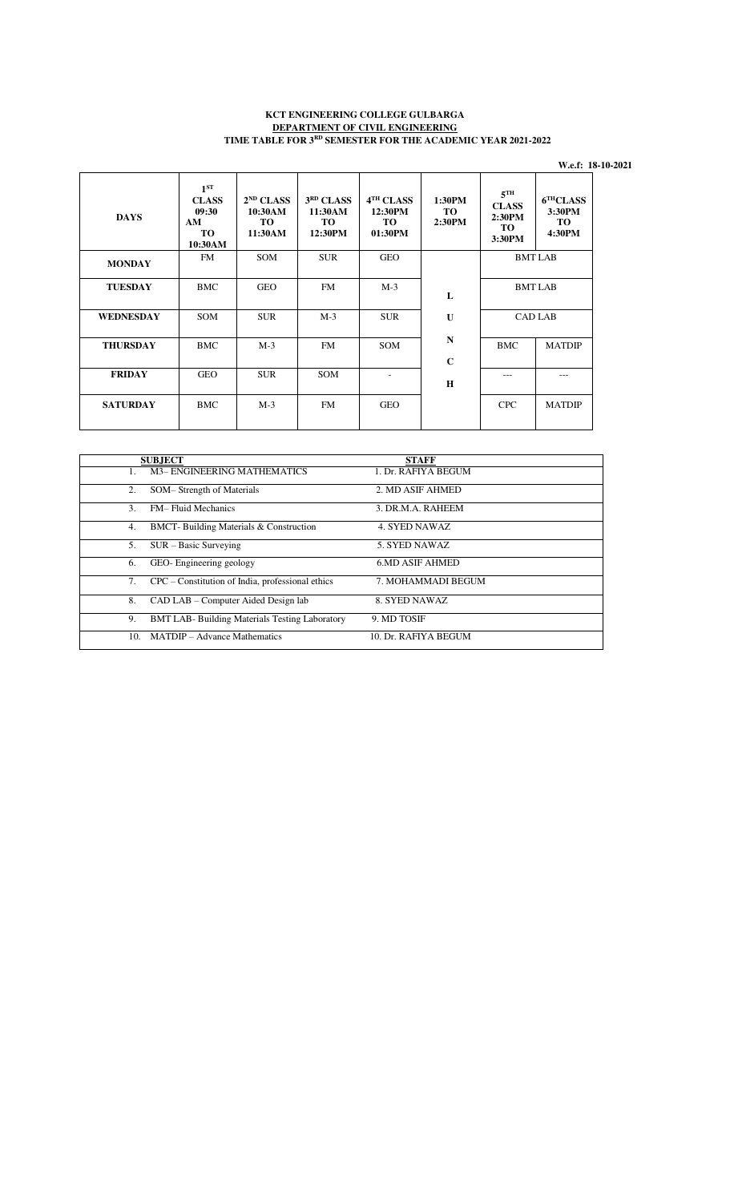**KCT ENGINEERING COLLEGE GULBARGA**

**DEPARTMENT OF CIVIL ENGINEERING**

**TIME TABLE FOR 3RD SEMESTER FOR THE ACADEMIC YEAR 2021-2022**

**W.e.f: 18-10-2021**

| DAYS | 1ST CLASS 09:30 AM TO 10:30AM | 2ND CLASS 10:30AM TO 11:30AM | 3RD CLASS 11:30AM TO 12:30PM | 4TH CLASS 12:30PM TO 01:30PM | 1:30PM TO 2:30PM | 5TH CLASS 2:30PM TO 3:30PM | 6TH CLASS 3:30PM TO 4:30PM |
|---|---|---|---|---|---|---|---|
| **MONDAY** | FM | SOM | SUR | GEO | | BMT LAB | |
| **TUESDAY** | BMC | GEO | FM | M-3 | L | BMT LAB | |
| **WEDNESDAY** | SOM | SUR | M-3 | SUR | U | CAD LAB | |
| **THURSDAY** | BMC | M-3 | FM | SOM | N C | BMC | MATDIP |
| **FRIDAY** | GEO | SUR | SOM | - | H | --- | --- |
| **SATURDAY** | BMC | M-3 | FM | GEO | | CPC | MATDIP |

| SUBJECT | STAFF |
|---|---|
| 1. M3– ENGINEERING MATHEMATICS | 1. Dr. RAFIYA BEGUM |
| 2. SOM– Strength of Materials | 2. MD ASIF AHMED |
| 3. FM– Fluid Mechanics | 3. DR.M.A. RAHEEM |
| 4. BMCT- Building Materials & Construction | 4. SYED NAWAZ |
| 5. SUR – Basic Surveying | 5. SYED NAWAZ |
| 6. GEO- Engineering geology | 6.MD ASIF AHMED |
| 7. CPC – Constitution of India, professional ethics | 7. MOHAMMADI BEGUM |
| 8. CAD LAB – Computer Aided Design lab | 8. SYED NAWAZ |
| 9. BMT LAB- Building Materials Testing Laboratory | 9. MD TOSIF |
| 10. MATDIP – Advance Mathematics | 10. Dr. RAFIYA BEGUM |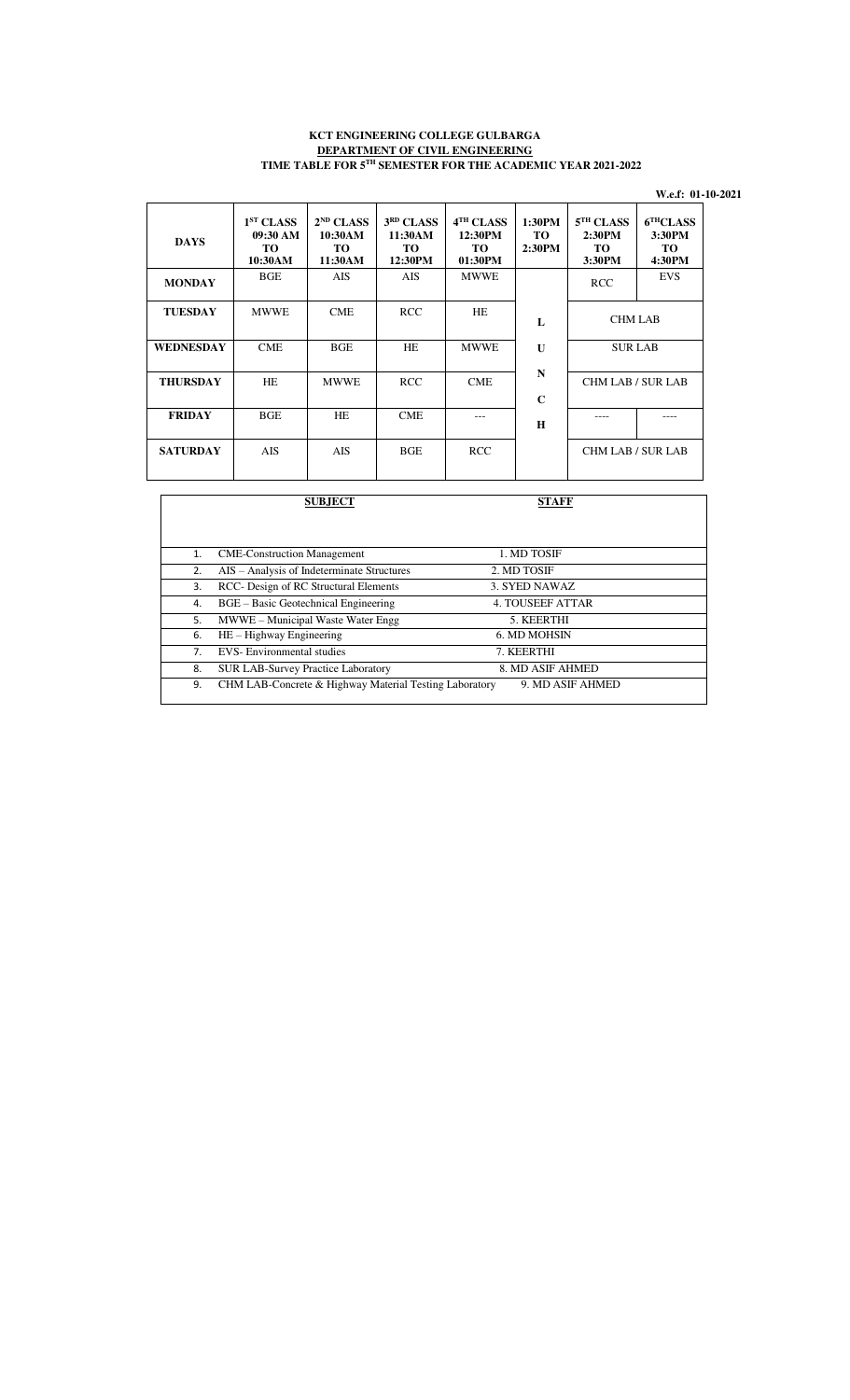**KCT ENGINEERING COLLEGE GULBARGA**

**DEPARTMENT OF CIVIL ENGINEERING**

**TIME TABLE FOR 5TH SEMESTER FOR THE ACADEMIC YEAR 2021-2022**

**W.e.f: 01-10-2021**

| DAYS | 1ST CLASS 09:30 AM TO 10:30AM | 2ND CLASS 10:30AM TO 11:30AM | 3RD CLASS 11:30AM TO 12:30PM | 4TH CLASS 12:30PM TO 01:30PM | 1:30PM TO 2:30PM | 5TH CLASS 2:30PM TO 3:30PM | 6THCLASS 3:30PM TO 4:30PM |
|---|---|---|---|---|---|---|---|
| **MONDAY** | BGE | AIS | AIS | MWWE | | RCC | EVS |
| **TUESDAY** | MWWE | CME | RCC | HE | L | CHM LAB | |
| **WEDNESDAY** | CME | BGE | HE | MWWE | U | SUR LAB | |
| **THURSDAY** | HE | MWWE | RCC | CME | N C | CHM LAB / SUR LAB | |
| **FRIDAY** | BGE | HE | CME | --- | H | ---- | ---- |
| **SATURDAY** | AIS | AIS | BGE | RCC | | CHM LAB / SUR LAB | |

| | SUBJECT | STAFF |
|---|---|---|
| 1. | CME-Construction Management | 1. MD TOSIF |
| 2. | AIS – Analysis of Indeterminate Structures | 2. MD TOSIF |
| 3. | RCC- Design of RC Structural Elements | 3. SYED NAWAZ |
| 4. | BGE – Basic Geotechnical Engineering | 4. TOUSEEF ATTAR |
| 5. | MWWE – Municipal Waste Water Engg | 5. KEERTHI |
| 6. | HE – Highway Engineering | 6. MD MOHSIN |
| 7. | EVS- Environmental studies | 7. KEERTHI |
| 8. | SUR LAB-Survey Practice Laboratory | 8. MD ASIF AHMED |
| 9. | CHM LAB-Concrete & Highway Material Testing Laboratory | 9. MD ASIF AHMED |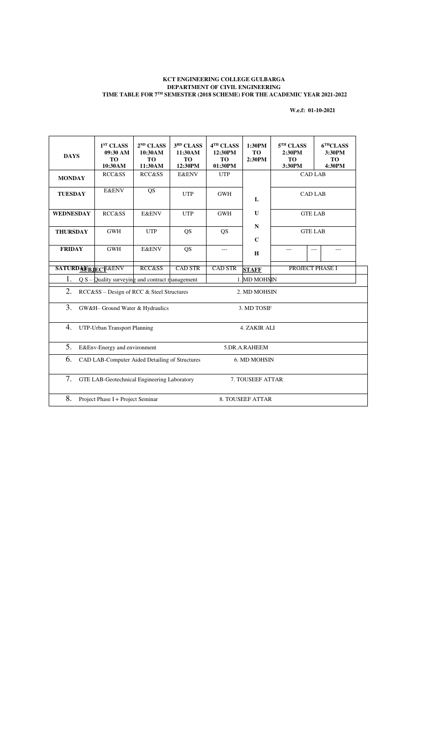**KCT ENGINEERING COLLEGE GULBARGA**
**DEPARTMENT OF CIVIL ENGINEERING**
**TIME TABLE FOR 7TH SEMESTER (2018 SCHEME) FOR THE ACADEMIC YEAR 2021-2022**

**W.e.f: 01-10-2021**

| DAYS | 1ST CLASS 09:30 AM TO 10:30AM | 2ND CLASS 10:30AM TO 11:30AM | 3RD CLASS 11:30AM TO 12:30PM | 4TH CLASS 12:30PM TO 01:30PM | 1:30PM TO 2:30PM | 5TH CLASS 2:30PM TO 3:30PM | | 6TH CLASS 3:30PM TO 4:30PM |
|---|---|---|---|---|---|---|---|---|
| **MONDAY** | RCC&SS | RCC&SS | E&ENV | UTP | | CAD LAB | | |
| **TUESDAY** | E&ENV | QS | UTP | GWH | L | CAD LAB | | |
| **WEDNESDAY** | RCC&SS | E&ENV | UTP | GWH | U | GTE LAB | | |
| **THURSDAY** | GWH | UTP | QS | QS | N C | GTE LAB | | |
| **FRIDAY** | GWH | E&ENV | QS | --- | H | --- | --- | --- |
| **SATURDAY** | E&ENV | RCC&SS | CAD STR | CAD STR | | PROJECT PHASE I | | |

| SUBJECT | STAFF |
|---|---|
| 1. Q S – Quality surveying and contract management | 1. MD MOHSIN |
| 2. RCC&SS – Design of RCC & Steel Structures | 2. MD MOHSIN |
| 3. GW&H– Ground Water & Hydraulics | 3. MD TOSIF |
| 4. UTP-Urban Transport Planning | 4. ZAKIR ALI |
| 5. E&Env-Energy and environment | 5.DR.A.RAHEEM |
| 6. CAD LAB-Computer Aided Detailing of Structures | 6. MD MOHSIN |
| 7. GTE LAB-Geotechnical Engineering Laboratory | 7. TOUSEEF ATTAR |
| 8. Project Phase I + Project Seminar | 8. TOUSEEF ATTAR |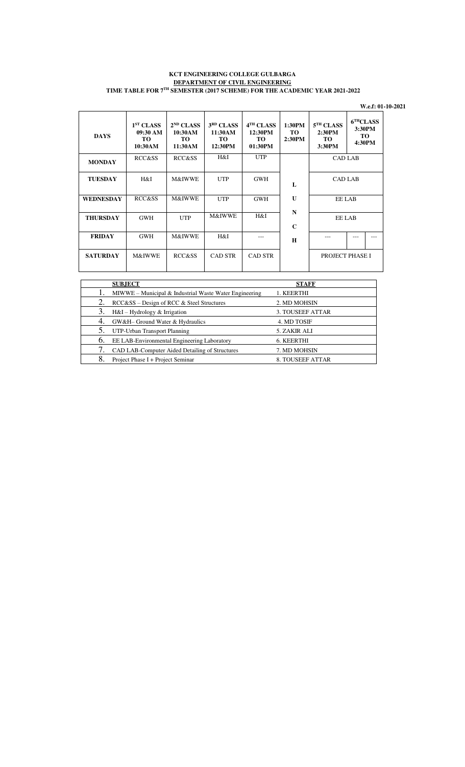**KCT ENGINEERING COLLEGE GULBARGA**

**DEPARTMENT OF CIVIL ENGINEERING**

**TIME TABLE FOR 7TH SEMESTER (2017 SCHEME) FOR THE ACADEMIC YEAR 2021-2022**

**W.e.f: 01-10-2021**

| DAYS | 1ST CLASS 09:30 AM TO 10:30AM | 2ND CLASS 10:30AM TO 11:30AM | 3RD CLASS 11:30AM TO 12:30PM | 4TH CLASS 12:30PM TO 01:30PM | 1:30PM TO 2:30PM | 5TH CLASS 2:30PM TO 3:30PM | 6THCLASS 3:30PM TO 4:30PM | |
|---|---|---|---|---|---|---|---|---|
| **MONDAY** | RCC&SS | RCC&SS | H&I | UTP | | CAD LAB | | |
| **TUESDAY** | H&I | M&IWWE | UTP | GWH | L | CAD LAB | | |
| **WEDNESDAY** | RCC&SS | M&IWWE | UTP | GWH | U | EE LAB | | |
| **THURSDAY** | GWH | UTP | M&IWWE | H&I | N C | EE LAB | | |
| **FRIDAY** | GWH | M&IWWE | H&I | --- | H | --- | --- | --- |
| **SATURDAY** | M&IWWE | RCC&SS | CAD STR | CAD STR | | PROJECT PHASE I | | |

| | SUBJECT | STAFF |
|---|---|---|
| 1. | MIWWE – Municipal & Industrial Waste Water Engineering | 1. KEERTHI |
| 2. | RCC&SS – Design of RCC & Steel Structures | 2. MD MOHSIN |
| 3. | H&I – Hydrology & Irrigation | 3. TOUSEEF ATTAR |
| 4. | GW&H– Ground Water & Hydraulics | 4. MD TOSIF |
| 5. | UTP-Urban Transport Planning | 5. ZAKIR ALI |
| 6. | EE LAB-Environmental Engineering Laboratory | 6. KEERTHI |
| 7. | CAD LAB-Computer Aided Detailing of Structures | 7. MD MOHSIN |
| 8. | Project Phase I + Project Seminar | 8. TOUSEEF ATTAR |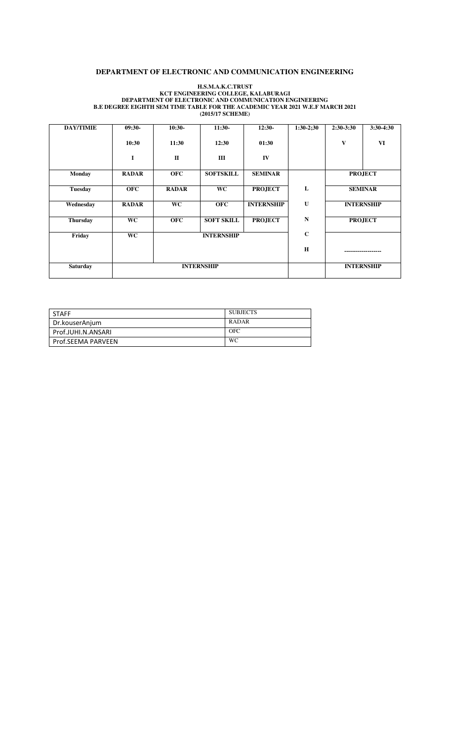## DEPARTMENT OF ELECTRONIC AND COMMUNICATION ENGINEERING

**H.S.M.A.K.C.TRUST**
**KCT ENGINEERING COLLEGE, KALABURAGI**
**DEPARTMENT OF ELECTRONIC AND COMMUNICATION ENGINEERING**
**B.E DEGREE EIGHTH SEM TIME TABLE FOR THE ACADEMIC YEAR 2021 W.E.F MARCH 2021**
**(2015/17 SCHEME)**

| DAY/TIMIE | 09:30- 10:30 I | 10:30- 11:30 II | 11:30- 12:30 III | 12:30- 01:30 IV | 1:30-2;30 | 2:30-3:30 V | 3:30-4:30 VI |
|---|---|---|---|---|---|---|---|
| Monday | RADAR | OFC | SOFTSKILL | SEMINAR | | PROJECT | |
| Tuesday | OFC | RADAR | WC | PROJECT | L | SEMINAR | |
| Wednesday | RADAR | WC | OFC | INTERNSHIP | U | INTERNSHIP | |
| Thursday | WC | OFC | SOFT SKILL | PROJECT | N | PROJECT | |
| Friday | WC | INTERNSHIP | | | C H | ------------------ | |
| Saturday | INTERNSHIP | | | | | INTERNSHIP | |

| STAFF | SUBJECTS |
|---|---|
| Dr.kouserAnjum | RADAR |
| Prof.JUHI.N.ANSARI | OFC |
| Prof.SEEMA PARVEEN | WC |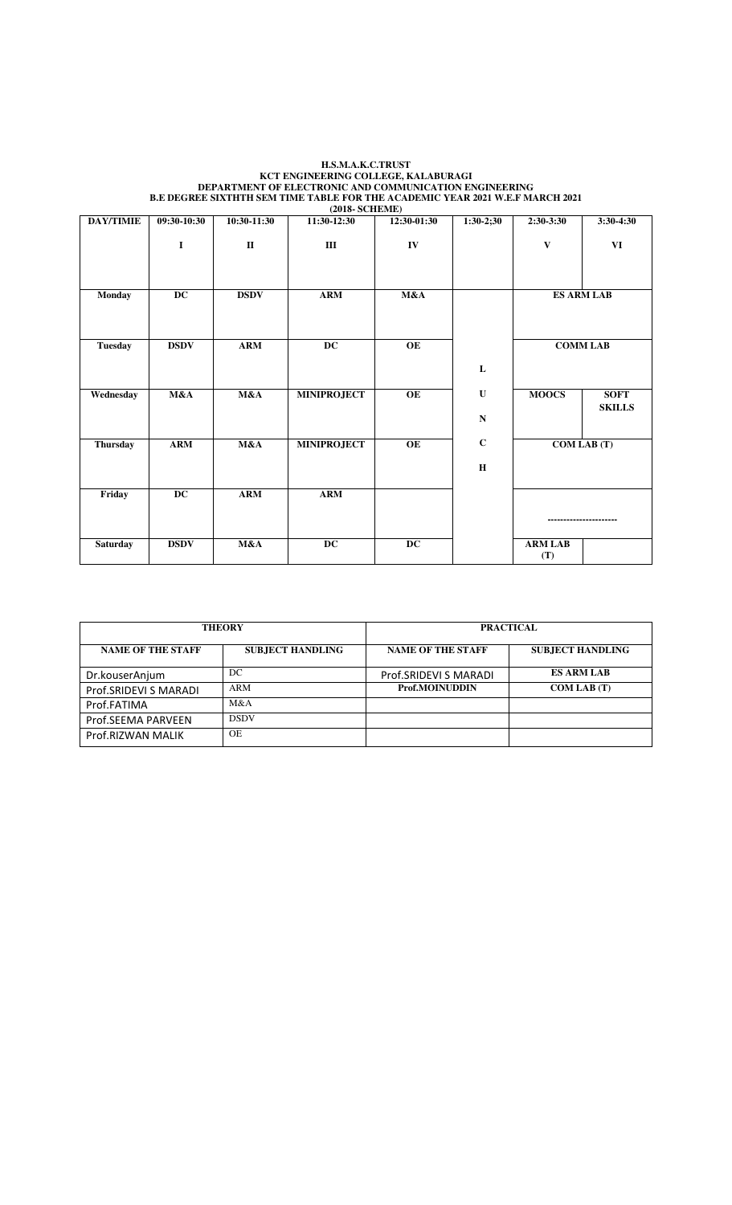**H.S.M.A.K.C.TRUST**
**KCT ENGINEERING COLLEGE, KALABURAGI**
**DEPARTMENT OF ELECTRONIC AND COMMUNICATION ENGINEERING**
**B.E DEGREE SIXTHTH SEM TIME TABLE FOR THE ACADEMIC YEAR 2021 W.E.F MARCH 2021**
**(2018- SCHEME)**

| DAY/TIMIE | 09:30-10:30 | 10:30-11:30 | 11:30-12:30 | 12:30-01:30 | 1:30-2;30 | 2:30-3:30 | 3:30-4:30 |
|---|---|---|---|---|---|---|---|
| | I | II | III | IV | | V | VI |
| Monday | DC | DSDV | ARM | M&A | | ES ARM LAB | |
| Tuesday | DSDV | ARM | DC | OE | L | COMM LAB | |
| Wednesday | M&A | M&A | MINIPROJECT | OE | U N | MOOCS | SOFT SKILLS |
| Thursday | ARM | M&A | MINIPROJECT | OE | C H | COM LAB (T) | |
| Friday | DC | ARM | ARM | | | ---------------------- | |
| Saturday | DSDV | M&A | DC | DC | | ARM LAB (T) | |

| THEORY | | PRACTICAL | |
|---|---|---|---|
| NAME OF THE STAFF | SUBJECT HANDLING | NAME OF THE STAFF | SUBJECT HANDLING |
| Dr.kouserAnjum | DC | Prof.SRIDEVI S MARADI | ES ARM LAB |
| Prof.SRIDEVI S MARADI | ARM | Prof.MOINUDDIN | COM LAB (T) |
| Prof.FATIMA | M&A | | |
| Prof.SEEMA PARVEEN | DSDV | | |
| Prof.RIZWAN MALIK | OE | | |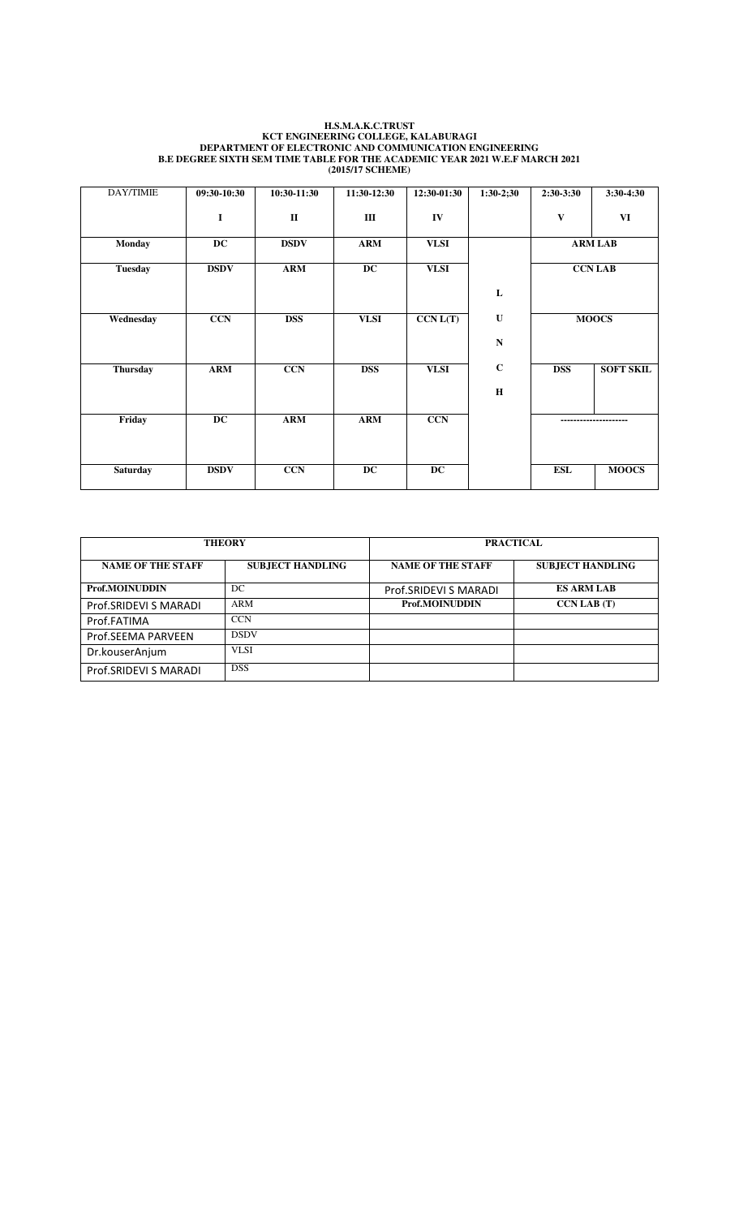**H.S.M.A.K.C.TRUST**
**KCT ENGINEERING COLLEGE, KALABURAGI**
**DEPARTMENT OF ELECTRONIC AND COMMUNICATION ENGINEERING**
**B.E DEGREE SIXTH SEM TIME TABLE FOR THE ACADEMIC YEAR 2021 W.E.F MARCH 2021**
**(2015/17 SCHEME)**

| DAY/TIMIE | 09:30-10:30 | 10:30-11:30 | 11:30-12:30 | 12:30-01:30 | 1:30-2;30 | 2:30-3:30 | 3:30-4:30 |
|---|---|---|---|---|---|---|---|
| | I | II | III | IV | | V | VI |
| **Monday** | **DC** | **DSDV** | **ARM** | **VLSI** | | **ARM LAB** | |
| **Tuesday** | **DSDV** | **ARM** | **DC** | **VLSI** | **L** | **CCN LAB** | |
| **Wednesday** | **CCN** | **DSS** | **VLSI** | **CCN L(T)** | **U N** | **MOOCS** | |
| **Thursday** | **ARM** | **CCN** | **DSS** | **VLSI** | **C H** | **DSS** | **SOFT SKIL** |
| **Friday** | **DC** | **ARM** | **ARM** | **CCN** | | --------------------- | |
| **Saturday** | **DSDV** | **CCN** | **DC** | **DC** | | **ESL** | **MOOCS** |

| **THEORY** | | **PRACTICAL** | |
|---|---|---|---|
| **NAME OF THE STAFF** | **SUBJECT HANDLING** | **NAME OF THE STAFF** | **SUBJECT HANDLING** |
| **Prof.MOINUDDIN** | DC | Prof.SRIDEVI S MARADI | **ES ARM LAB** |
| Prof.SRIDEVI S MARADI | ARM | **Prof.MOINUDDIN** | **CCN LAB (T)** |
| Prof.FATIMA | CCN | | |
| Prof.SEEMA PARVEEN | DSDV | | |
| Dr.kouserAnjum | VLSI | | |
| Prof.SRIDEVI S MARADI | DSS | | |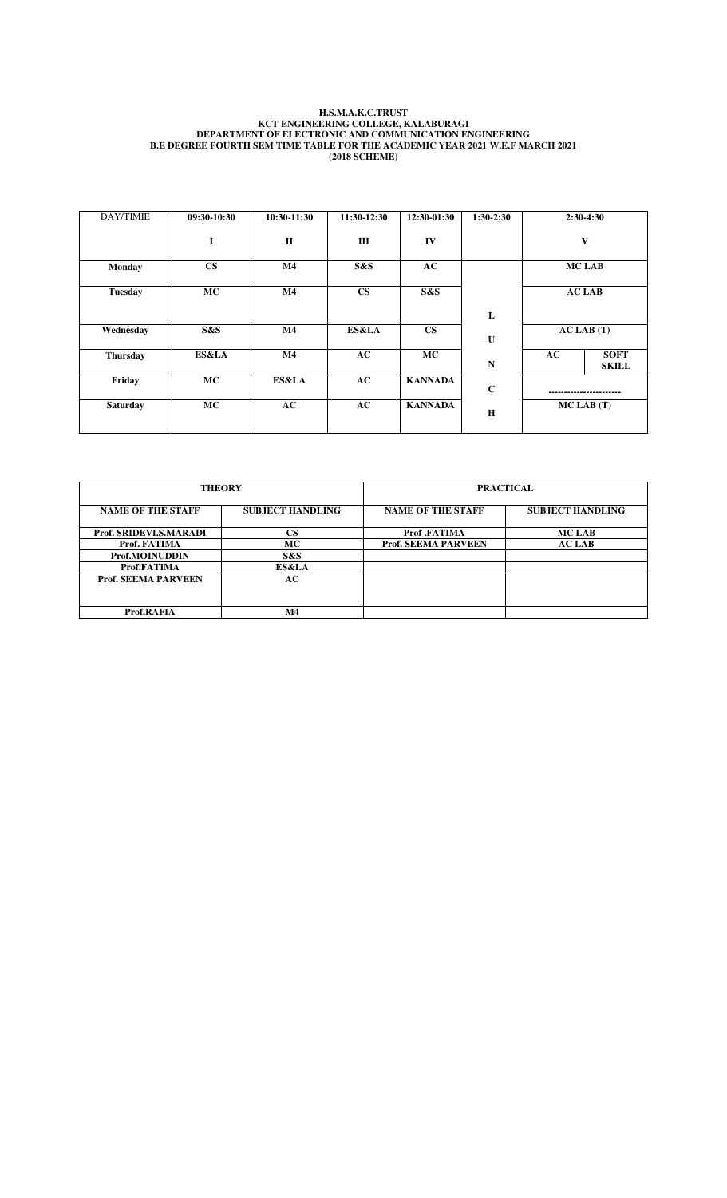**H.S.M.A.K.C.TRUST**
**KCT ENGINEERING COLLEGE, KALABURAGI**
**DEPARTMENT OF ELECTRONIC AND COMMUNICATION ENGINEERING**
**B.E DEGREE FOURTH SEM TIME TABLE FOR THE ACADEMIC YEAR 2021 W.E.F MARCH 2021**
**(2018 SCHEME)**

| DAY/TIMIE | 09:30-10:30 | 10:30-11:30 | 11:30-12:30 | 12:30-01:30 | 1:30-2;30 | 2:30-4:30 | |
|---|---|---|---|---|---|---|---|
| | I | II | III | IV | | V | |
| **Monday** | CS | M4 | S&S | AC | | MC LAB | |
| **Tuesday** | MC | M4 | CS | S&S | L | AC LAB | |
| **Wednesday** | S&S | M4 | ES&LA | CS | U | AC LAB (T) | |
| **Thursday** | ES&LA | M4 | AC | MC | N | AC | SOFT SKILL |
| **Friday** | MC | ES&LA | AC | KANNADA | C | ----------------------- | |
| **Saturday** | MC | AC | AC | KANNADA | H | MC LAB (T) | |

| THEORY | | PRACTICAL | |
|---|---|---|---|
| **NAME OF THE STAFF** | **SUBJECT HANDLING** | **NAME OF THE STAFF** | **SUBJECT HANDLING** |
| Prof. SRIDEVI.S.MARADI | CS | Prof .FATIMA | MC LAB |
| Prof. FATIMA | MC | Prof. SEEMA PARVEEN | AC LAB |
| Prof.MOINUDDIN | S&S | | |
| Prof.FATIMA | ES&LA | | |
| Prof. SEEMA PARVEEN | AC | | |
| Prof.RAFIA | M4 | | |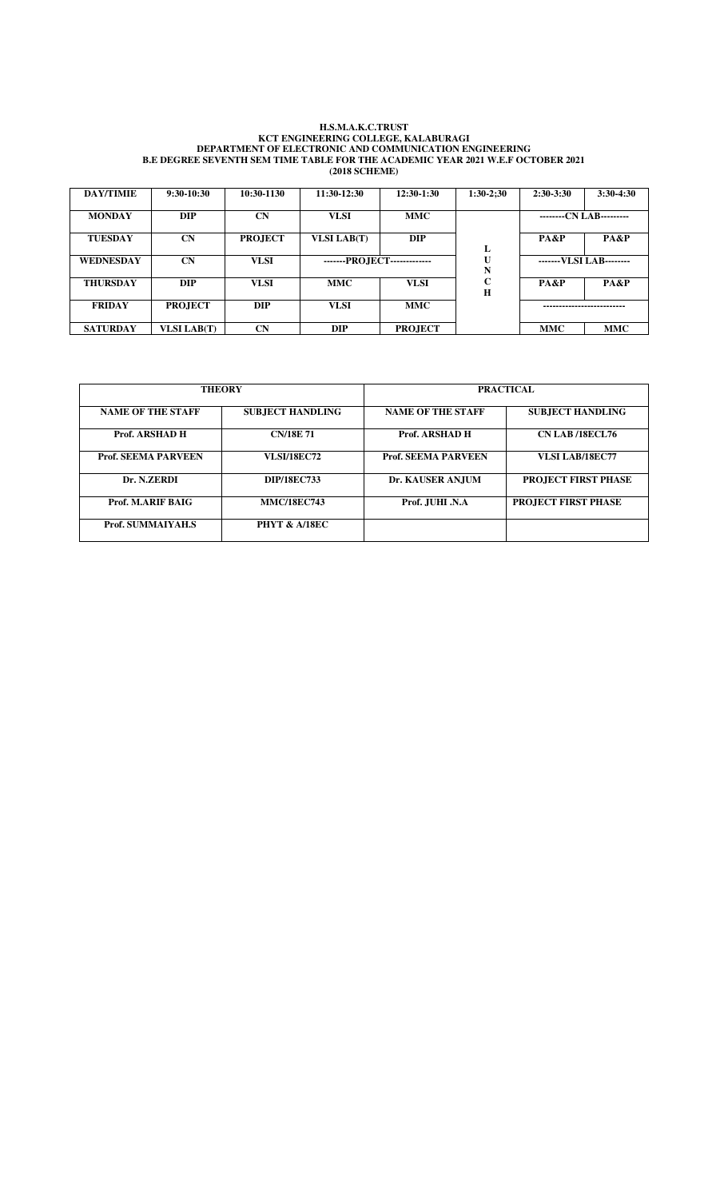**H.S.M.A.K.C.TRUST**
**KCT ENGINEERING COLLEGE, KALABURAGI**
**DEPARTMENT OF ELECTRONIC AND COMMUNICATION ENGINEERING**
**B.E DEGREE SEVENTH SEM TIME TABLE FOR THE ACADEMIC YEAR 2021 W.E.F OCTOBER 2021**
**(2018 SCHEME)**

| DAY/TIMIE | 9:30-10:30 | 10:30-1130 | 11:30-12:30 | 12:30-1:30 | 1:30-2;30 | 2:30-3:30 | 3:30-4:30 |
|---|---|---|---|---|---|---|---|
| MONDAY | DIP | CN | VLSI | MMC | | --------CN LAB--------- | |
| TUESDAY | CN | PROJECT | VLSI LAB(T) | DIP | L | PA&P | PA&P |
| WEDNESDAY | CN | VLSI | -------PROJECT------------- | | U N | -------VLSI LAB-------- | |
| THURSDAY | DIP | VLSI | MMC | VLSI | C H | PA&P | PA&P |
| FRIDAY | PROJECT | DIP | VLSI | MMC | | -------------------------- | |
| SATURDAY | VLSI LAB(T) | CN | DIP | PROJECT | | MMC | MMC |

| THEORY | | PRACTICAL | |
|---|---|---|---|
| NAME OF THE STAFF | SUBJECT HANDLING | NAME OF THE STAFF | SUBJECT HANDLING |
| Prof. ARSHAD H | CN/18E 71 | Prof. ARSHAD H | CN LAB /18ECL76 |
| Prof. SEEMA PARVEEN | VLSI/18EC72 | Prof. SEEMA PARVEEN | VLSI LAB/18EC77 |
| Dr. N.ZERDI | DIP/18EC733 | Dr. KAUSER ANJUM | PROJECT FIRST PHASE |
| Prof. M.ARIF BAIG | MMC/18EC743 | Prof. JUHI .N.A | PROJECT FIRST PHASE |
| Prof. SUMMAIYAH.S | PHYT & A/18EC | | |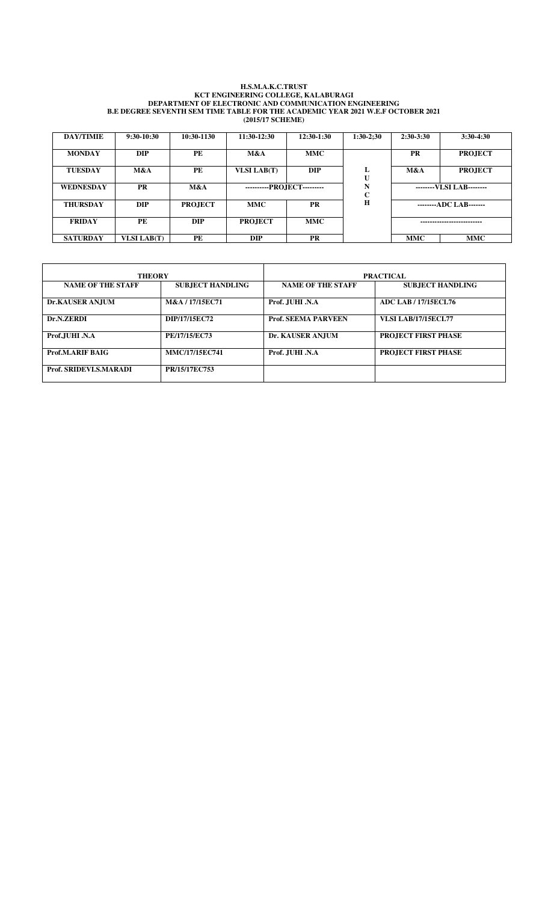**H.S.M.A.K.C.TRUST**
**KCT ENGINEERING COLLEGE, KALABURAGI**
**DEPARTMENT OF ELECTRONIC AND COMMUNICATION ENGINEERING**
**B.E DEGREE SEVENTH SEM TIME TABLE FOR THE ACADEMIC YEAR 2021 W.E.F OCTOBER 2021**
**(2015/17 SCHEME)**

| DAY/TIMIE | 9:30-10:30 | 10:30-1130 | 11:30-12:30 | 12:30-1:30 | 1:30-2;30 | 2:30-3:30 | 3:30-4:30 |
|---|---|---|---|---|---|---|---|
| MONDAY | DIP | PE | M&A | MMC | | PR | PROJECT |
| TUESDAY | M&A | PE | VLSI LAB(T) | DIP | L U | M&A | PROJECT |
| WEDNESDAY | PR | M&A | ----------PROJECT--------- | | N C | --------VLSI LAB-------- | |
| THURSDAY | DIP | PROJECT | MMC | PR | H | --------ADC LAB------- | |
| FRIDAY | PE | DIP | PROJECT | MMC | | -------------------------- | |
| SATURDAY | VLSI LAB(T) | PE | DIP | PR | | MMC | MMC |

| THEORY | | PRACTICAL | |
|---|---|---|---|
| NAME OF THE STAFF | SUBJECT HANDLING | NAME OF THE STAFF | SUBJECT HANDLING |
| Dr.KAUSER ANJUM | M&A / 17/15EC71 | Prof. JUHI .N.A | ADC LAB / 17/15ECL76 |
| Dr.N.ZERDI | DIP/17/15EC72 | Prof. SEEMA PARVEEN | VLSI LAB/17/15ECL77 |
| Prof.JUHI .N.A | PE/17/15/EC73 | Dr. KAUSER ANJUM | PROJECT FIRST PHASE |
| Prof.M.ARIF BAIG | MMC/17/15EC741 | Prof. JUHI .N.A | PROJECT FIRST PHASE |
| Prof. SRIDEVI.S.MARADI | PR/15/17EC753 | | |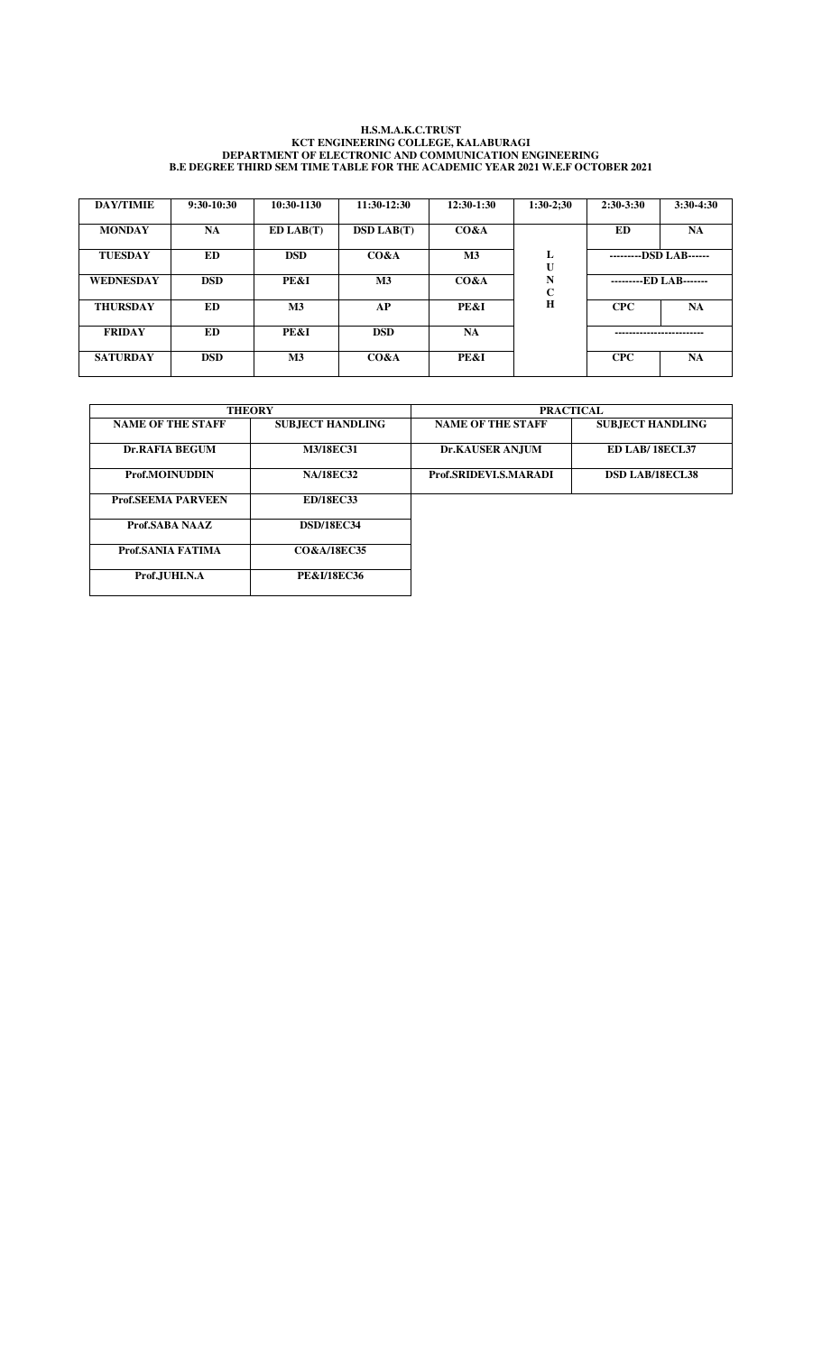**H.S.M.A.K.C.TRUST**
**KCT ENGINEERING COLLEGE, KALABURAGI**
**DEPARTMENT OF ELECTRONIC AND COMMUNICATION ENGINEERING**
**B.E DEGREE THIRD SEM TIME TABLE FOR THE ACADEMIC YEAR 2021 W.E.F OCTOBER 2021**

| DAY/TIMIE | 9:30-10:30 | 10:30-1130 | 11:30-12:30 | 12:30-1:30 | 1:30-2;30 | 2:30-3:30 | 3:30-4:30 |
|---|---|---|---|---|---|---|---|
| MONDAY | NA | ED LAB(T) | DSD LAB(T) | CO&A | | ED | NA |
| TUESDAY | ED | DSD | CO&A | M3 | L U | ---------DSD LAB------ | |
| WEDNESDAY | DSD | PE&I | M3 | CO&A | N C | ---------ED LAB------- | |
| THURSDAY | ED | M3 | AP | PE&I | H | CPC | NA |
| FRIDAY | ED | PE&I | DSD | NA | | ------------------------- | |
| SATURDAY | DSD | M3 | CO&A | PE&I | | CPC | NA |

| THEORY | | PRACTICAL | |
|---|---|---|---|
| NAME OF THE STAFF | SUBJECT HANDLING | NAME OF THE STAFF | SUBJECT HANDLING |
| Dr.RAFIA BEGUM | M3/18EC31 | Dr.KAUSER ANJUM | ED LAB/ 18ECL37 |
| Prof.MOINUDDIN | NA/18EC32 | Prof.SRIDEVI.S.MARADI | DSD LAB/18ECL38 |
| Prof.SEEMA PARVEEN | ED/18EC33 | | |
| Prof.SABA NAAZ | DSD/18EC34 | | |
| Prof.SANIA FATIMA | CO&A/18EC35 | | |
| Prof.JUHI.N.A | PE&I/18EC36 | | |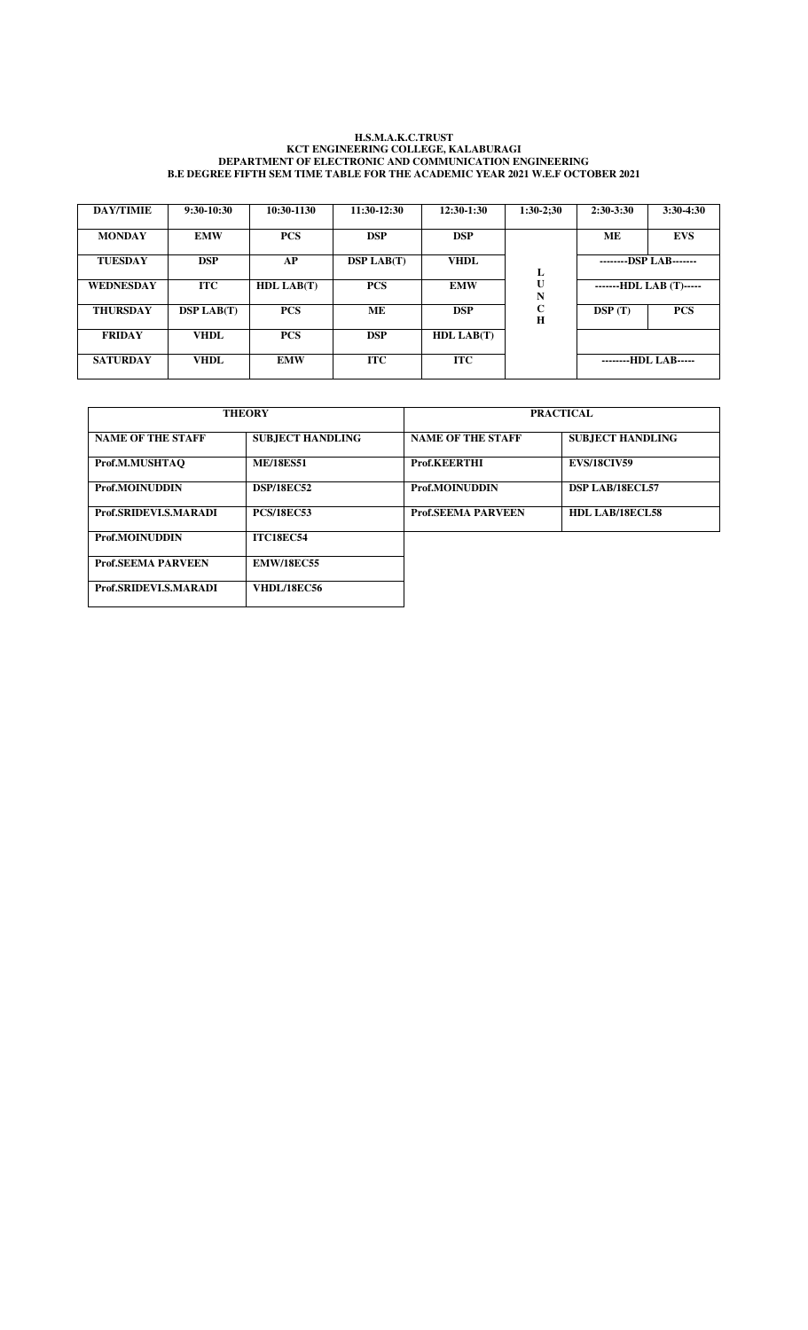**H.S.M.A.K.C.TRUST**
**KCT ENGINEERING COLLEGE, KALABURAGI**
**DEPARTMENT OF ELECTRONIC AND COMMUNICATION ENGINEERING**
**B.E DEGREE FIFTH SEM TIME TABLE FOR THE ACADEMIC YEAR 2021 W.E.F OCTOBER 2021**

| DAY/TIMIE | 9:30-10:30 | 10:30-1130 | 11:30-12:30 | 12:30-1:30 | 1:30-2;30 | 2:30-3:30 | 3:30-4:30 |
|---|---|---|---|---|---|---|---|
| MONDAY | EMW | PCS | DSP | DSP | | ME | EVS |
| TUESDAY | DSP | AP | DSP LAB(T) | VHDL | L | --------DSP LAB------- | |
| WEDNESDAY | ITC | HDL LAB(T) | PCS | EMW | U N | -------HDL LAB (T)----- | |
| THURSDAY | DSP LAB(T) | PCS | ME | DSP | C H | DSP (T) | PCS |
| FRIDAY | VHDL | PCS | DSP | HDL LAB(T) | | | |
| SATURDAY | VHDL | EMW | ITC | ITC | | --------HDL LAB----- | |

| THEORY | | PRACTICAL | |
|---|---|---|---|
| NAME OF THE STAFF | SUBJECT HANDLING | NAME OF THE STAFF | SUBJECT HANDLING |
| Prof.M.MUSHTAQ | ME/18ES51 | Prof.KEERTHI | EVS/18CIV59 |
| Prof.MOINUDDIN | DSP/18EC52 | Prof.MOINUDDIN | DSP LAB/18ECL57 |
| Prof.SRIDEVI.S.MARADI | PCS/18EC53 | Prof.SEEMA PARVEEN | HDL LAB/18ECL58 |
| Prof.MOINUDDIN | ITC18EC54 | | |
| Prof.SEEMA PARVEEN | EMW/18EC55 | | |
| Prof.SRIDEVI.S.MARADI | VHDL/18EC56 | | |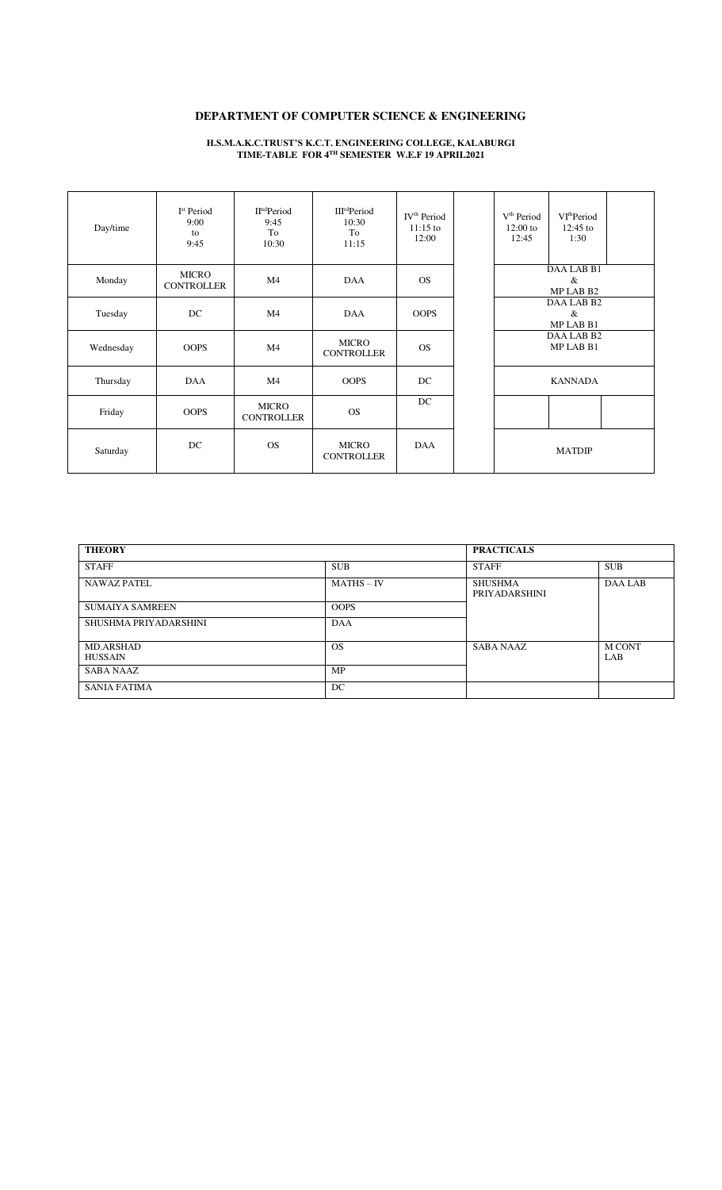## DEPARTMENT OF COMPUTER SCIENCE & ENGINEERING

**H.S.M.A.K.C.TRUST'S K.C.T. ENGINEERING COLLEGE, KALABURGI**
**TIME-TABLE FOR 4TH SEMESTER W.E.F 19 APRIL2021**

| Day/time | Ist Period 9:00 to 9:45 | IIndPeriod 9:45 To 10:30 | IIIrdPeriod 10:30 To 11:15 | IVth Period 11:15 to 12:00 | | Vth Period 12:00 to 12:45 | VIthPeriod 12:45 to 1:30 | |
|---|---|---|---|---|---|---|---|---|
| Monday | MICRO CONTROLLER | M4 | DAA | OS | | DAA LAB B1 & MP LAB B2 | | |
| Tuesday | DC | M4 | DAA | OOPS | | DAA LAB B2 & MP LAB B1 | | |
| Wednesday | OOPS | M4 | MICRO CONTROLLER | OS | | DAA LAB B2 MP LAB B1 | | |
| Thursday | DAA | M4 | OOPS | DC | | KANNADA | | |
| Friday | OOPS | MICRO CONTROLLER | OS | DC | | | | |
| Saturday | DC | OS | MICRO CONTROLLER | DAA | | MATDIP | | |

| **THEORY** | | **PRACTICALS** | |
|---|---|---|---|
| STAFF | SUB | STAFF | SUB |
| NAWAZ PATEL | MATHS – IV | SHUSHMA PRIYADARSHINI | DAA LAB |
| SUMAIYA SAMREEN | OOPS | | |
| SHUSHMA PRIYADARSHINI | DAA | | |
| MD.ARSHAD HUSSAIN | OS | SABA NAAZ | M CONT LAB |
| SABA NAAZ | MP | | |
| SANIA FATIMA | DC | | |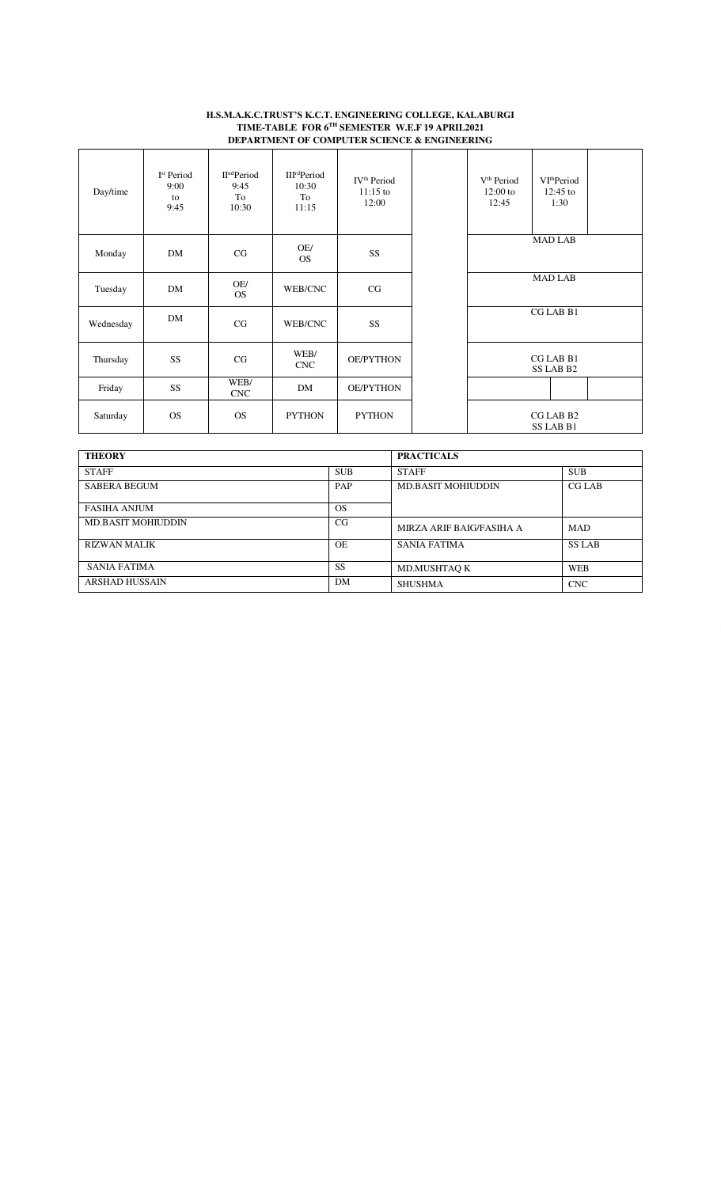**H.S.M.A.K.C.TRUST'S K.C.T. ENGINEERING COLLEGE, KALABURGI**
**TIME-TABLE FOR 6TH SEMESTER W.E.F 19 APRIL2021**
**DEPARTMENT OF COMPUTER SCIENCE & ENGINEERING**

| Day/time | Ist Period 9:00 to 9:45 | IInd Period 9:45 To 10:30 | IIIrd Period 10:30 To 11:15 | IVth Period 11:15 to 12:00 | | Vth Period 12:00 to 12:45 | VIth Period 12:45 to 1:30 | |
|---|---|---|---|---|---|---|---|---|
| Monday | DM | CG | OE/ OS | SS | | MAD LAB | | |
| Tuesday | DM | OE/ OS | WEB/CNC | CG | | MAD LAB | | |
| Wednesday | DM | CG | WEB/CNC | SS | | CG LAB B1 | | |
| Thursday | SS | CG | WEB/ CNC | OE/PYTHON | | CG LAB B1 SS LAB B2 | | |
| Friday | SS | WEB/ CNC | DM | OE/PYTHON | | | | |
| Saturday | OS | OS | PYTHON | PYTHON | | CG LAB B2 SS LAB B1 | | |

| **THEORY** | | **PRACTICALS** | |
|---|---|---|---|
| STAFF | SUB | STAFF | SUB |
| SABERA BEGUM | PAP | MD.BASIT MOHIUDDIN | CG LAB |
| FASIHA ANJUM | OS | | |
| MD.BASIT MOHIUDDIN | CG | MIRZA ARIF BAIG/FASIHA A | MAD |
| RIZWAN MALIK | OE | SANIA FATIMA | SS LAB |
| SANIA FATIMA | SS | MD.MUSHTAQ K | WEB |
| ARSHAD HUSSAIN | DM | SHUSHMA | CNC |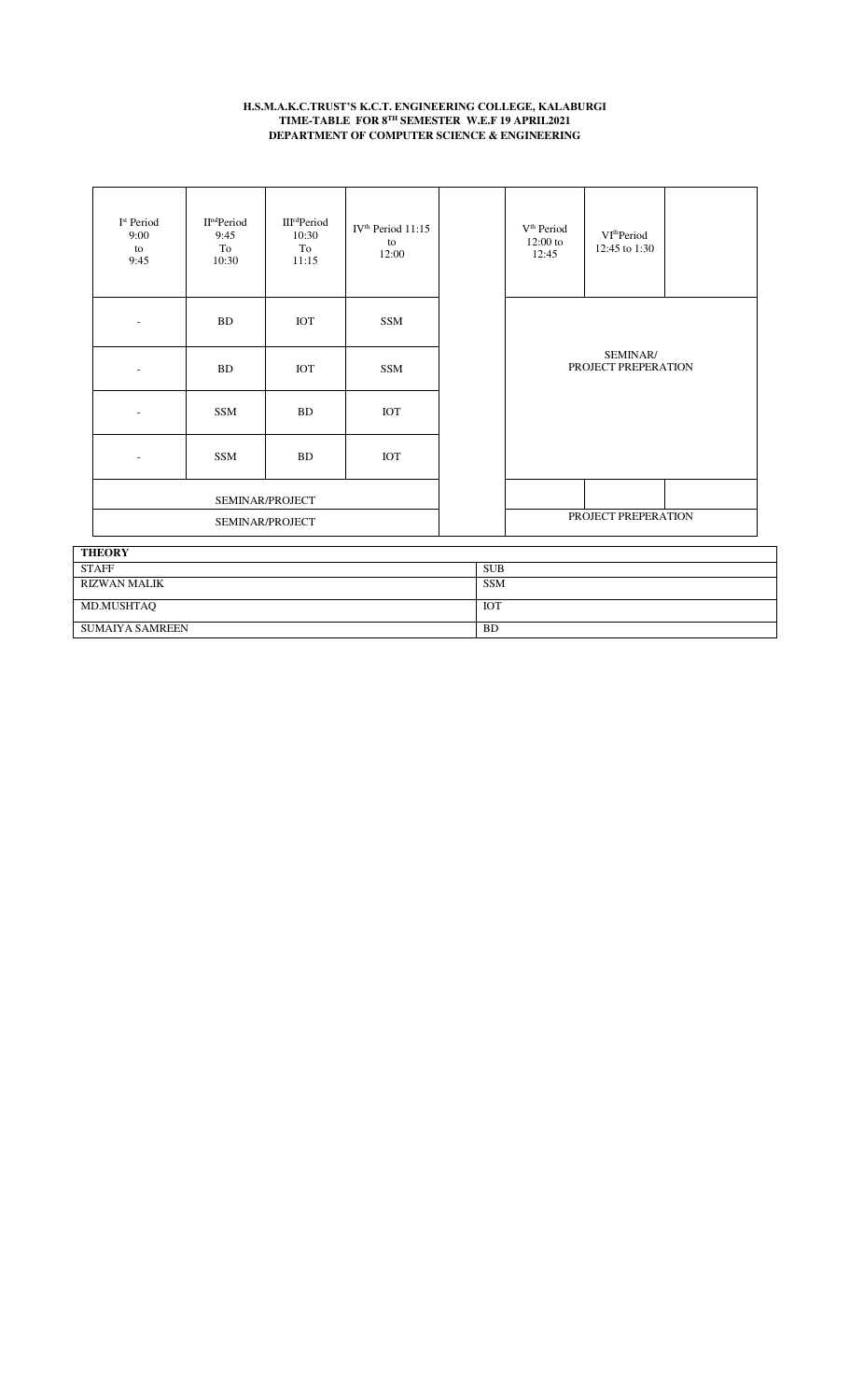**H.S.M.A.K.C.TRUST'S K.C.T. ENGINEERING COLLEGE, KALABURGI**
**TIME-TABLE FOR 8TH SEMESTER W.E.F 19 APRIL2021**
**DEPARTMENT OF COMPUTER SCIENCE & ENGINEERING**

| Ist Period 9:00 to 9:45 | IInd Period 9:45 To 10:30 | IIIrd Period 10:30 To 11:15 | IVth Period 11:15 to 12:00 | | Vth Period 12:00 to 12:45 | VIth Period 12:45 to 1:30 | |
|---|---|---|---|---|---|---|---|
| - | BD | IOT | SSM | | SEMINAR/ PROJECT PREPERATION | | |
| - | BD | IOT | SSM | | | | |
| - | SSM | BD | IOT | | | | |
| - | SSM | BD | IOT | | | | |
| SEMINAR/PROJECT | | | | | | | |
| SEMINAR/PROJECT | | | | | PROJECT PREPERATION | | |

| THEORY | |
|---|---|
| STAFF | SUB |
| RIZWAN MALIK | SSM |
| MD.MUSHTAQ | IOT |
| SUMAIYA SAMREEN | BD |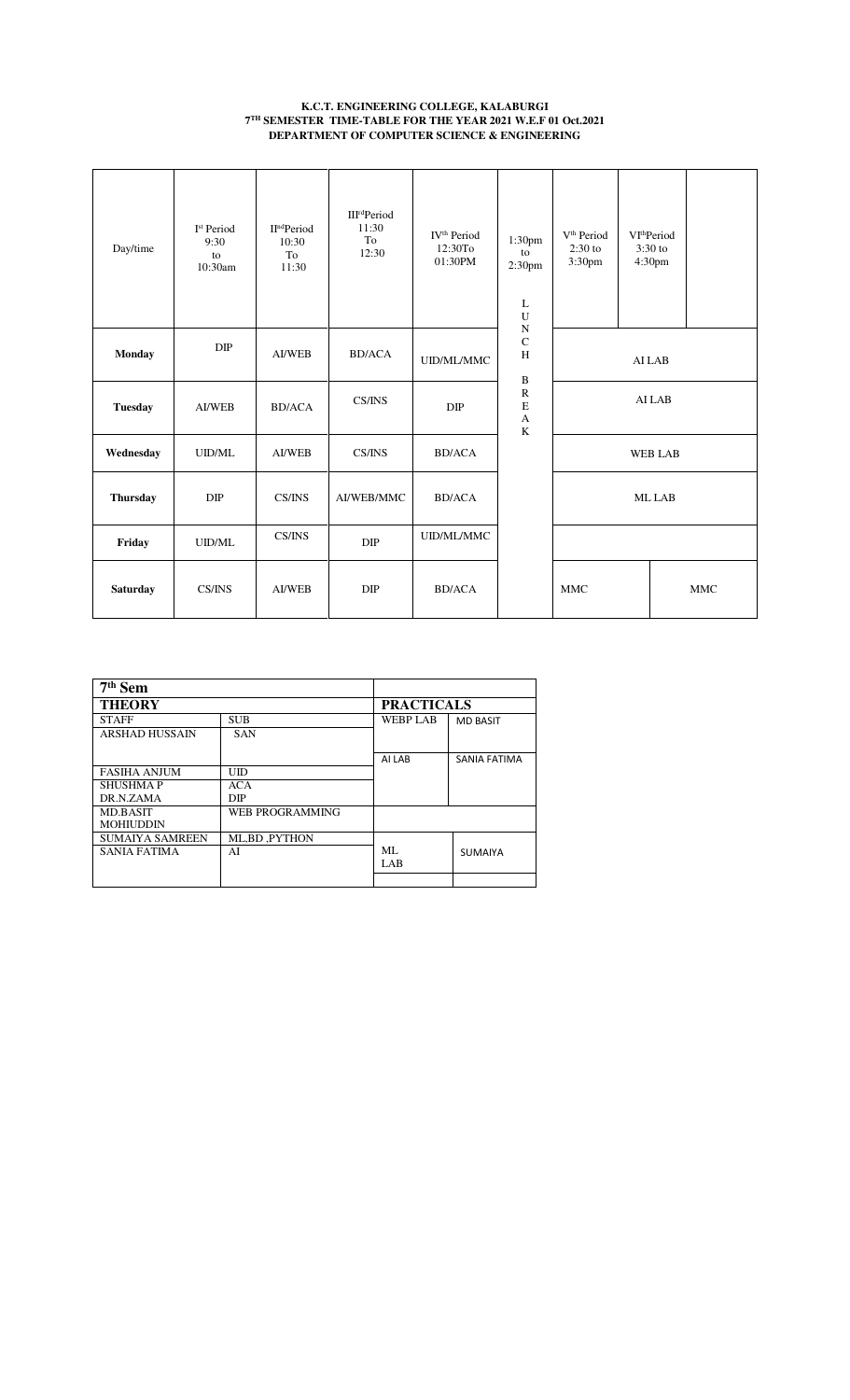**K.C.T. ENGINEERING COLLEGE, KALABURGI**
**7[TH] SEMESTER TIME-TABLE FOR THE YEAR 2021 W.E.F 01 Oct.2021**
**DEPARTMENT OF COMPUTER SCIENCE & ENGINEERING**

| Day/time | I[st] Period 9:30 to 10:30am | II[nd] Period 10:30 To 11:30 | III[rd] Period 11:30 To 12:30 | IV[th] Period 12:30To 01:30PM | 1:30pm to 2:30pm | V[th] Period 2:30 to 3:30pm | VI[th] Period 3:30 to 4:30pm | |
|---|---|---|---|---|---|---|---|---|
| **Monday** | DIP | AI/WEB | BD/ACA | UID/ML/MMC | LUNCH BREAK | AI LAB | | |
| **Tuesday** | AI/WEB | BD/ACA | CS/INS | DIP | | AI LAB | | |
| **Wednesday** | UID/ML | AI/WEB | CS/INS | BD/ACA | | WEB LAB | | |
| **Thursday** | DIP | CS/INS | AI/WEB/MMC | BD/ACA | | ML LAB | | |
| **Friday** | UID/ML | CS/INS | DIP | UID/ML/MMC | | | | |
| **Saturday** | CS/INS | AI/WEB | DIP | BD/ACA | | MMC | | MMC |

| 7[th] Sem | | | |
|---|---|---|---|
| **THEORY** | | **PRACTICALS** | |
| STAFF | SUB | WEBP LAB | MD BASIT |
| ARSHAD HUSSAIN | SAN | | |
| | | AI LAB | SANIA FATIMA |
| FASIHA ANJUM | UID | | |
| SHUSHMA P | ACA | | |
| DR.N.ZAMA | DIP | | |
| MD.BASIT MOHIUDDIN | WEB PROGRAMMING | | |
| SUMAIYA SAMREEN | ML,BD ,PYTHON | | |
| SANIA FATIMA | AI | ML LAB | SUMAIYA |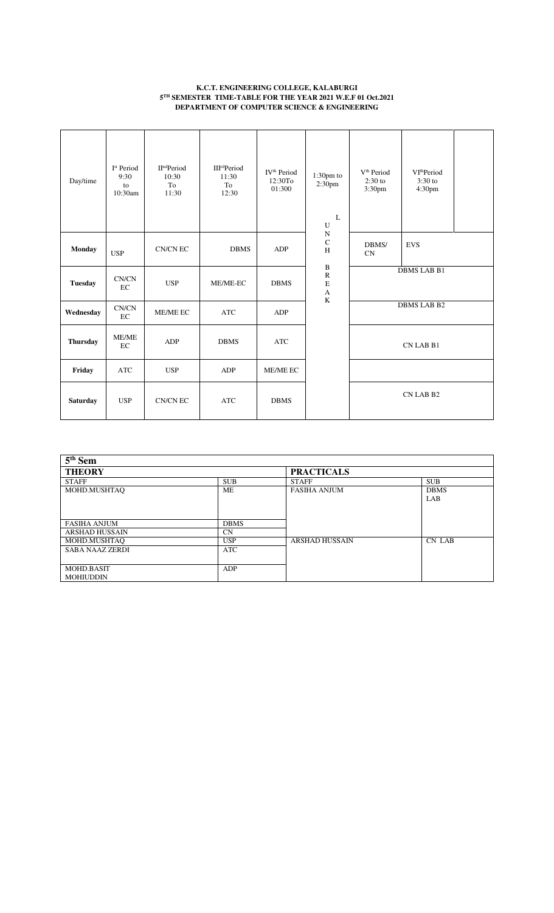**K.C.T. ENGINEERING COLLEGE, KALABURGI**
**5TH SEMESTER TIME-TABLE FOR THE YEAR 2021 W.E.F 01 Oct.2021**
**DEPARTMENT OF COMPUTER SCIENCE & ENGINEERING**

| Day/time | Ist Period 9:30 to 10:30am | IIndPeriod 10:30 To 11:30 | IIIrdPeriod 11:30 To 12:30 | IVth Period 12:30To 01:300 | 1:30pm to 2:30pm | Vth Period 2:30 to 3:30pm | VIthPeriod 3:30 to 4:30pm | |
|---|---|---|---|---|---|---|---|---|
| **Monday** | USP | CN/CN EC | DBMS | ADP | LUNCH BREAK | DBMS/ CN | EVS | |
| **Tuesday** | CN/CN EC | USP | ME/ME-EC | DBMS | | DBMS LAB B1 | | |
| **Wednesday** | CN/CN EC | ME/ME EC | ATC | ADP | | DBMS LAB B2 | | |
| **Thursday** | ME/ME EC | ADP | DBMS | ATC | | CN LAB B1 | | |
| **Friday** | ATC | USP | ADP | ME/ME EC | | | | |
| **Saturday** | USP | CN/CN EC | ATC | DBMS | | CN LAB B2 | | |

| **5th Sem** | | | |
|---|---|---|---|
| **THEORY** | | **PRACTICALS** | |
| STAFF | SUB | STAFF | SUB |
| MOHD.MUSHTAQ | ME | FASIHA ANJUM | DBMS LAB |
| FASIHA ANJUM | DBMS | | |
| ARSHAD HUSSAIN | CN | | |
| MOHD.MUSHTAQ | USP | ARSHAD HUSSAIN | CN LAB |
| SABA NAAZ ZERDI | ATC | | |
| MOHD.BASIT MOHIUDDIN | ADP | | |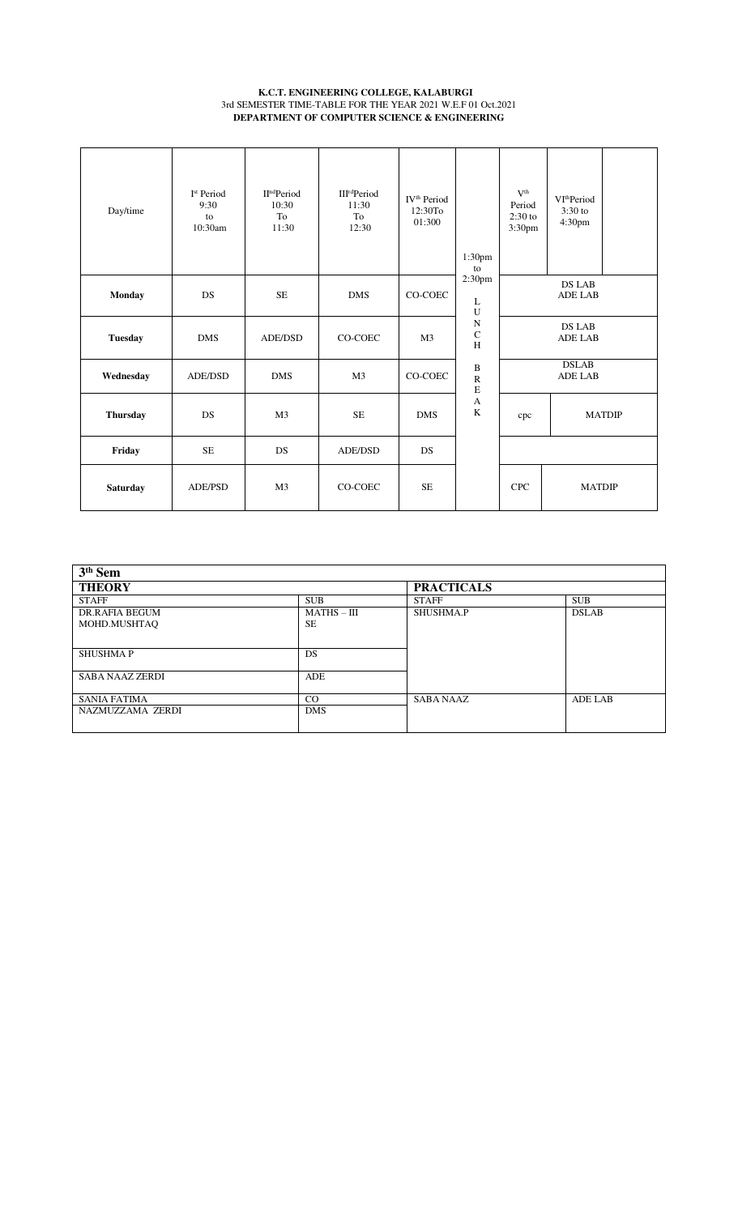**K.C.T. ENGINEERING COLLEGE, KALABURGI**
3rd SEMESTER TIME-TABLE FOR THE YEAR 2021 W.E.F 01 Oct.2021
**DEPARTMENT OF COMPUTER SCIENCE & ENGINEERING**

| Day/time | Ist Period 9:30 to 10:30am | IIndPeriod 10:30 To 11:30 | IIIrdPeriod 11:30 To 12:30 | IVth Period 12:30To 01:300 | 1:30pm to 2:30pm | Vth Period 2:30 to 3:30pm | VIthPeriod 3:30 to 4:30pm | |
|---|---|---|---|---|---|---|---|---|
| **Monday** | DS | SE | DMS | CO-COEC | L | DS LAB ADE LAB | | |
| **Tuesday** | DMS | ADE/DSD | CO-COEC | M3 | U N C H | DS LAB ADE LAB | | |
| **Wednesday** | ADE/DSD | DMS | M3 | CO-COEC | B R E | DSLAB ADE LAB | | |
| **Thursday** | DS | M3 | SE | DMS | A K | cpc | MATDIP | |
| **Friday** | SE | DS | ADE/DSD | DS | | | | |
| **Saturday** | ADE/PSD | M3 | CO-COEC | SE | | CPC | MATDIP | |

| **3th Sem** | | | |
|---|---|---|---|
| **THEORY** | | **PRACTICALS** | |
| STAFF | SUB | STAFF | SUB |
| DR.RAFIA BEGUM | MATHS – III | SHUSHMA.P | DSLAB |
| MOHD.MUSHTAQ | SE | | |
| SHUSHMA P | DS | | |
| SABA NAAZ ZERDI | ADE | | |
| SANIA FATIMA | CO | SABA NAAZ | ADE LAB |
| NAZMUZZAMA ZERDI | DMS | | |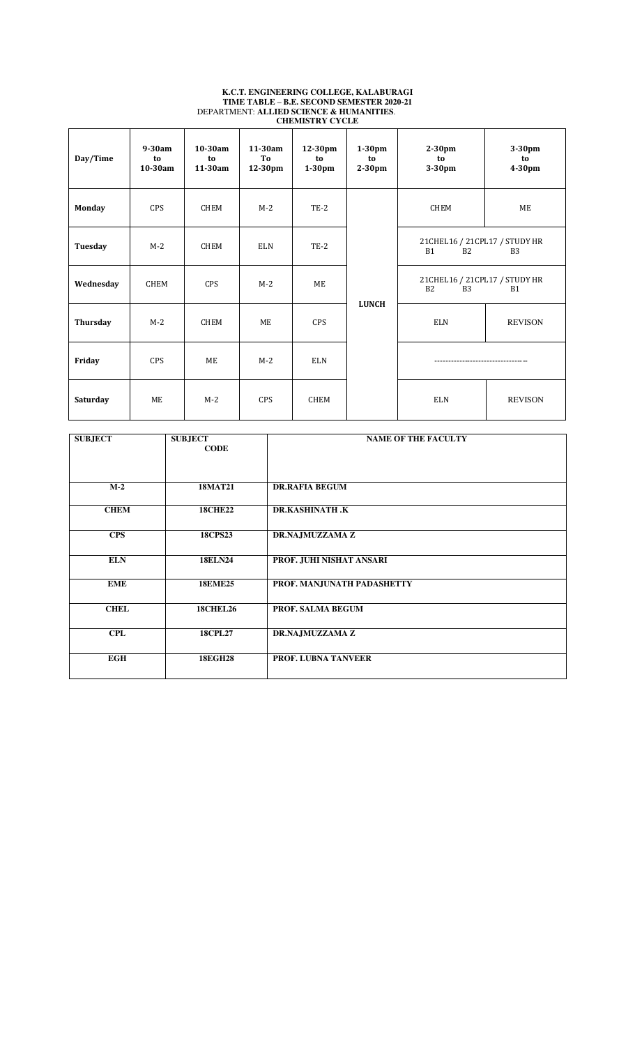**K.C.T. ENGINEERING COLLEGE, KALABURAGI**
**TIME TABLE – B.E. SECOND SEMESTER 2020-21**
DEPARTMENT: **ALLIED SCIENCE & HUMANITIES**.
**CHEMISTRY CYCLE**

| Day/Time | 9-30am to 10-30am | 10-30am to 11-30am | 11-30am To 12-30pm | 12-30pm to 1-30pm | 1-30pm to 2-30pm | 2-30pm to 3-30pm | 3-30pm to 4-30pm |
|---|---|---|---|---|---|---|---|
| **Monday** | CPS | CHEM | M-2 | TE-2 | LUNCH | CHEM | ME |
| **Tuesday** | M-2 | CHEM | ELN | TE-2 | | 21CHEL16 / 21CPL17 / STUDY HR B1 B2 B3 | |
| **Wednesday** | CHEM | CPS | M-2 | ME | | 21CHEL16 / 21CPL17 / STUDY HR B2 B3 B1 | |
| **Thursday** | M-2 | CHEM | ME | CPS | | ELN | REVISON |
| **Friday** | CPS | ME | M-2 | ELN | | ---------------------------------- | |
| **Saturday** | ME | M-2 | CPS | CHEM | | ELN | REVISON |

| SUBJECT | SUBJECT CODE | NAME OF THE FACULTY |
|---|---|---|
| **M-2** | **18MAT21** | **DR.RAFIA BEGUM** |
| **CHEM** | **18CHE22** | **DR.KASHINATH .K** |
| **CPS** | **18CPS23** | **DR.NAJMUZZAMA Z** |
| **ELN** | **18ELN24** | **PROF. JUHI NISHAT ANSARI** |
| **EME** | **18EME25** | **PROF. MANJUNATH PADASHETTY** |
| **CHEL** | **18CHEL26** | **PROF. SALMA BEGUM** |
| **CPL** | **18CPL27** | **DR.NAJMUZZAMA Z** |
| **EGH** | **18EGH28** | **PROF. LUBNA TANVEER** |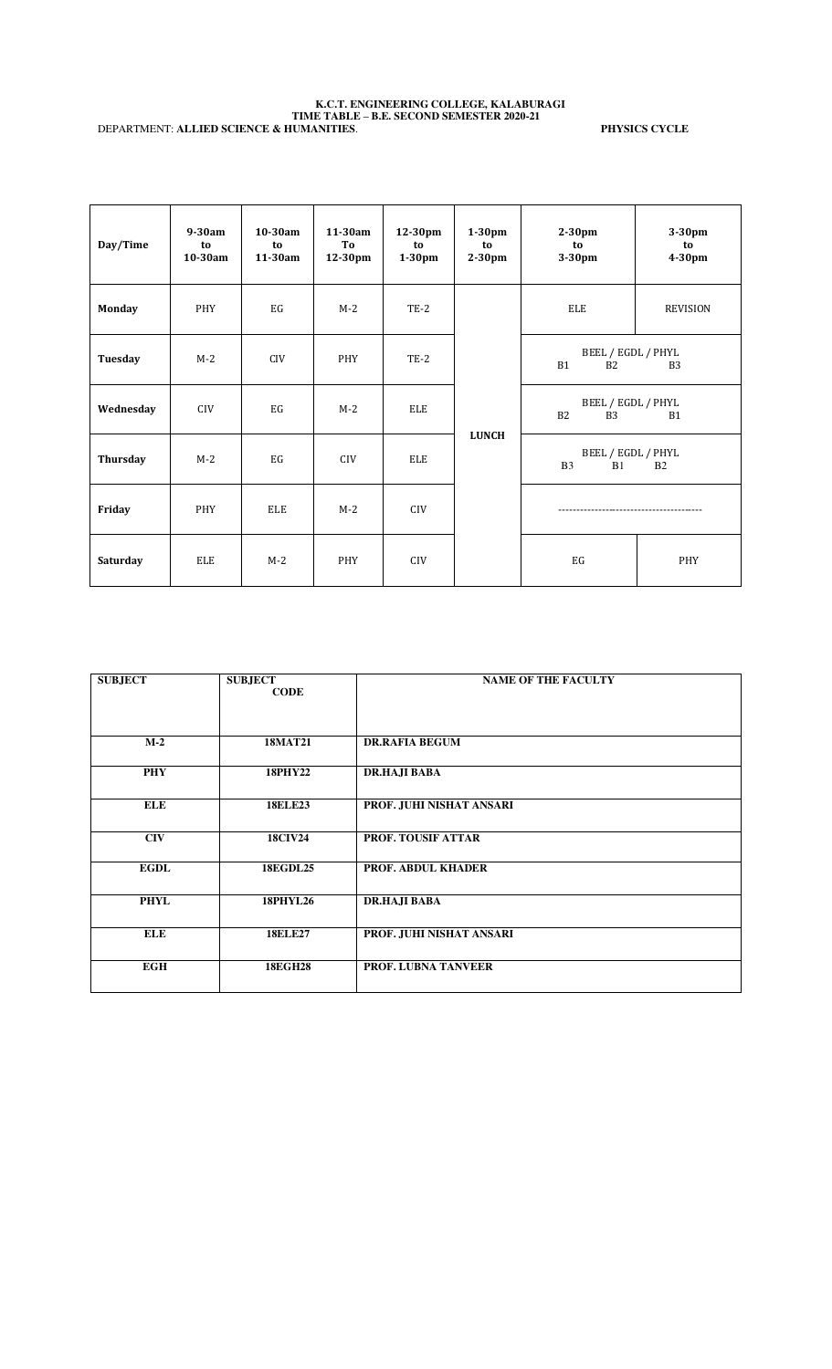**K.C.T. ENGINEERING COLLEGE, KALABURAGI**
**TIME TABLE – B.E. SECOND SEMESTER 2020-21**

DEPARTMENT: **ALLIED SCIENCE & HUMANITIES**. **PHYSICS CYCLE**

| Day/Time | 9-30am to 10-30am | 10-30am to 11-30am | 11-30am To 12-30pm | 12-30pm to 1-30pm | 1-30pm to 2-30pm | 2-30pm to 3-30pm | 3-30pm to 4-30pm |
|---|---|---|---|---|---|---|---|
| **Monday** | PHY | EG | M-2 | TE-2 | | ELE | REVISION |
| **Tuesday** | M-2 | CIV | PHY | TE-2 | | BEEL / EGDL / PHYL B1 B2 B3 | |
| **Wednesday** | CIV | EG | M-2 | ELE | **LUNCH** | BEEL / EGDL / PHYL B2 B3 B1 | |
| **Thursday** | M-2 | EG | CIV | ELE | | BEEL / EGDL / PHYL B3 B1 B2 | |
| **Friday** | PHY | ELE | M-2 | CIV | | ---------------------------------------- | |
| **Saturday** | ELE | M-2 | PHY | CIV | | EG | PHY |

| SUBJECT | SUBJECT CODE | NAME OF THE FACULTY |
|---|---|---|
| **M-2** | **18MAT21** | **DR.RAFIA BEGUM** |
| **PHY** | **18PHY22** | **DR.HAJI BABA** |
| **ELE** | **18ELE23** | **PROF. JUHI NISHAT ANSARI** |
| **CIV** | **18CIV24** | **PROF. TOUSIF ATTAR** |
| **EGDL** | **18EGDL25** | **PROF. ABDUL KHADER** |
| **PHYL** | **18PHYL26** | **DR.HAJI BABA** |
| **ELE** | **18ELE27** | **PROF. JUHI NISHAT ANSARI** |
| **EGH** | **18EGH28** | **PROF. LUBNA TANVEER** |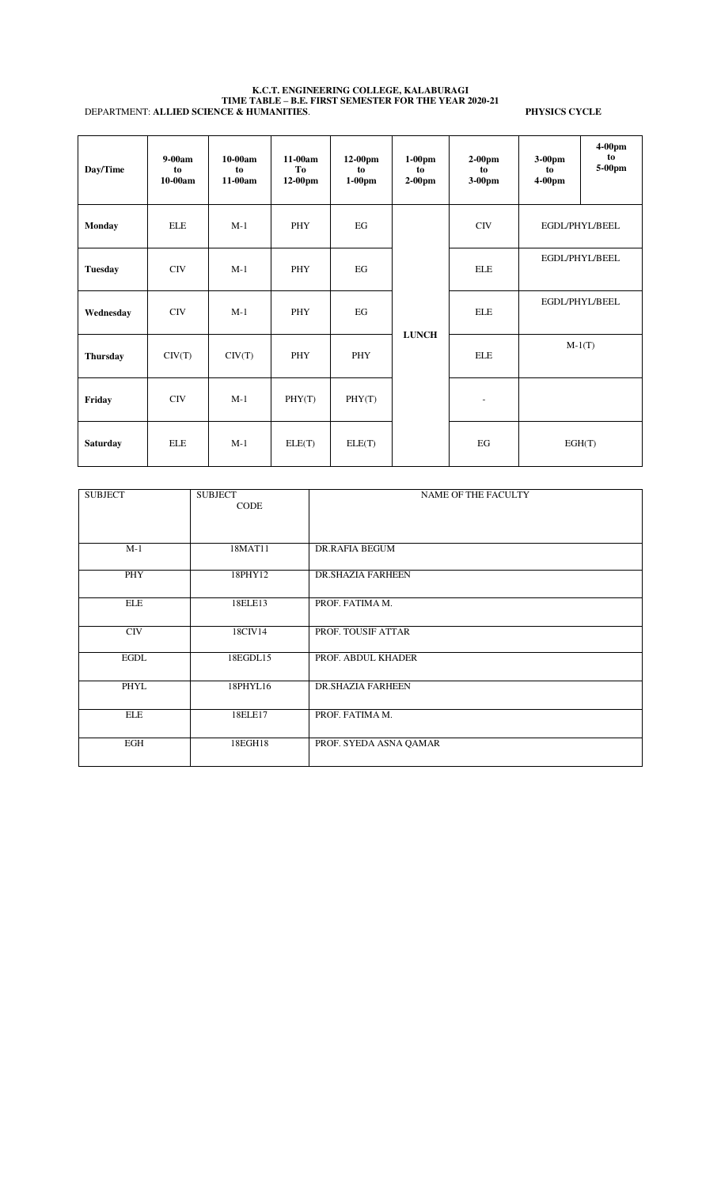**K.C.T. ENGINEERING COLLEGE, KALABURAGI**
**TIME TABLE – B.E. FIRST SEMESTER FOR THE YEAR 2020-21**

DEPARTMENT: **ALLIED SCIENCE & HUMANITIES**. **PHYSICS CYCLE**

| Day/Time | 9-00am to 10-00am | 10-00am to 11-00am | 11-00am To 12-00pm | 12-00pm to 1-00pm | 1-00pm to 2-00pm | 2-00pm to 3-00pm | 3-00pm to 4-00pm | 4-00pm to 5-00pm |
|---|---|---|---|---|---|---|---|---|
| **Monday** | ELE | M-1 | PHY | EG | | CIV | EGDL/PHYL/BEEL | |
| **Tuesday** | CIV | M-1 | PHY | EG | | ELE | EGDL/PHYL/BEEL | |
| **Wednesday** | CIV | M-1 | PHY | EG | **LUNCH** | ELE | EGDL/PHYL/BEEL | |
| **Thursday** | CIV(T) | CIV(T) | PHY | PHY | | ELE | M-1(T) | |
| **Friday** | CIV | M-1 | PHY(T) | PHY(T) | | - | | |
| **Saturday** | ELE | M-1 | ELE(T) | ELE(T) | | EG | EGH(T) | |

| SUBJECT | SUBJECT CODE | NAME OF THE FACULTY |
|---|---|---|
| M-1 | 18MAT11 | DR.RAFIA BEGUM |
| PHY | 18PHY12 | DR.SHAZIA FARHEEN |
| ELE | 18ELE13 | PROF. FATIMA M. |
| CIV | 18CIV14 | PROF. TOUSIF ATTAR |
| EGDL | 18EGDL15 | PROF. ABDUL KHADER |
| PHYL | 18PHYL16 | DR.SHAZIA FARHEEN |
| ELE | 18ELE17 | PROF. FATIMA M. |
| EGH | 18EGH18 | PROF. SYEDA ASNA QAMAR |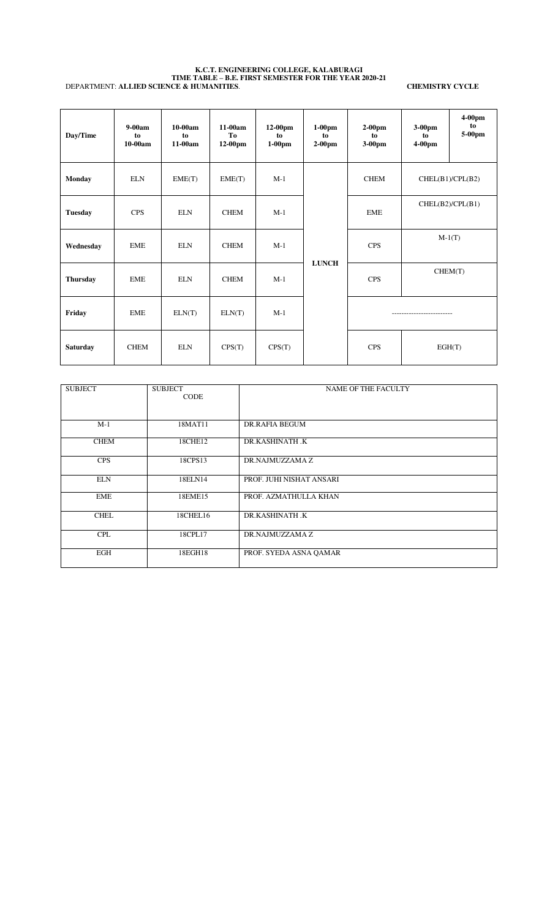**K.C.T. ENGINEERING COLLEGE, KALABURAGI**
**TIME TABLE – B.E. FIRST SEMESTER FOR THE YEAR 2020-21**

DEPARTMENT: **ALLIED SCIENCE & HUMANITIES**. **CHEMISTRY CYCLE**

| Day/Time | 9-00am to 10-00am | 10-00am to 11-00am | 11-00am To 12-00pm | 12-00pm to 1-00pm | 1-00pm to 2-00pm | 2-00pm to 3-00pm | 3-00pm to 4-00pm | 4-00pm to 5-00pm |
|---|---|---|---|---|---|---|---|---|
| **Monday** | ELN | EME(T) | EME(T) | M-1 | | CHEM | CHEL(B1)/CPL(B2) | |
| **Tuesday** | CPS | ELN | CHEM | M-1 | | EME | CHEL(B2)/CPL(B1) | |
| **Wednesday** | EME | ELN | CHEM | M-1 | | CPS | M-1(T) | |
| **Thursday** | EME | ELN | CHEM | M-1 | **LUNCH** | CPS | CHEM(T) | |
| **Friday** | EME | ELN(T) | ELN(T) | M-1 | | ------------------------ | | |
| **Saturday** | CHEM | ELN | CPS(T) | CPS(T) | | CPS | EGH(T) | |

| SUBJECT | SUBJECT CODE | NAME OF THE FACULTY |
|---|---|---|
| M-1 | 18MAT11 | DR.RAFIA BEGUM |
| CHEM | 18CHE12 | DR.KASHINATH .K |
| CPS | 18CPS13 | DR.NAJMUZZAMA Z |
| ELN | 18ELN14 | PROF. JUHI NISHAT ANSARI |
| EME | 18EME15 | PROF. AZMATHULLA KHAN |
| CHEL | 18CHEL16 | DR.KASHINATH .K |
| CPL | 18CPL17 | DR.NAJMUZZAMA Z |
| EGH | 18EGH18 | PROF. SYEDA ASNA QAMAR |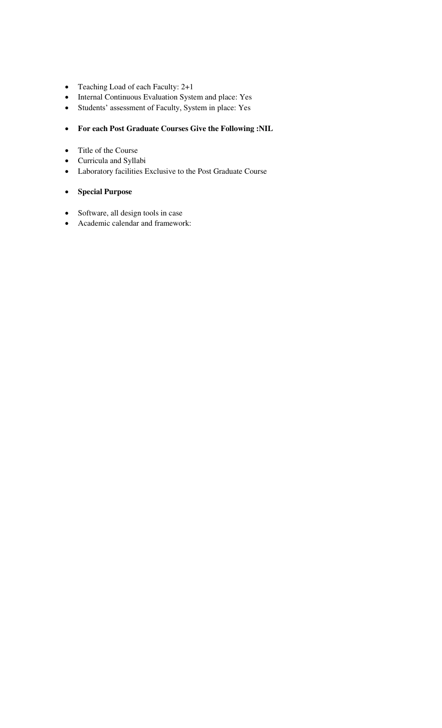- Teaching Load of each Faculty: 2+1
- Internal Continuous Evaluation System and place: Yes
- Students' assessment of Faculty, System in place: Yes

- **For each Post Graduate Courses Give the Following :NIL**

- Title of the Course
- Curricula and Syllabi
- Laboratory facilities Exclusive to the Post Graduate Course

- **Special Purpose**

- Software, all design tools in case
- Academic calendar and framework: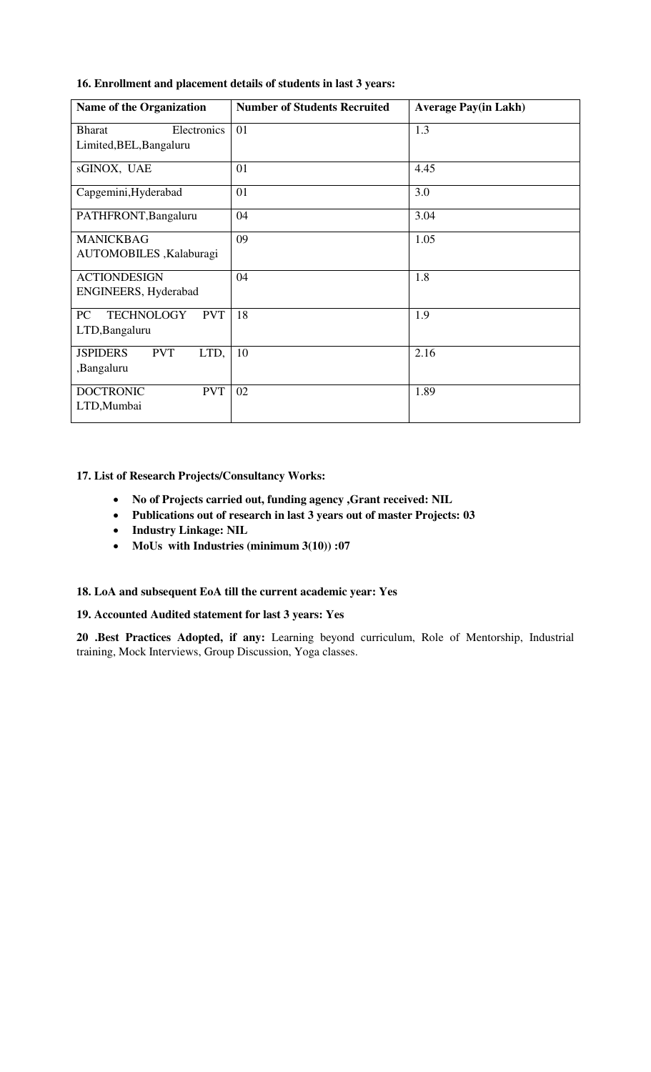**16. Enrollment and placement details of students in last 3 years:**

| Name of the Organization | Number of Students Recruited | Average Pay(in Lakh) |
|---|---|---|
| Bharat Electronics Limited,BEL,Bangaluru | 01 | 1.3 |
| sGINOX, UAE | 01 | 4.45 |
| Capgemini,Hyderabad | 01 | 3.0 |
| PATHFRONT,Bangaluru | 04 | 3.04 |
| MANICKBAG AUTOMOBILES ,Kalaburagi | 09 | 1.05 |
| ACTIONDESIGN ENGINEERS, Hyderabad | 04 | 1.8 |
| PC TECHNOLOGY PVT LTD,Bangaluru | 18 | 1.9 |
| JSPIDERS PVT LTD, ,Bangaluru | 10 | 2.16 |
| DOCTRONIC PVT LTD,Mumbai | 02 | 1.89 |

**17. List of Research Projects/Consultancy Works:**

- **No of Projects carried out, funding agency ,Grant received: NIL**
- **Publications out of research in last 3 years out of master Projects: 03**
- **Industry Linkage: NIL**
- **MoUs with Industries (minimum 3(10)) :07**

**18. LoA and subsequent EoA till the current academic year: Yes**

**19. Accounted Audited statement for last 3 years: Yes**

**20 .Best Practices Adopted, if any:** Learning beyond curriculum, Role of Mentorship, Industrial training, Mock Interviews, Group Discussion, Yoga classes.